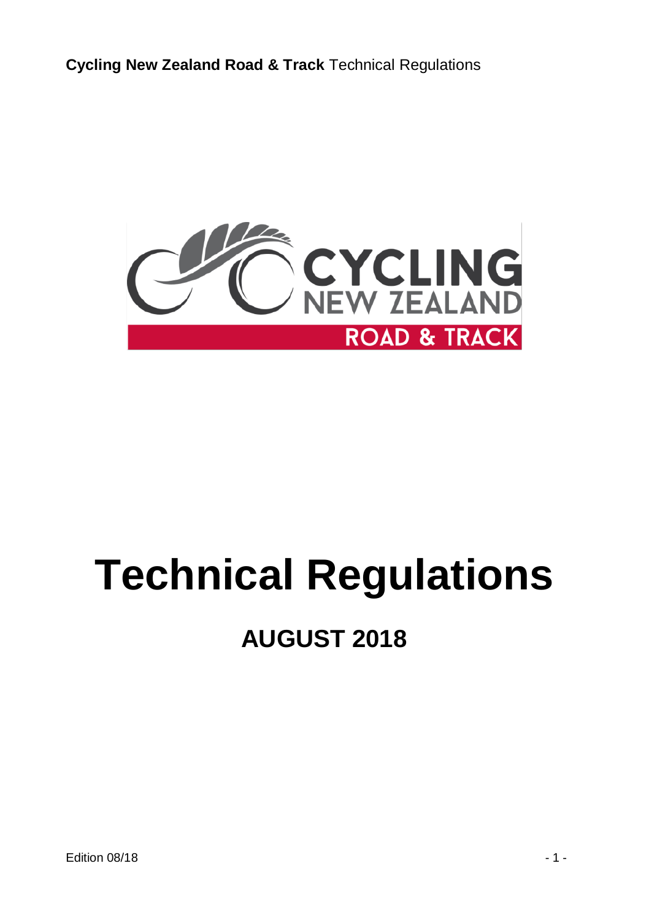# Technical Regulations

## AUGUST 2018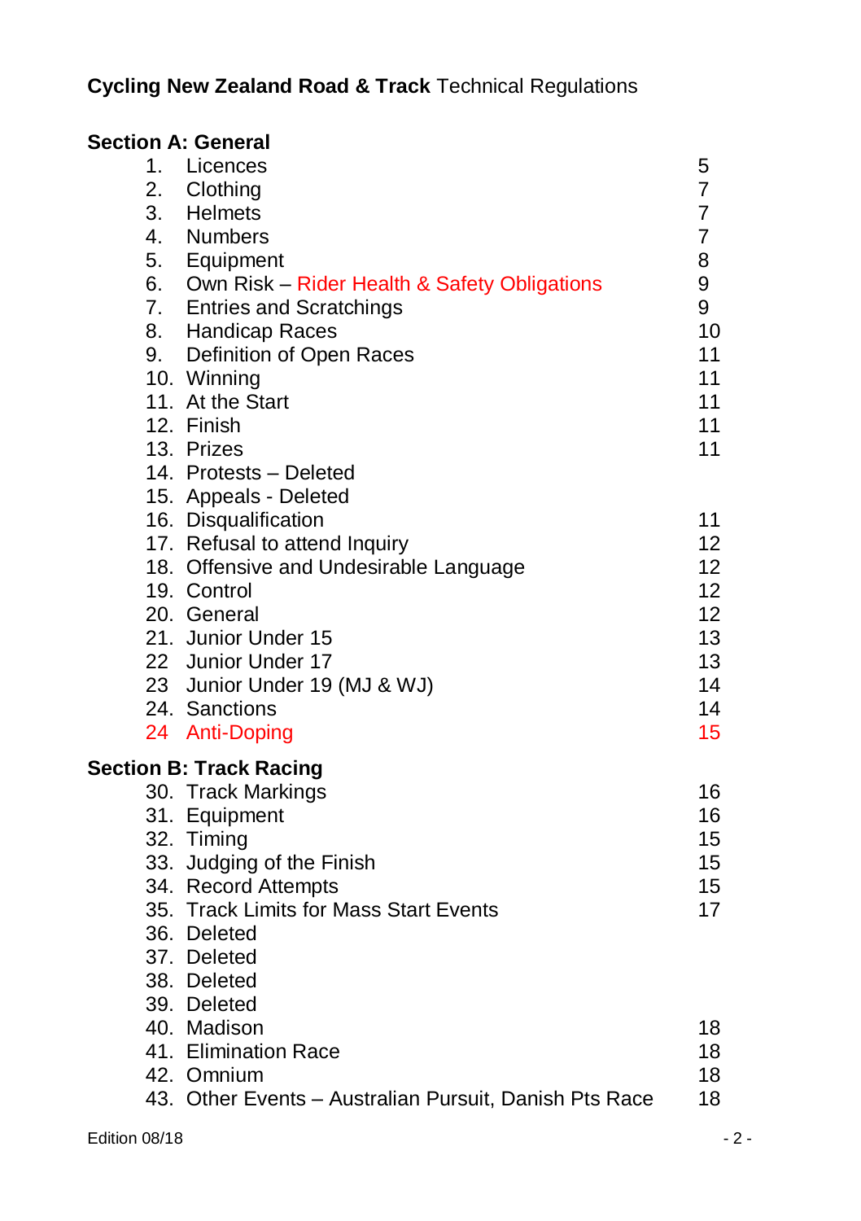**Cycling New Zealand Road & Track** Technical Regulations

**Section A: General**

| | | |
|---|---|---|
| 1. | Licences | 5 |
| 2. | Clothing | 7 |
| 3. | Helmets | 7 |
| 4. | Numbers | 7 |
| 5. | Equipment | 8 |
| 6. | Own Risk – Rider Health & Safety Obligations | 9 |
| 7. | Entries and Scratchings | 9 |
| 8. | Handicap Races | 10 |
| 9. | Definition of Open Races | 11 |
| 10. | Winning | 11 |
| 11. | At the Start | 11 |
| 12. | Finish | 11 |
| 13. | Prizes | 11 |
| 14. | Protests – Deleted | |
| 15. | Appeals - Deleted | |
| 16. | Disqualification | 11 |
| 17. | Refusal to attend Inquiry | 12 |
| 18. | Offensive and Undesirable Language | 12 |
| 19. | Control | 12 |
| 20. | General | 12 |
| 21. | Junior Under 15 | 13 |
| 22 | Junior Under 17 | 13 |
| 23 | Junior Under 19 (MJ & WJ) | 14 |
| 24. | Sanctions | 14 |
| 24 | Anti-Doping | 15 |

**Section B: Track Racing**

| | | |
|---|---|---|
| 30. | Track Markings | 16 |
| 31. | Equipment | 16 |
| 32. | Timing | 15 |
| 33. | Judging of the Finish | 15 |
| 34. | Record Attempts | 15 |
| 35. | Track Limits for Mass Start Events | 17 |
| 36. | Deleted | |
| 37. | Deleted | |
| 38. | Deleted | |
| 39. | Deleted | |
| 40. | Madison | 18 |
| 41. | Elimination Race | 18 |
| 42. | Omnium | 18 |
| 43. | Other Events – Australian Pursuit, Danish Pts Race | 18 |

Edition 08/18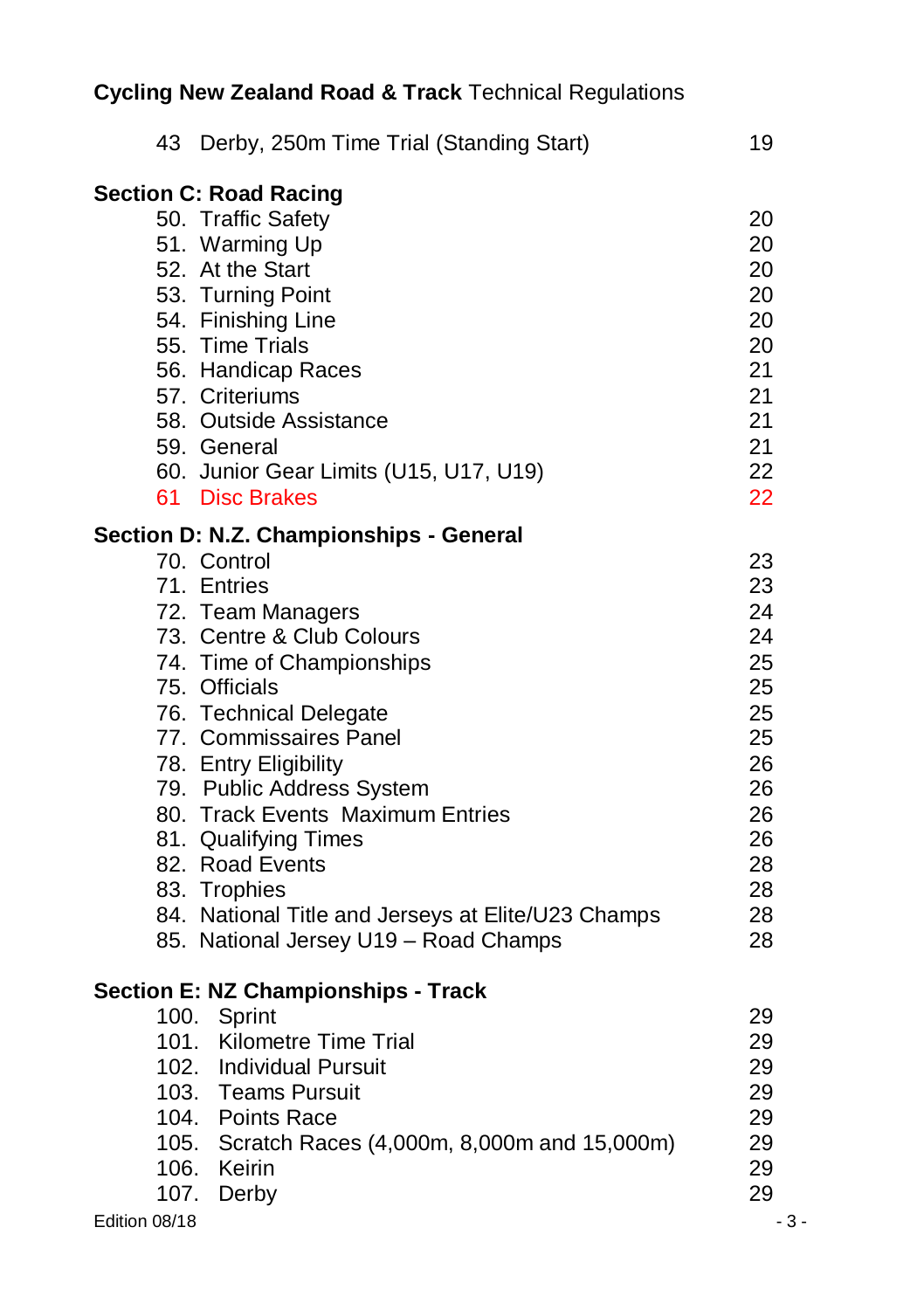| | |
|---|---|
| 43 Derby, 250m Time Trial (Standing Start) | 19 |

**Section C: Road Racing**

| | |
|---|---|
| 50. Traffic Safety | 20 |
| 51. Warming Up | 20 |
| 52. At the Start | 20 |
| 53. Turning Point | 20 |
| 54. Finishing Line | 20 |
| 55. Time Trials | 20 |
| 56. Handicap Races | 21 |
| 57. Criteriums | 21 |
| 58. Outside Assistance | 21 |
| 59. General | 21 |
| 60. Junior Gear Limits (U15, U17, U19) | 22 |
| 61 Disc Brakes | 22 |

**Section D: N.Z. Championships - General**

| | |
|---|---|
| 70. Control | 23 |
| 71. Entries | 23 |
| 72. Team Managers | 24 |
| 73. Centre & Club Colours | 24 |
| 74. Time of Championships | 25 |
| 75. Officials | 25 |
| 76. Technical Delegate | 25 |
| 77. Commissaires Panel | 25 |
| 78. Entry Eligibility | 26 |
| 79. Public Address System | 26 |
| 80. Track Events Maximum Entries | 26 |
| 81. Qualifying Times | 26 |
| 82. Road Events | 28 |
| 83. Trophies | 28 |
| 84. National Title and Jerseys at Elite/U23 Champs | 28 |
| 85. National Jersey U19 – Road Champs | 28 |

**Section E: NZ Championships - Track**

| | |
|---|---|
| 100. Sprint | 29 |
| 101. Kilometre Time Trial | 29 |
| 102. Individual Pursuit | 29 |
| 103. Teams Pursuit | 29 |
| 104. Points Race | 29 |
| 105. Scratch Races (4,000m, 8,000m and 15,000m) | 29 |
| 106. Keirin | 29 |
| 107. Derby | 29 |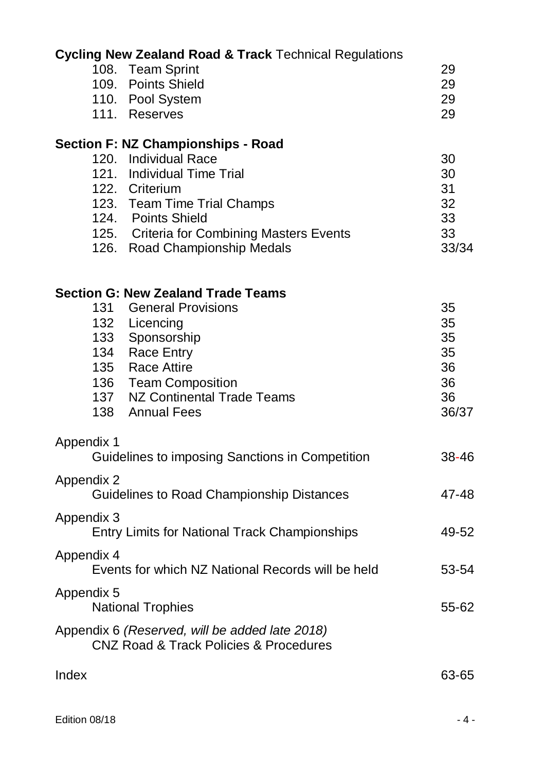**Cycling New Zealand Road & Track** Technical Regulations

| | | |
|---|---|---|
| 108. | Team Sprint | 29 |
| 109. | Points Shield | 29 |
| 110. | Pool System | 29 |
| 111. | Reserves | 29 |

**Section F: NZ Championships - Road**

| | | |
|---|---|---|
| 120. | Individual Race | 30 |
| 121. | Individual Time Trial | 30 |
| 122. | Criterium | 31 |
| 123. | Team Time Trial Champs | 32 |
| 124. | Points Shield | 33 |
| 125. | Criteria for Combining Masters Events | 33 |
| 126. | Road Championship Medals | 33/34 |

**Section G: New Zealand Trade Teams**

| | | |
|---|---|---|
| 131 | General Provisions | 35 |
| 132 | Licencing | 35 |
| 133 | Sponsorship | 35 |
| 134 | Race Entry | 35 |
| 135 | Race Attire | 36 |
| 136 | Team Composition | 36 |
| 137 | NZ Continental Trade Teams | 36 |
| 138 | Annual Fees | 36/37 |

Appendix 1
Guidelines to imposing Sanctions in Competition — 38-46

Appendix 2
Guidelines to Road Championship Distances — 47-48

Appendix 3
Entry Limits for National Track Championships — 49-52

Appendix 4
Events for which NZ National Records will be held — 53-54

Appendix 5
National Trophies — 55-62

Appendix 6 *(Reserved, will be added late 2018)*
CNZ Road & Track Policies & Procedures

Index — 63-65

Edition 08/18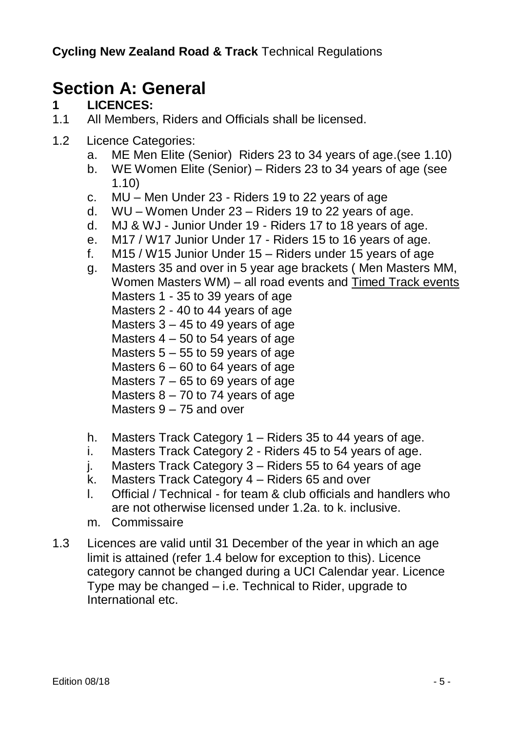**Cycling New Zealand Road & Track** Technical Regulations

# Section A: General

## 1 LICENCES:

1.1 All Members, Riders and Officials shall be licensed.

1.2 Licence Categories:

a. ME Men Elite (Senior) Riders 23 to 34 years of age.(see 1.10)
b. WE Women Elite (Senior) – Riders 23 to 34 years of age (see 1.10)
c. MU – Men Under 23 - Riders 19 to 22 years of age
d. WU – Women Under 23 – Riders 19 to 22 years of age.
d. MJ & WJ - Junior Under 19 - Riders 17 to 18 years of age.
e. M17 / W17 Junior Under 17 - Riders 15 to 16 years of age.
f. M15 / W15 Junior Under 15 – Riders under 15 years of age
g. Masters 35 and over in 5 year age brackets ( Men Masters MM, Women Masters WM) – all road events and <u>Timed Track events</u>
   Masters 1 - 35 to 39 years of age
   Masters 2 - 40 to 44 years of age
   Masters 3 – 45 to 49 years of age
   Masters 4 – 50 to 54 years of age
   Masters 5 – 55 to 59 years of age
   Masters 6 – 60 to 64 years of age
   Masters 7 – 65 to 69 years of age
   Masters 8 – 70 to 74 years of age
   Masters 9 – 75 and over

h. Masters Track Category 1 – Riders 35 to 44 years of age.
i. Masters Track Category 2 - Riders 45 to 54 years of age.
j. Masters Track Category 3 – Riders 55 to 64 years of age
k. Masters Track Category 4 – Riders 65 and over
l. Official / Technical - for team & club officials and handlers who are not otherwise licensed under 1.2a. to k. inclusive.
m. Commissaire

1.3 Licences are valid until 31 December of the year in which an age limit is attained (refer 1.4 below for exception to this). Licence category cannot be changed during a UCI Calendar year. Licence Type may be changed – i.e. Technical to Rider, upgrade to International etc.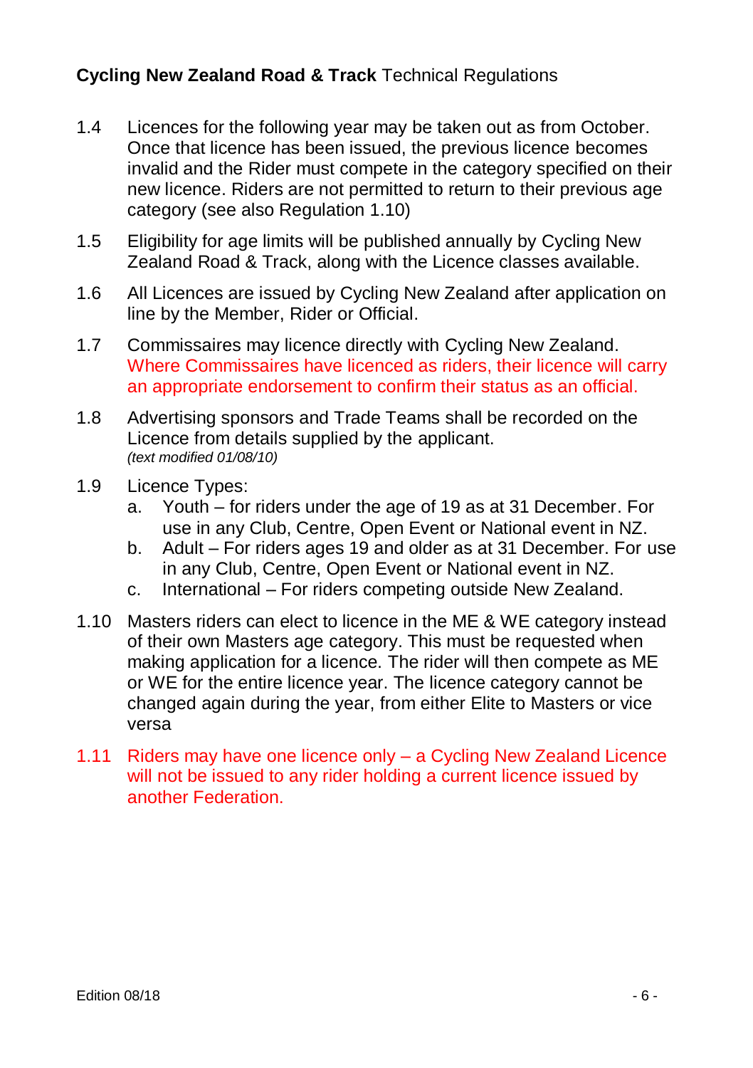1.4 Licences for the following year may be taken out as from October. Once that licence has been issued, the previous licence becomes invalid and the Rider must compete in the category specified on their new licence. Riders are not permitted to return to their previous age category (see also Regulation 1.10)

1.5 Eligibility for age limits will be published annually by Cycling New Zealand Road & Track, along with the Licence classes available.

1.6 All Licences are issued by Cycling New Zealand after application on line by the Member, Rider or Official.

1.7 Commissaires may licence directly with Cycling New Zealand. Where Commissaires have licenced as riders, their licence will carry an appropriate endorsement to confirm their status as an official.

1.8 Advertising sponsors and Trade Teams shall be recorded on the Licence from details supplied by the applicant.
*(text modified 01/08/10)*

1.9 Licence Types:
  a. Youth – for riders under the age of 19 as at 31 December. For use in any Club, Centre, Open Event or National event in NZ.
  b. Adult – For riders ages 19 and older as at 31 December. For use in any Club, Centre, Open Event or National event in NZ.
  c. International – For riders competing outside New Zealand.

1.10 Masters riders can elect to licence in the ME & WE category instead of their own Masters age category. This must be requested when making application for a licence. The rider will then compete as ME or WE for the entire licence year. The licence category cannot be changed again during the year, from either Elite to Masters or vice versa

1.11 Riders may have one licence only – a Cycling New Zealand Licence will not be issued to any rider holding a current licence issued by another Federation.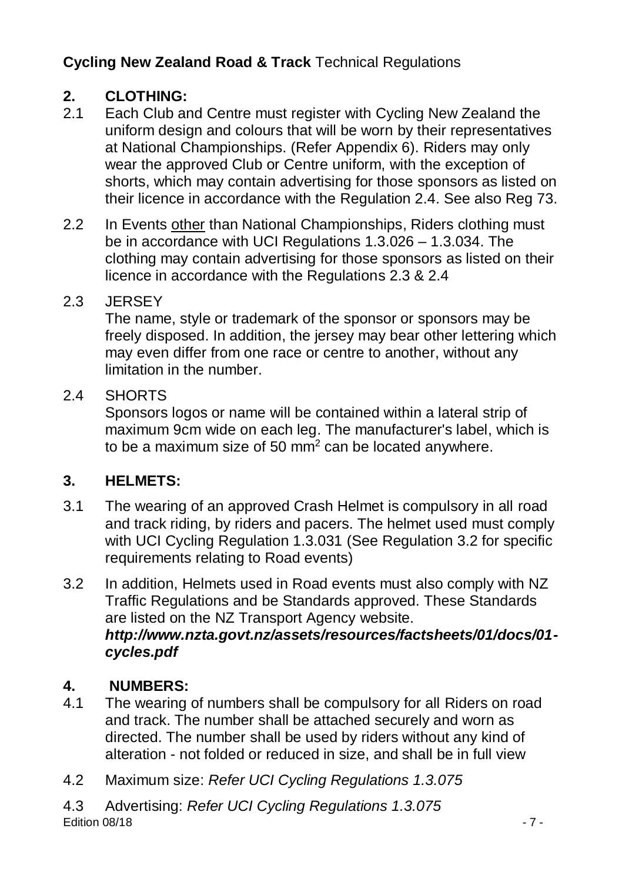## 2. CLOTHING:

2.1 Each Club and Centre must register with Cycling New Zealand the uniform design and colours that will be worn by their representatives at National Championships. (Refer Appendix 6). Riders may only wear the approved Club or Centre uniform, with the exception of shorts, which may contain advertising for those sponsors as listed on their licence in accordance with the Regulation 2.4. See also Reg 73.

2.2 In Events <u>other</u> than National Championships, Riders clothing must be in accordance with UCI Regulations 1.3.026 – 1.3.034. The clothing may contain advertising for those sponsors as listed on their licence in accordance with the Regulations 2.3 & 2.4

2.3 JERSEY

The name, style or trademark of the sponsor or sponsors may be freely disposed. In addition, the jersey may bear other lettering which may even differ from one race or centre to another, without any limitation in the number.

2.4 SHORTS

Sponsors logos or name will be contained within a lateral strip of maximum 9cm wide on each leg. The manufacturer's label, which is to be a maximum size of 50 $mm^2$ can be located anywhere.

## 3. HELMETS:

3.1 The wearing of an approved Crash Helmet is compulsory in all road and track riding, by riders and pacers. The helmet used must comply with UCI Cycling Regulation 1.3.031 (See Regulation 3.2 for specific requirements relating to Road events)

3.2 In addition, Helmets used in Road events must also comply with NZ Traffic Regulations and be Standards approved. These Standards are listed on the NZ Transport Agency website. ***http://www.nzta.govt.nz/assets/resources/factsheets/01/docs/01-cycles.pdf***

## 4. NUMBERS:

4.1 The wearing of numbers shall be compulsory for all Riders on road and track. The number shall be attached securely and worn as directed. The number shall be used by riders without any kind of alteration - not folded or reduced in size, and shall be in full view

4.2 Maximum size: *Refer UCI Cycling Regulations 1.3.075*

4.3 Advertising: *Refer UCI Cycling Regulations 1.3.075*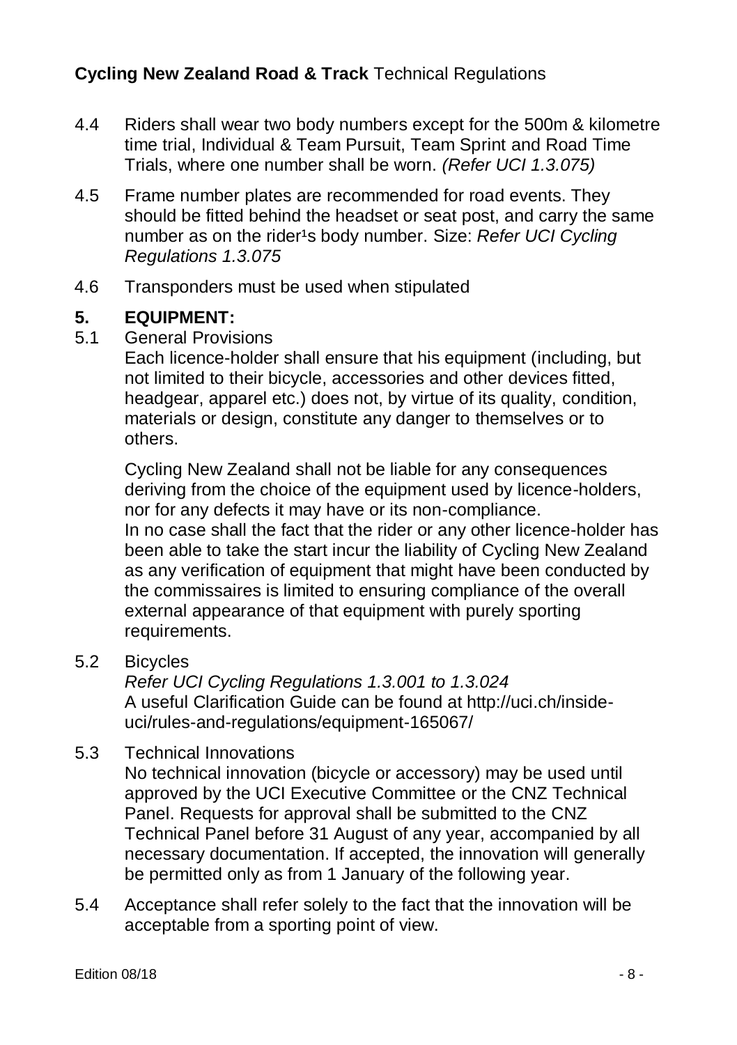4.4 Riders shall wear two body numbers except for the 500m & kilometre time trial, Individual & Team Pursuit, Team Sprint and Road Time Trials, where one number shall be worn. *(Refer UCI 1.3.075)*

4.5 Frame number plates are recommended for road events. They should be fitted behind the headset or seat post, and carry the same number as on the rider¹s body number. Size: *Refer UCI Cycling Regulations 1.3.075*

4.6 Transponders must be used when stipulated

## 5. EQUIPMENT:

5.1 General Provisions

Each licence-holder shall ensure that his equipment (including, but not limited to their bicycle, accessories and other devices fitted, headgear, apparel etc.) does not, by virtue of its quality, condition, materials or design, constitute any danger to themselves or to others.

Cycling New Zealand shall not be liable for any consequences deriving from the choice of the equipment used by licence-holders, nor for any defects it may have or its non-compliance.
In no case shall the fact that the rider or any other licence-holder has been able to take the start incur the liability of Cycling New Zealand as any verification of equipment that might have been conducted by the commissaires is limited to ensuring compliance of the overall external appearance of that equipment with purely sporting requirements.

5.2 Bicycles

*Refer UCI Cycling Regulations 1.3.001 to 1.3.024*
A useful Clarification Guide can be found at http://uci.ch/inside-uci/rules-and-regulations/equipment-165067/

5.3 Technical Innovations

No technical innovation (bicycle or accessory) may be used until approved by the UCI Executive Committee or the CNZ Technical Panel. Requests for approval shall be submitted to the CNZ Technical Panel before 31 August of any year, accompanied by all necessary documentation. If accepted, the innovation will generally be permitted only as from 1 January of the following year.

5.4 Acceptance shall refer solely to the fact that the innovation will be acceptable from a sporting point of view.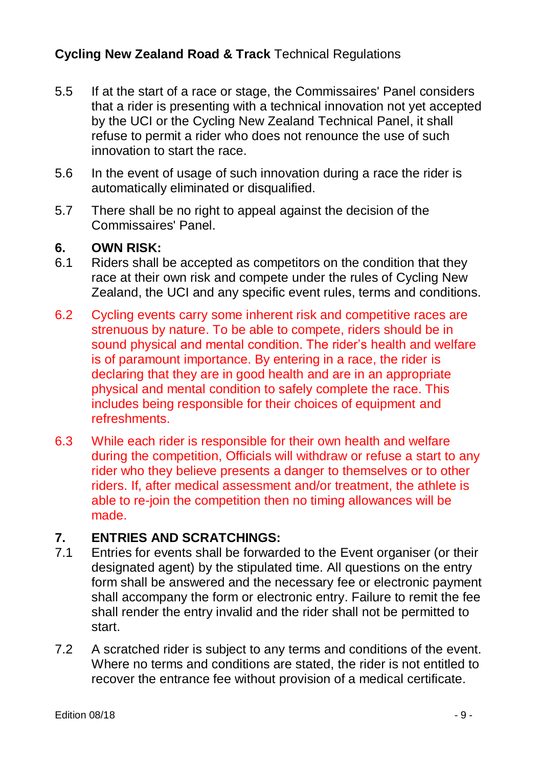5.5 If at the start of a race or stage, the Commissaires' Panel considers that a rider is presenting with a technical innovation not yet accepted by the UCI or the Cycling New Zealand Technical Panel, it shall refuse to permit a rider who does not renounce the use of such innovation to start the race.

5.6 In the event of usage of such innovation during a race the rider is automatically eliminated or disqualified.

5.7 There shall be no right to appeal against the decision of the Commissaires' Panel.

## 6. OWN RISK:

6.1 Riders shall be accepted as competitors on the condition that they race at their own risk and compete under the rules of Cycling New Zealand, the UCI and any specific event rules, terms and conditions.

6.2 Cycling events carry some inherent risk and competitive races are strenuous by nature. To be able to compete, riders should be in sound physical and mental condition. The rider's health and welfare is of paramount importance. By entering in a race, the rider is declaring that they are in good health and are in an appropriate physical and mental condition to safely complete the race. This includes being responsible for their choices of equipment and refreshments.

6.3 While each rider is responsible for their own health and welfare during the competition, Officials will withdraw or refuse a start to any rider who they believe presents a danger to themselves or to other riders. If, after medical assessment and/or treatment, the athlete is able to re-join the competition then no timing allowances will be made.

## 7. ENTRIES AND SCRATCHINGS:

7.1 Entries for events shall be forwarded to the Event organiser (or their designated agent) by the stipulated time. All questions on the entry form shall be answered and the necessary fee or electronic payment shall accompany the form or electronic entry. Failure to remit the fee shall render the entry invalid and the rider shall not be permitted to start.

7.2 A scratched rider is subject to any terms and conditions of the event. Where no terms and conditions are stated, the rider is not entitled to recover the entrance fee without provision of a medical certificate.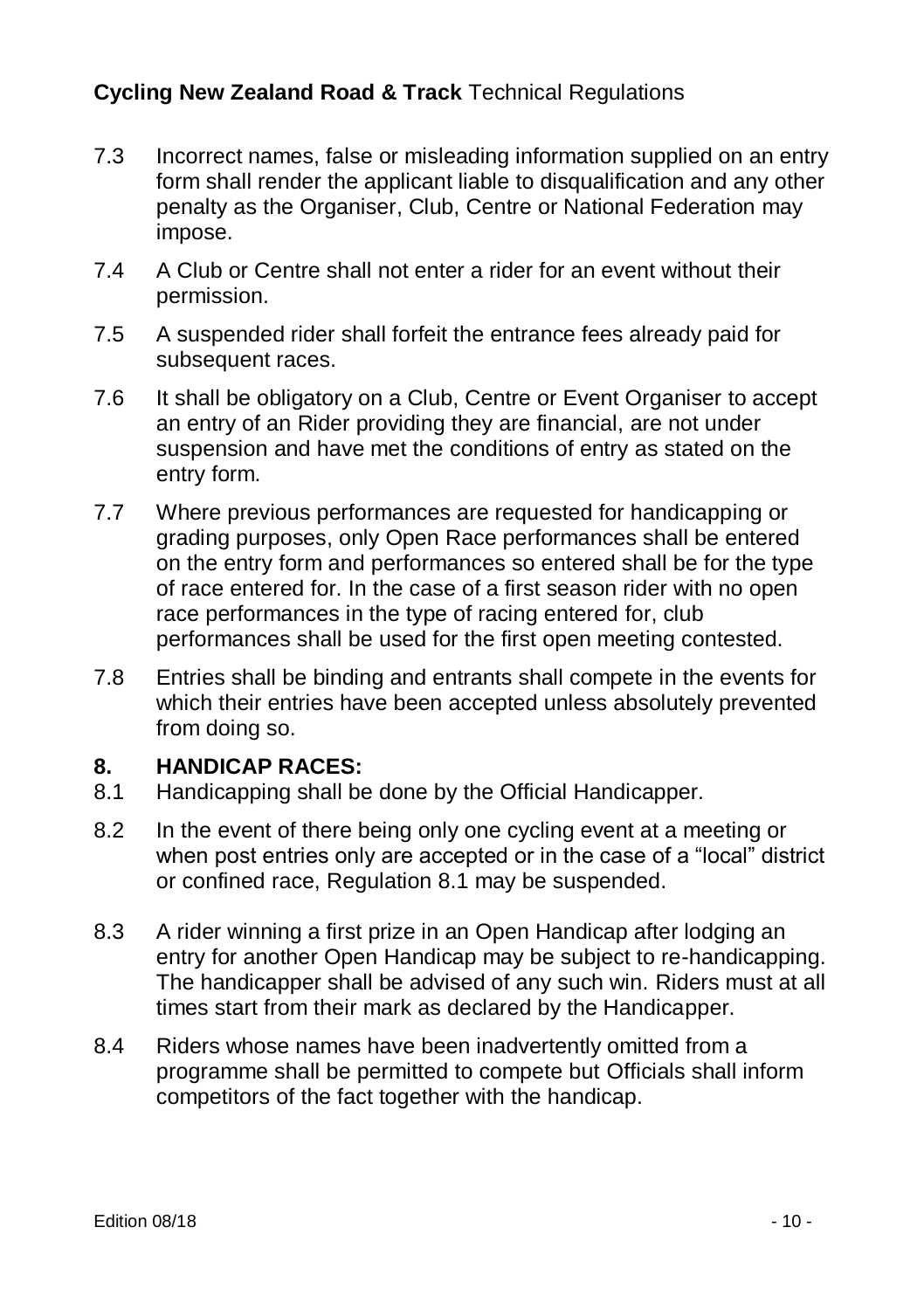7.3 Incorrect names, false or misleading information supplied on an entry form shall render the applicant liable to disqualification and any other penalty as the Organiser, Club, Centre or National Federation may impose.

7.4 A Club or Centre shall not enter a rider for an event without their permission.

7.5 A suspended rider shall forfeit the entrance fees already paid for subsequent races.

7.6 It shall be obligatory on a Club, Centre or Event Organiser to accept an entry of an Rider providing they are financial, are not under suspension and have met the conditions of entry as stated on the entry form.

7.7 Where previous performances are requested for handicapping or grading purposes, only Open Race performances shall be entered on the entry form and performances so entered shall be for the type of race entered for. In the case of a first season rider with no open race performances in the type of racing entered for, club performances shall be used for the first open meeting contested.

7.8 Entries shall be binding and entrants shall compete in the events for which their entries have been accepted unless absolutely prevented from doing so.

## 8. HANDICAP RACES:

8.1 Handicapping shall be done by the Official Handicapper.

8.2 In the event of there being only one cycling event at a meeting or when post entries only are accepted or in the case of a "local" district or confined race, Regulation 8.1 may be suspended.

8.3 A rider winning a first prize in an Open Handicap after lodging an entry for another Open Handicap may be subject to re-handicapping. The handicapper shall be advised of any such win. Riders must at all times start from their mark as declared by the Handicapper.

8.4 Riders whose names have been inadvertently omitted from a programme shall be permitted to compete but Officials shall inform competitors of the fact together with the handicap.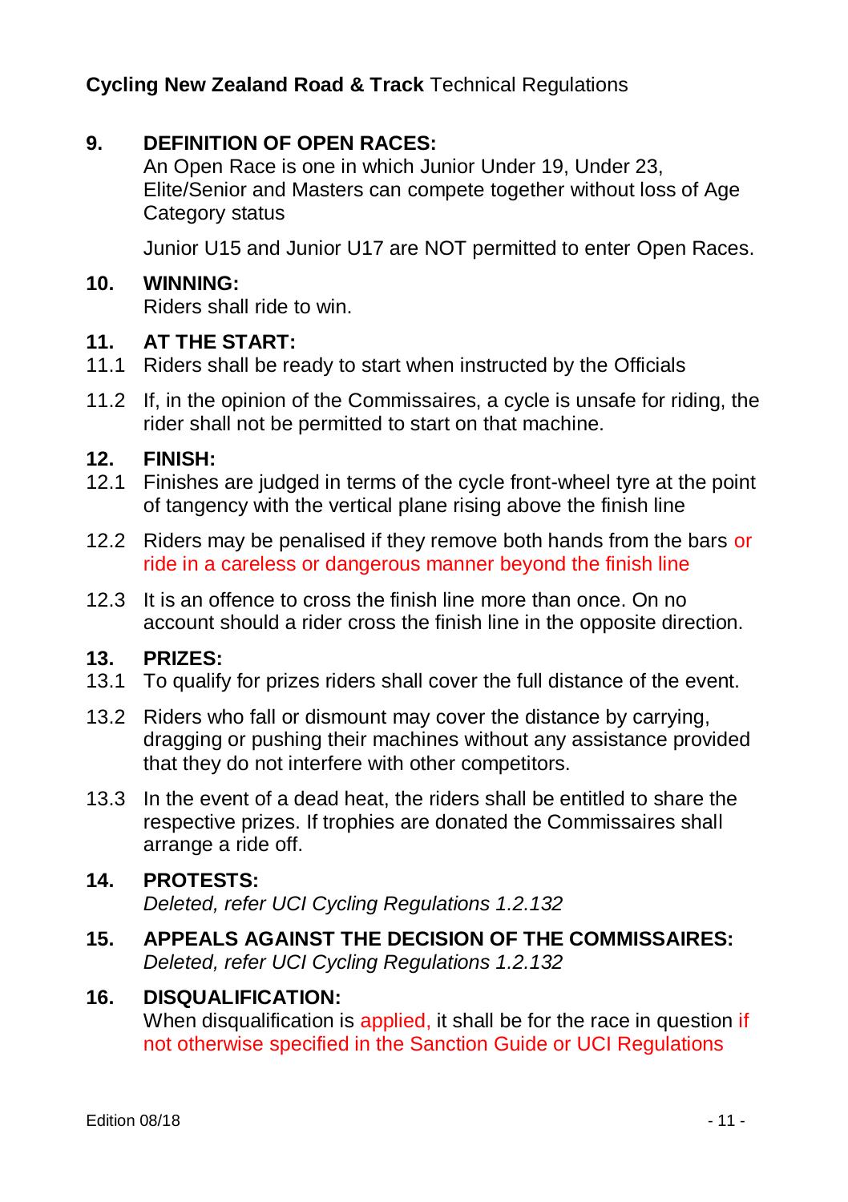## 9. DEFINITION OF OPEN RACES:

An Open Race is one in which Junior Under 19, Under 23, Elite/Senior and Masters can compete together without loss of Age Category status

Junior U15 and Junior U17 are NOT permitted to enter Open Races.

## 10. WINNING:

Riders shall ride to win.

## 11. AT THE START:

11.1 Riders shall be ready to start when instructed by the Officials

11.2 If, in the opinion of the Commissaires, a cycle is unsafe for riding, the rider shall not be permitted to start on that machine.

## 12. FINISH:

12.1 Finishes are judged in terms of the cycle front-wheel tyre at the point of tangency with the vertical plane rising above the finish line

12.2 Riders may be penalised if they remove both hands from the bars or ride in a careless or dangerous manner beyond the finish line

12.3 It is an offence to cross the finish line more than once. On no account should a rider cross the finish line in the opposite direction.

## 13. PRIZES:

13.1 To qualify for prizes riders shall cover the full distance of the event.

13.2 Riders who fall or dismount may cover the distance by carrying, dragging or pushing their machines without any assistance provided that they do not interfere with other competitors.

13.3 In the event of a dead heat, the riders shall be entitled to share the respective prizes. If trophies are donated the Commissaires shall arrange a ride off.

## 14. PROTESTS:

*Deleted, refer UCI Cycling Regulations 1.2.132*

## 15. APPEALS AGAINST THE DECISION OF THE COMMISSAIRES:

*Deleted, refer UCI Cycling Regulations 1.2.132*

## 16. DISQUALIFICATION:

When disqualification is applied, it shall be for the race in question if not otherwise specified in the Sanction Guide or UCI Regulations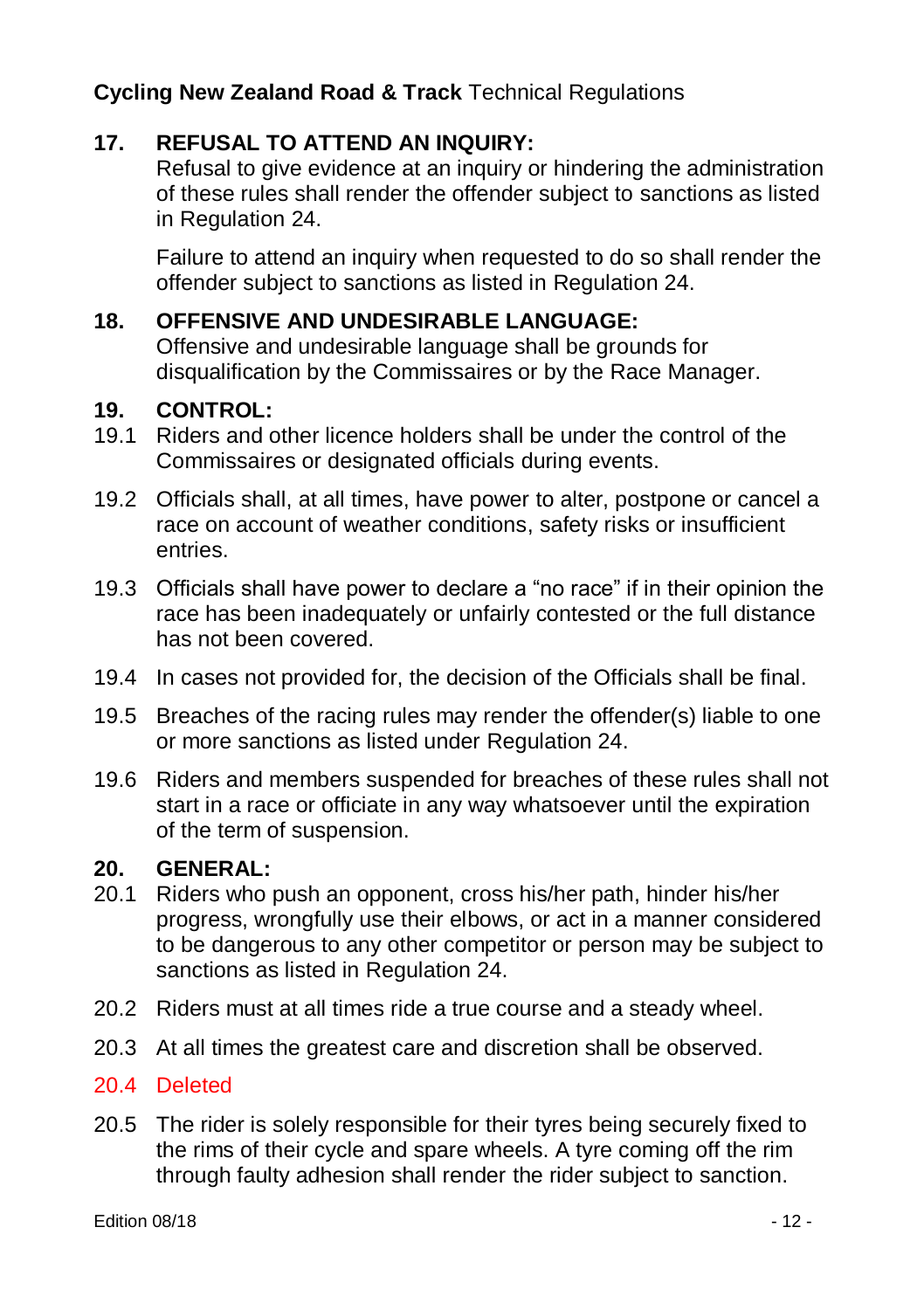## 17. REFUSAL TO ATTEND AN INQUIRY:

Refusal to give evidence at an inquiry or hindering the administration of these rules shall render the offender subject to sanctions as listed in Regulation 24.

Failure to attend an inquiry when requested to do so shall render the offender subject to sanctions as listed in Regulation 24.

## 18. OFFENSIVE AND UNDESIRABLE LANGUAGE:

Offensive and undesirable language shall be grounds for disqualification by the Commissaires or by the Race Manager.

## 19. CONTROL:

19.1 Riders and other licence holders shall be under the control of the Commissaires or designated officials during events.

19.2 Officials shall, at all times, have power to alter, postpone or cancel a race on account of weather conditions, safety risks or insufficient entries.

19.3 Officials shall have power to declare a "no race" if in their opinion the race has been inadequately or unfairly contested or the full distance has not been covered.

19.4 In cases not provided for, the decision of the Officials shall be final.

19.5 Breaches of the racing rules may render the offender(s) liable to one or more sanctions as listed under Regulation 24.

19.6 Riders and members suspended for breaches of these rules shall not start in a race or officiate in any way whatsoever until the expiration of the term of suspension.

## 20. GENERAL:

20.1 Riders who push an opponent, cross his/her path, hinder his/her progress, wrongfully use their elbows, or act in a manner considered to be dangerous to any other competitor or person may be subject to sanctions as listed in Regulation 24.

20.2 Riders must at all times ride a true course and a steady wheel.

20.3 At all times the greatest care and discretion shall be observed.

20.4 Deleted

20.5 The rider is solely responsible for their tyres being securely fixed to the rims of their cycle and spare wheels. A tyre coming off the rim through faulty adhesion shall render the rider subject to sanction.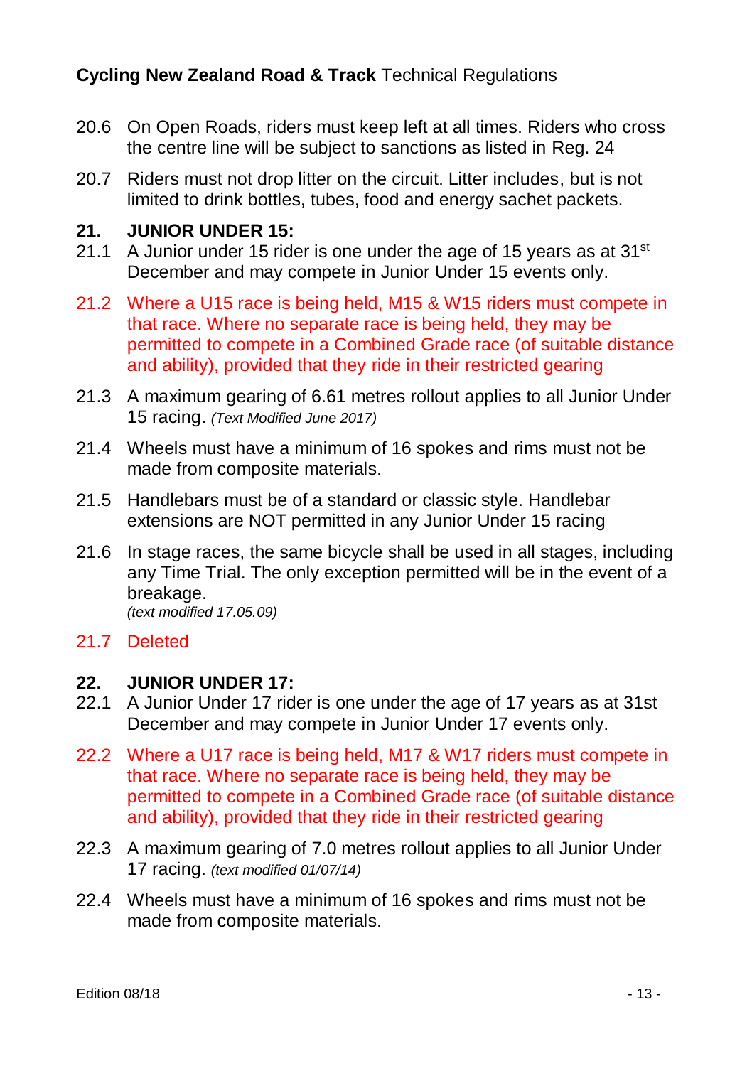20.6 On Open Roads, riders must keep left at all times. Riders who cross the centre line will be subject to sanctions as listed in Reg. 24

20.7 Riders must not drop litter on the circuit. Litter includes, but is not limited to drink bottles, tubes, food and energy sachet packets.

## 21. JUNIOR UNDER 15:

21.1 A Junior under 15 rider is one under the age of 15 years as at 31st December and may compete in Junior Under 15 events only.

21.2 Where a U15 race is being held, M15 & W15 riders must compete in that race. Where no separate race is being held, they may be permitted to compete in a Combined Grade race (of suitable distance and ability), provided that they ride in their restricted gearing

21.3 A maximum gearing of 6.61 metres rollout applies to all Junior Under 15 racing. *(Text Modified June 2017)*

21.4 Wheels must have a minimum of 16 spokes and rims must not be made from composite materials.

21.5 Handlebars must be of a standard or classic style. Handlebar extensions are NOT permitted in any Junior Under 15 racing

21.6 In stage races, the same bicycle shall be used in all stages, including any Time Trial. The only exception permitted will be in the event of a breakage.
*(text modified 17.05.09)*

21.7 Deleted

## 22. JUNIOR UNDER 17:

22.1 A Junior Under 17 rider is one under the age of 17 years as at 31st December and may compete in Junior Under 17 events only.

22.2 Where a U17 race is being held, M17 & W17 riders must compete in that race. Where no separate race is being held, they may be permitted to compete in a Combined Grade race (of suitable distance and ability), provided that they ride in their restricted gearing

22.3 A maximum gearing of 7.0 metres rollout applies to all Junior Under 17 racing. *(text modified 01/07/14)*

22.4 Wheels must have a minimum of 16 spokes and rims must not be made from composite materials.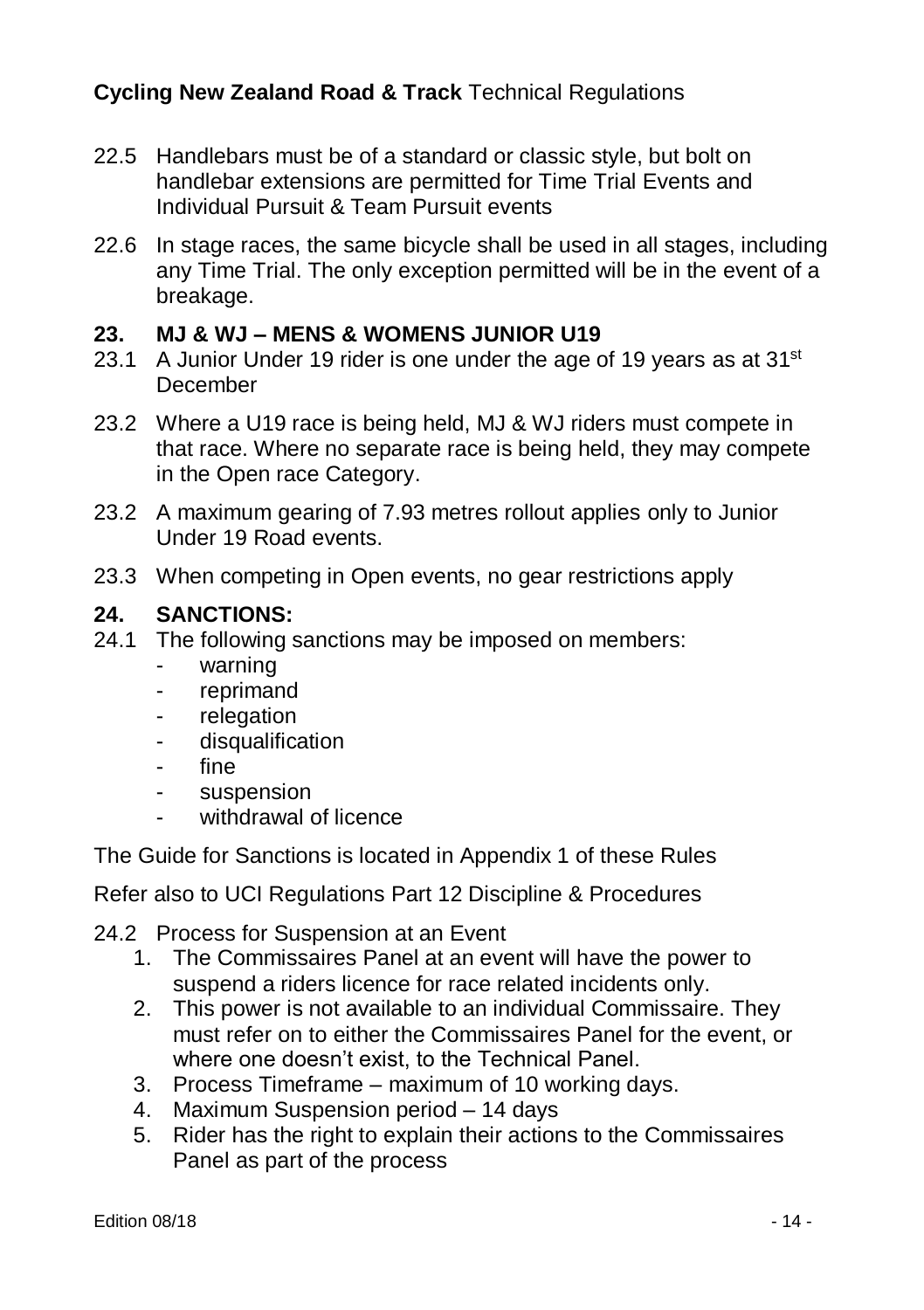22.5 Handlebars must be of a standard or classic style, but bolt on handlebar extensions are permitted for Time Trial Events and Individual Pursuit & Team Pursuit events

22.6 In stage races, the same bicycle shall be used in all stages, including any Time Trial. The only exception permitted will be in the event of a breakage.

## 23. MJ & WJ – MENS & WOMENS JUNIOR U19

23.1 A Junior Under 19 rider is one under the age of 19 years as at 31st December

23.2 Where a U19 race is being held, MJ & WJ riders must compete in that race. Where no separate race is being held, they may compete in the Open race Category.

23.2 A maximum gearing of 7.93 metres rollout applies only to Junior Under 19 Road events.

23.3 When competing in Open events, no gear restrictions apply

## 24. SANCTIONS:

24.1 The following sanctions may be imposed on members:

- warning
- reprimand
- relegation
- disqualification
- fine
- suspension
- withdrawal of licence

The Guide for Sanctions is located in Appendix 1 of these Rules

Refer also to UCI Regulations Part 12 Discipline & Procedures

24.2 Process for Suspension at an Event

1. The Commissaires Panel at an event will have the power to suspend a riders licence for race related incidents only.
2. This power is not available to an individual Commissaire. They must refer on to either the Commissaires Panel for the event, or where one doesn't exist, to the Technical Panel.
3. Process Timeframe – maximum of 10 working days.
4. Maximum Suspension period – 14 days
5. Rider has the right to explain their actions to the Commissaires Panel as part of the process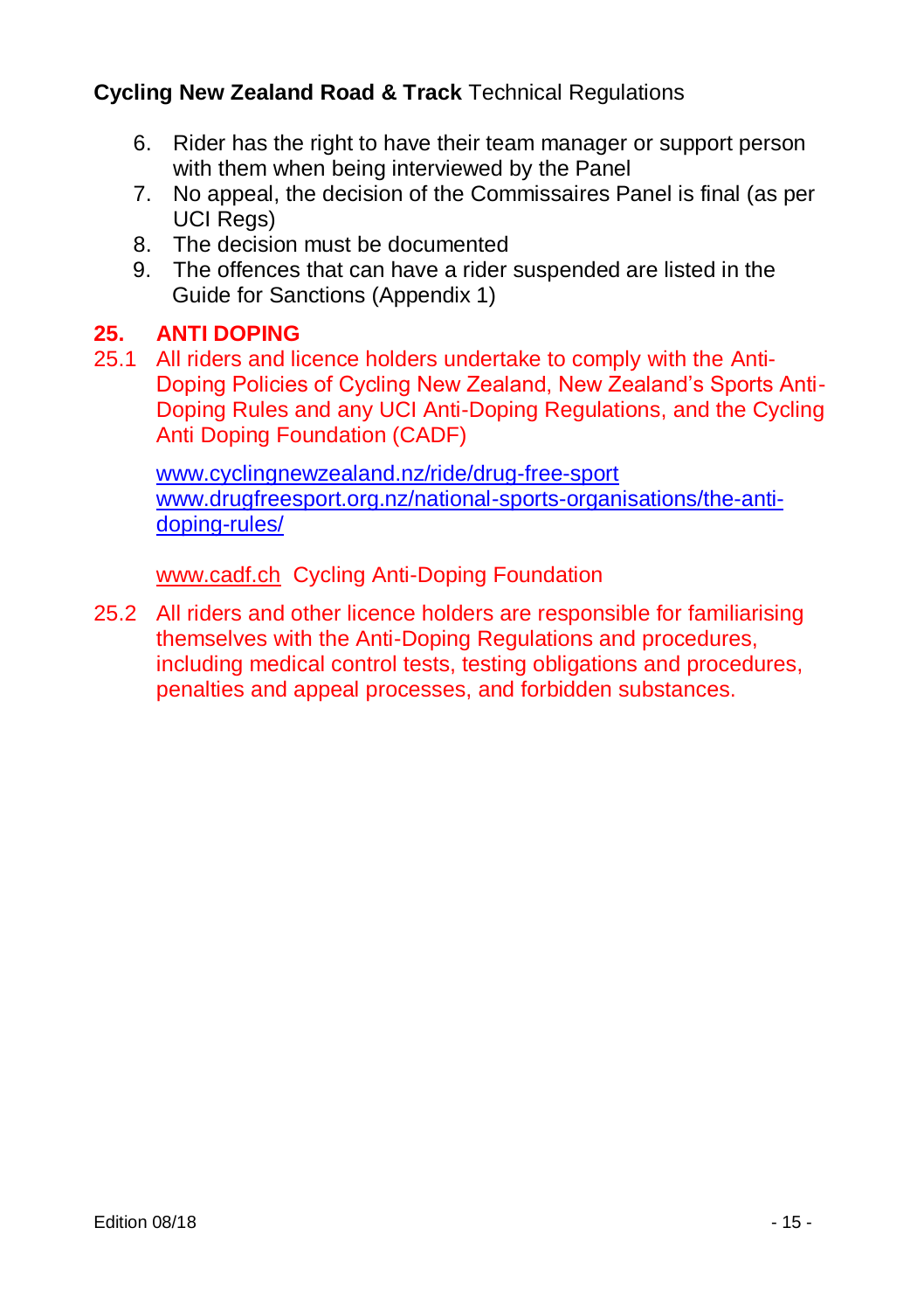6. Rider has the right to have their team manager or support person with them when being interviewed by the Panel
7. No appeal, the decision of the Commissaires Panel is final (as per UCI Regs)
8. The decision must be documented
9. The offences that can have a rider suspended are listed in the Guide for Sanctions (Appendix 1)

## 25. ANTI DOPING

25.1 All riders and licence holders undertake to comply with the Anti-Doping Policies of Cycling New Zealand, New Zealand's Sports Anti-Doping Rules and any UCI Anti-Doping Regulations, and the Cycling Anti Doping Foundation (CADF)

www.cyclingnewzealand.nz/ride/drug-free-sport
www.drugfreesport.org.nz/national-sports-organisations/the-anti-doping-rules/

www.cadf.ch Cycling Anti-Doping Foundation

25.2 All riders and other licence holders are responsible for familiarising themselves with the Anti-Doping Regulations and procedures, including medical control tests, testing obligations and procedures, penalties and appeal processes, and forbidden substances.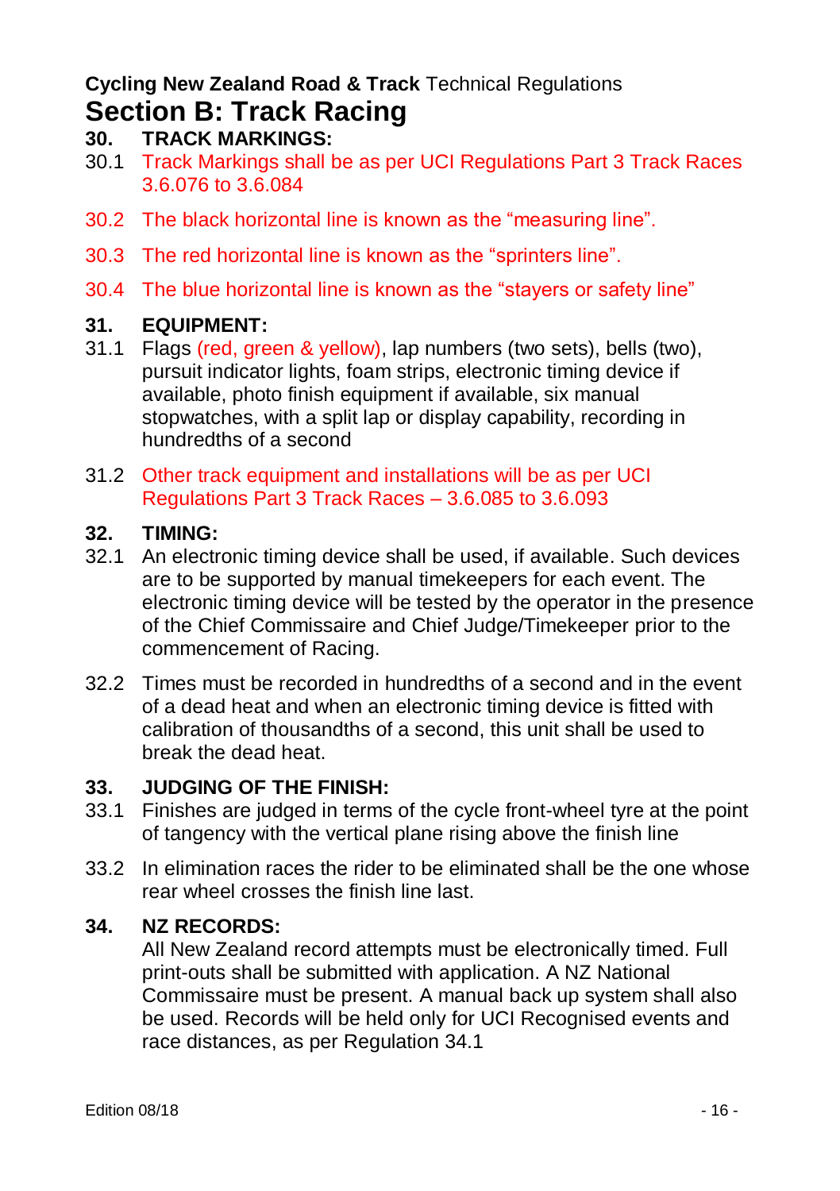**Cycling New Zealand Road & Track** Technical Regulations

# Section B: Track Racing

## 30. TRACK MARKINGS:

30.1 Track Markings shall be as per UCI Regulations Part 3 Track Races 3.6.076 to 3.6.084

30.2 The black horizontal line is known as the "measuring line".

30.3 The red horizontal line is known as the "sprinters line".

30.4 The blue horizontal line is known as the "stayers or safety line"

## 31. EQUIPMENT:

31.1 Flags (red, green & yellow), lap numbers (two sets), bells (two), pursuit indicator lights, foam strips, electronic timing device if available, photo finish equipment if available, six manual stopwatches, with a split lap or display capability, recording in hundredths of a second

31.2 Other track equipment and installations will be as per UCI Regulations Part 3 Track Races – 3.6.085 to 3.6.093

## 32. TIMING:

32.1 An electronic timing device shall be used, if available. Such devices are to be supported by manual timekeepers for each event. The electronic timing device will be tested by the operator in the presence of the Chief Commissaire and Chief Judge/Timekeeper prior to the commencement of Racing.

32.2 Times must be recorded in hundredths of a second and in the event of a dead heat and when an electronic timing device is fitted with calibration of thousandths of a second, this unit shall be used to break the dead heat.

## 33. JUDGING OF THE FINISH:

33.1 Finishes are judged in terms of the cycle front-wheel tyre at the point of tangency with the vertical plane rising above the finish line

33.2 In elimination races the rider to be eliminated shall be the one whose rear wheel crosses the finish line last.

## 34. NZ RECORDS:

All New Zealand record attempts must be electronically timed. Full print-outs shall be submitted with application. A NZ National Commissaire must be present. A manual back up system shall also be used. Records will be held only for UCI Recognised events and race distances, as per Regulation 34.1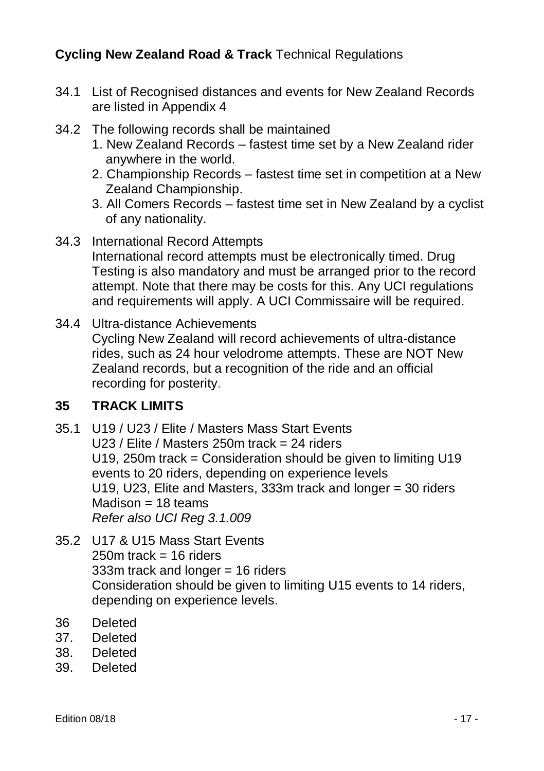34.1 List of Recognised distances and events for New Zealand Records are listed in Appendix 4

34.2 The following records shall be maintained
1. New Zealand Records – fastest time set by a New Zealand rider anywhere in the world.
2. Championship Records – fastest time set in competition at a New Zealand Championship.
3. All Comers Records – fastest time set in New Zealand by a cyclist of any nationality.

34.3 International Record Attempts
International record attempts must be electronically timed. Drug Testing is also mandatory and must be arranged prior to the record attempt. Note that there may be costs for this. Any UCI regulations and requirements will apply. A UCI Commissaire will be required.

34.4 Ultra-distance Achievements
Cycling New Zealand will record achievements of ultra-distance rides, such as 24 hour velodrome attempts. These are NOT New Zealand records, but a recognition of the ride and an official recording for posterity.

## 35 TRACK LIMITS

35.1 U19 / U23 / Elite / Masters Mass Start Events
U23 / Elite / Masters 250m track = 24 riders
U19, 250m track = Consideration should be given to limiting U19 events to 20 riders, depending on experience levels
U19, U23, Elite and Masters, 333m track and longer = 30 riders
Madison = 18 teams
*Refer also UCI Reg 3.1.009*

35.2 U17 & U15 Mass Start Events
250m track = 16 riders
333m track and longer = 16 riders
Consideration should be given to limiting U15 events to 14 riders, depending on experience levels.

36 Deleted
37. Deleted
38. Deleted
39. Deleted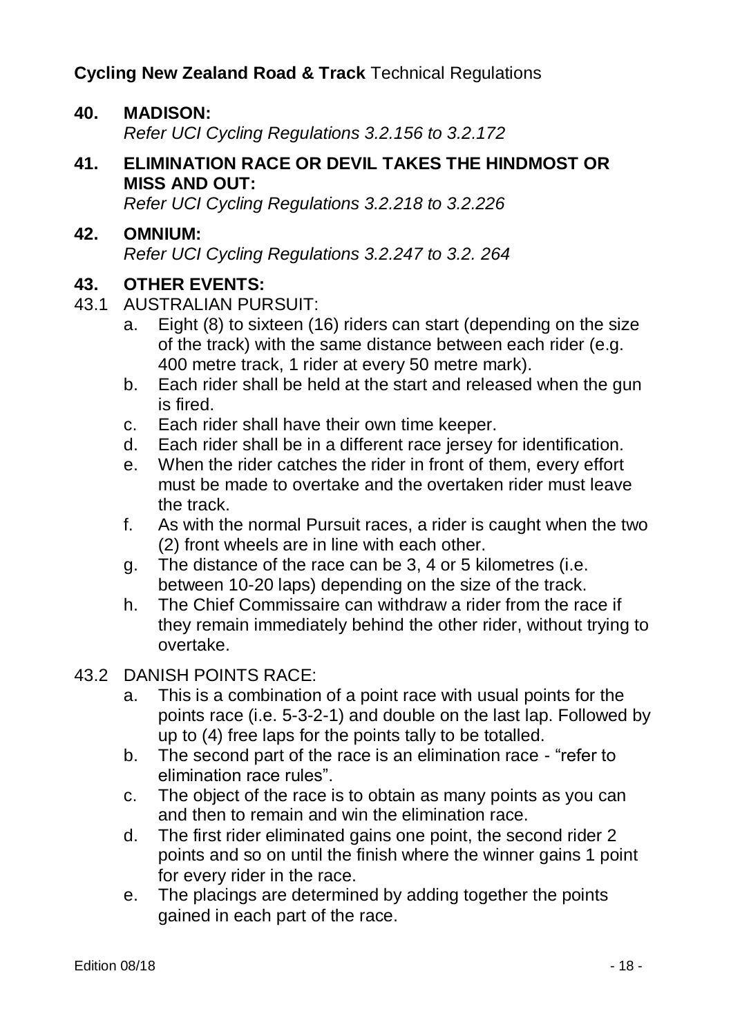## 40. MADISON:

*Refer UCI Cycling Regulations 3.2.156 to 3.2.172*

## 41. ELIMINATION RACE OR DEVIL TAKES THE HINDMOST OR MISS AND OUT:

*Refer UCI Cycling Regulations 3.2.218 to 3.2.226*

## 42. OMNIUM:

*Refer UCI Cycling Regulations 3.2.247 to 3.2. 264*

## 43. OTHER EVENTS:

43.1 AUSTRALIAN PURSUIT:

a. Eight (8) to sixteen (16) riders can start (depending on the size of the track) with the same distance between each rider (e.g. 400 metre track, 1 rider at every 50 metre mark).

b. Each rider shall be held at the start and released when the gun is fired.

c. Each rider shall have their own time keeper.

d. Each rider shall be in a different race jersey for identification.

e. When the rider catches the rider in front of them, every effort must be made to overtake and the overtaken rider must leave the track.

f. As with the normal Pursuit races, a rider is caught when the two (2) front wheels are in line with each other.

g. The distance of the race can be 3, 4 or 5 kilometres (i.e. between 10-20 laps) depending on the size of the track.

h. The Chief Commissaire can withdraw a rider from the race if they remain immediately behind the other rider, without trying to overtake.

43.2 DANISH POINTS RACE:

a. This is a combination of a point race with usual points for the points race (i.e. 5-3-2-1) and double on the last lap. Followed by up to (4) free laps for the points tally to be totalled.

b. The second part of the race is an elimination race - "refer to elimination race rules".

c. The object of the race is to obtain as many points as you can and then to remain and win the elimination race.

d. The first rider eliminated gains one point, the second rider 2 points and so on until the finish where the winner gains 1 point for every rider in the race.

e. The placings are determined by adding together the points gained in each part of the race.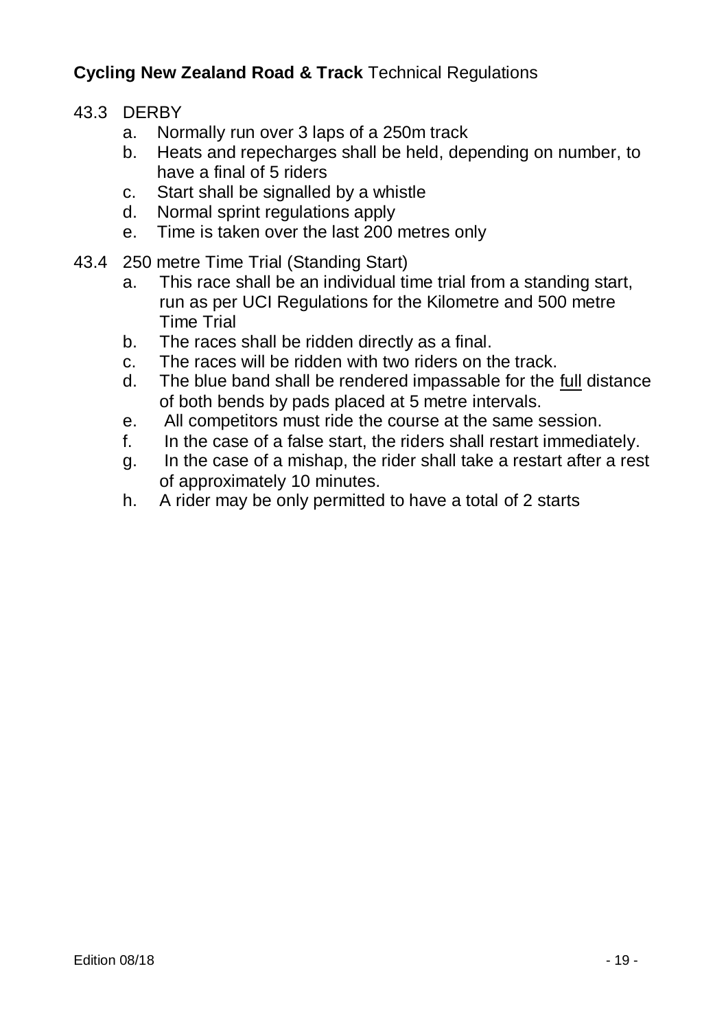43.3 DERBY

a. Normally run over 3 laps of a 250m track
b. Heats and repecharges shall be held, depending on number, to have a final of 5 riders
c. Start shall be signalled by a whistle
d. Normal sprint regulations apply
e. Time is taken over the last 200 metres only

43.4 250 metre Time Trial (Standing Start)

a. This race shall be an individual time trial from a standing start, run as per UCI Regulations for the Kilometre and 500 metre Time Trial
b. The races shall be ridden directly as a final.
c. The races will be ridden with two riders on the track.
d. The blue band shall be rendered impassable for the <u>full</u> distance of both bends by pads placed at 5 metre intervals.
e. All competitors must ride the course at the same session.
f. In the case of a false start, the riders shall restart immediately.
g. In the case of a mishap, the rider shall take a restart after a rest of approximately 10 minutes.
h. A rider may be only permitted to have a total of 2 starts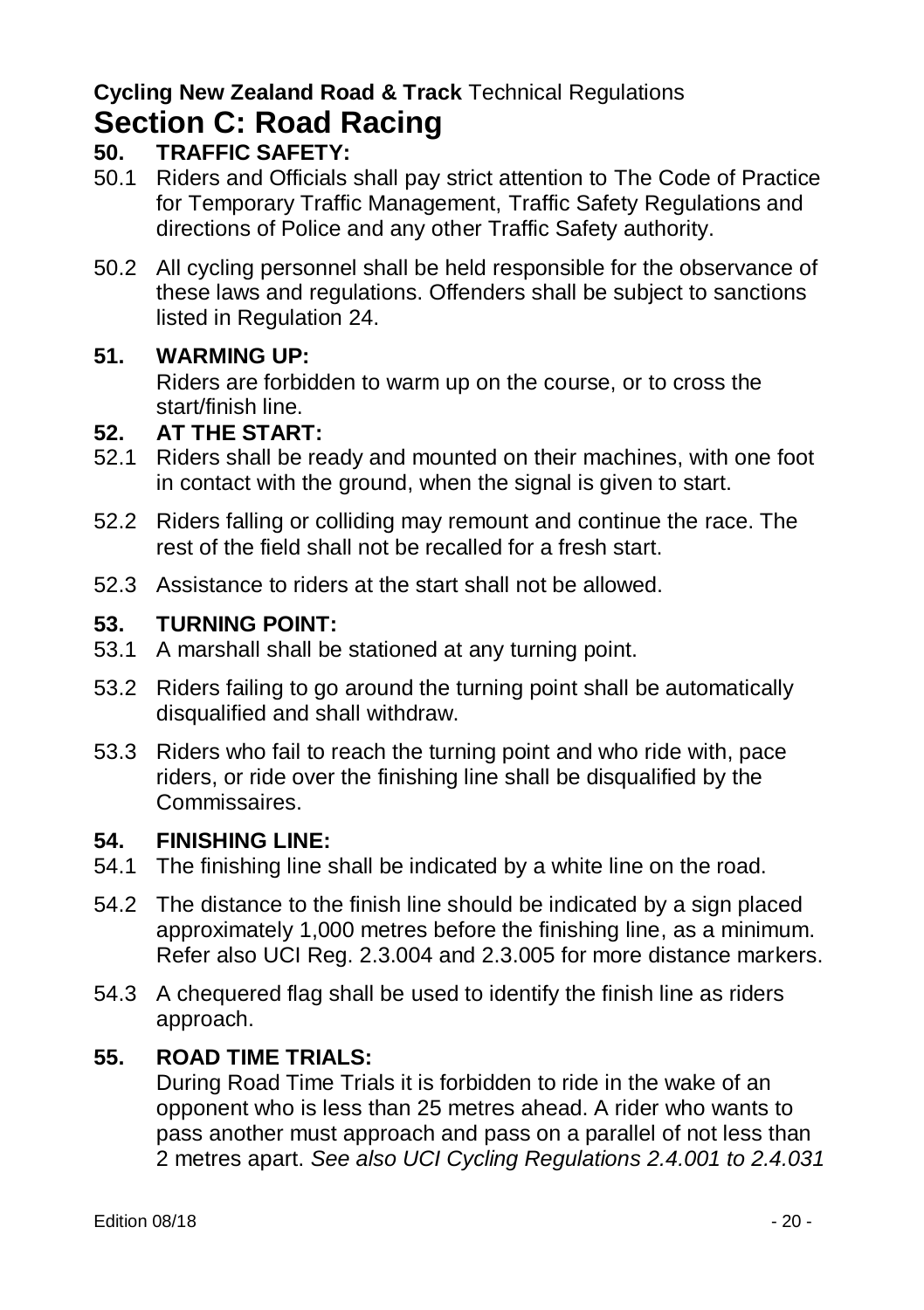**Cycling New Zealand Road & Track** Technical Regulations

# Section C: Road Racing

## 50. TRAFFIC SAFETY:

50.1 Riders and Officials shall pay strict attention to The Code of Practice for Temporary Traffic Management, Traffic Safety Regulations and directions of Police and any other Traffic Safety authority.

50.2 All cycling personnel shall be held responsible for the observance of these laws and regulations. Offenders shall be subject to sanctions listed in Regulation 24.

## 51. WARMING UP:

Riders are forbidden to warm up on the course, or to cross the start/finish line.

## 52. AT THE START:

52.1 Riders shall be ready and mounted on their machines, with one foot in contact with the ground, when the signal is given to start.

52.2 Riders falling or colliding may remount and continue the race. The rest of the field shall not be recalled for a fresh start.

52.3 Assistance to riders at the start shall not be allowed.

## 53. TURNING POINT:

53.1 A marshall shall be stationed at any turning point.

53.2 Riders failing to go around the turning point shall be automatically disqualified and shall withdraw.

53.3 Riders who fail to reach the turning point and who ride with, pace riders, or ride over the finishing line shall be disqualified by the Commissaires.

## 54. FINISHING LINE:

54.1 The finishing line shall be indicated by a white line on the road.

54.2 The distance to the finish line should be indicated by a sign placed approximately 1,000 metres before the finishing line, as a minimum. Refer also UCI Reg. 2.3.004 and 2.3.005 for more distance markers.

54.3 A chequered flag shall be used to identify the finish line as riders approach.

## 55. ROAD TIME TRIALS:

During Road Time Trials it is forbidden to ride in the wake of an opponent who is less than 25 metres ahead. A rider who wants to pass another must approach and pass on a parallel of not less than 2 metres apart. *See also UCI Cycling Regulations 2.4.001 to 2.4.031*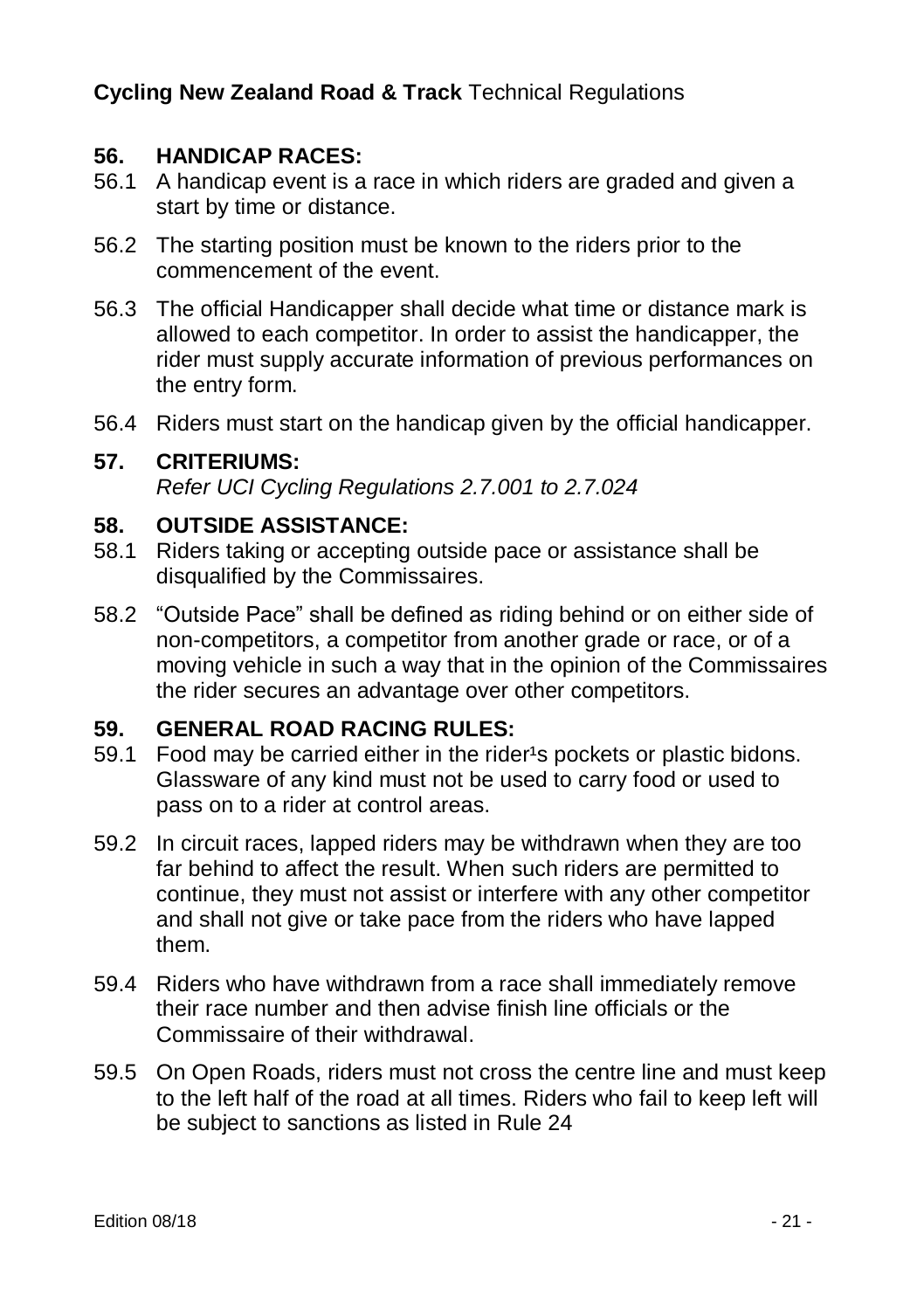## 56. HANDICAP RACES:

56.1 A handicap event is a race in which riders are graded and given a start by time or distance.

56.2 The starting position must be known to the riders prior to the commencement of the event.

56.3 The official Handicapper shall decide what time or distance mark is allowed to each competitor. In order to assist the handicapper, the rider must supply accurate information of previous performances on the entry form.

56.4 Riders must start on the handicap given by the official handicapper.

## 57. CRITERIUMS:

*Refer UCI Cycling Regulations 2.7.001 to 2.7.024*

## 58. OUTSIDE ASSISTANCE:

58.1 Riders taking or accepting outside pace or assistance shall be disqualified by the Commissaires.

58.2 "Outside Pace" shall be defined as riding behind or on either side of non-competitors, a competitor from another grade or race, or of a moving vehicle in such a way that in the opinion of the Commissaires the rider secures an advantage over other competitors.

## 59. GENERAL ROAD RACING RULES:

59.1 Food may be carried either in the rider¹s pockets or plastic bidons. Glassware of any kind must not be used to carry food or used to pass on to a rider at control areas.

59.2 In circuit races, lapped riders may be withdrawn when they are too far behind to affect the result. When such riders are permitted to continue, they must not assist or interfere with any other competitor and shall not give or take pace from the riders who have lapped them.

59.4 Riders who have withdrawn from a race shall immediately remove their race number and then advise finish line officials or the Commissaire of their withdrawal.

59.5 On Open Roads, riders must not cross the centre line and must keep to the left half of the road at all times. Riders who fail to keep left will be subject to sanctions as listed in Rule 24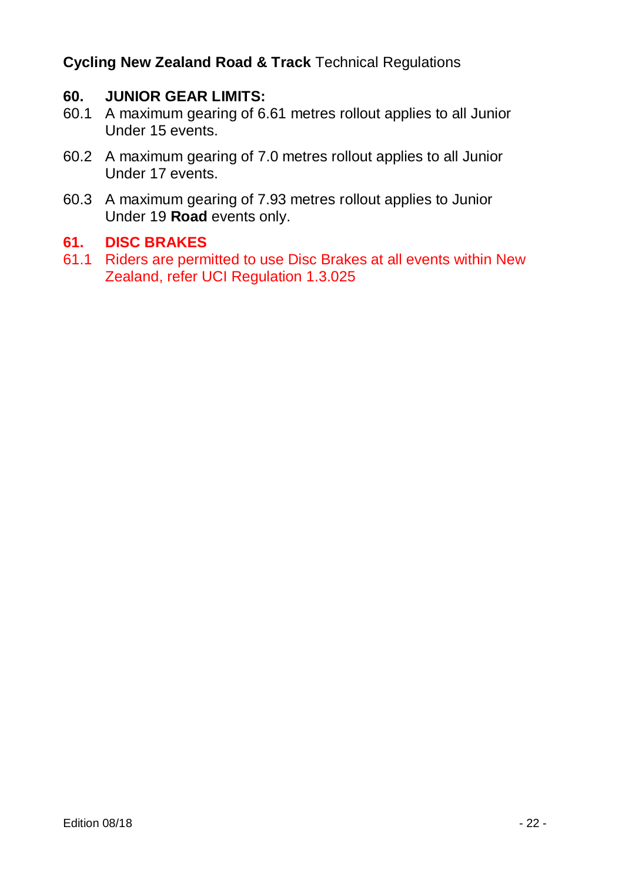## 60. JUNIOR GEAR LIMITS:

60.1 A maximum gearing of 6.61 metres rollout applies to all Junior Under 15 events.

60.2 A maximum gearing of 7.0 metres rollout applies to all Junior Under 17 events.

60.3 A maximum gearing of 7.93 metres rollout applies to Junior Under 19 **Road** events only.

## 61. DISC BRAKES

61.1 Riders are permitted to use Disc Brakes at all events within New Zealand, refer UCI Regulation 1.3.025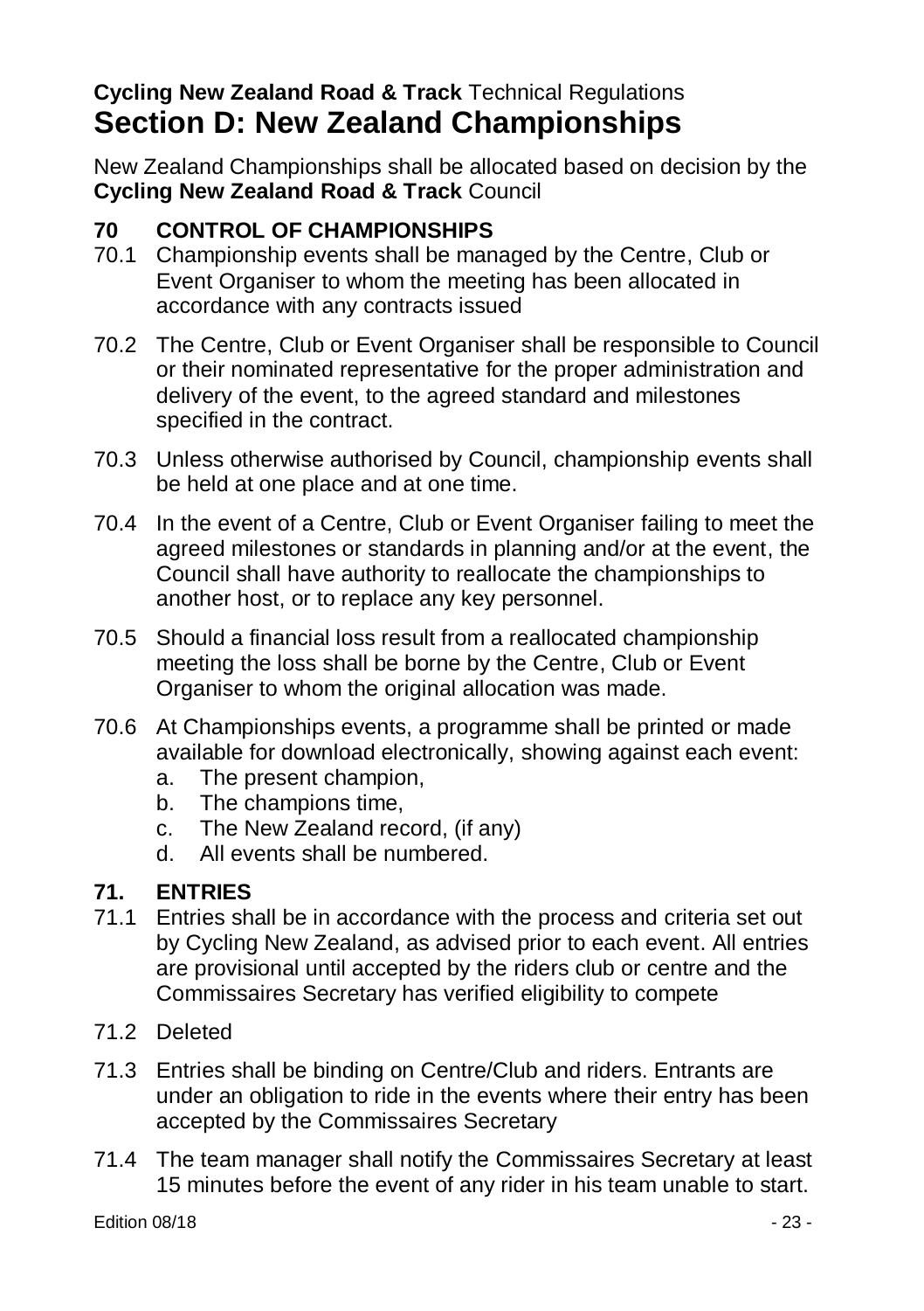**Cycling New Zealand Road & Track** Technical Regulations

# Section D: New Zealand Championships

New Zealand Championships shall be allocated based on decision by the **Cycling New Zealand Road & Track** Council

## 70 CONTROL OF CHAMPIONSHIPS

70.1 Championship events shall be managed by the Centre, Club or Event Organiser to whom the meeting has been allocated in accordance with any contracts issued

70.2 The Centre, Club or Event Organiser shall be responsible to Council or their nominated representative for the proper administration and delivery of the event, to the agreed standard and milestones specified in the contract.

70.3 Unless otherwise authorised by Council, championship events shall be held at one place and at one time.

70.4 In the event of a Centre, Club or Event Organiser failing to meet the agreed milestones or standards in planning and/or at the event, the Council shall have authority to reallocate the championships to another host, or to replace any key personnel.

70.5 Should a financial loss result from a reallocated championship meeting the loss shall be borne by the Centre, Club or Event Organiser to whom the original allocation was made.

70.6 At Championships events, a programme shall be printed or made available for download electronically, showing against each event:

a. The present champion,
b. The champions time,
c. The New Zealand record, (if any)
d. All events shall be numbered.

## 71. ENTRIES

71.1 Entries shall be in accordance with the process and criteria set out by Cycling New Zealand, as advised prior to each event. All entries are provisional until accepted by the riders club or centre and the Commissaires Secretary has verified eligibility to compete

71.2 Deleted

71.3 Entries shall be binding on Centre/Club and riders. Entrants are under an obligation to ride in the events where their entry has been accepted by the Commissaires Secretary

71.4 The team manager shall notify the Commissaires Secretary at least 15 minutes before the event of any rider in his team unable to start.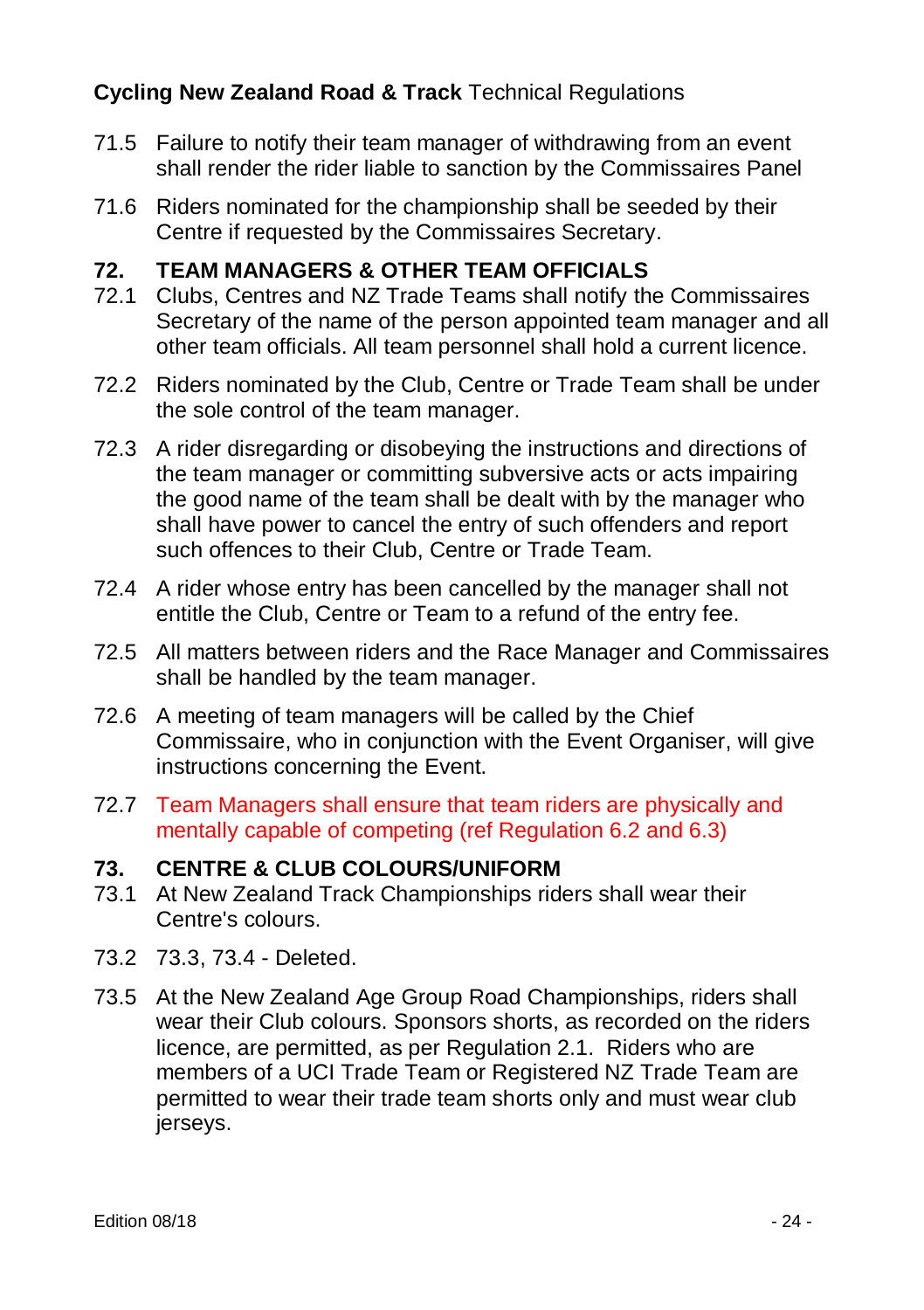71.5 Failure to notify their team manager of withdrawing from an event shall render the rider liable to sanction by the Commissaires Panel

71.6 Riders nominated for the championship shall be seeded by their Centre if requested by the Commissaires Secretary.

## 72. TEAM MANAGERS & OTHER TEAM OFFICIALS

72.1 Clubs, Centres and NZ Trade Teams shall notify the Commissaires Secretary of the name of the person appointed team manager and all other team officials. All team personnel shall hold a current licence.

72.2 Riders nominated by the Club, Centre or Trade Team shall be under the sole control of the team manager.

72.3 A rider disregarding or disobeying the instructions and directions of the team manager or committing subversive acts or acts impairing the good name of the team shall be dealt with by the manager who shall have power to cancel the entry of such offenders and report such offences to their Club, Centre or Trade Team.

72.4 A rider whose entry has been cancelled by the manager shall not entitle the Club, Centre or Team to a refund of the entry fee.

72.5 All matters between riders and the Race Manager and Commissaires shall be handled by the team manager.

72.6 A meeting of team managers will be called by the Chief Commissaire, who in conjunction with the Event Organiser, will give instructions concerning the Event.

72.7 Team Managers shall ensure that team riders are physically and mentally capable of competing (ref Regulation 6.2 and 6.3)

## 73. CENTRE & CLUB COLOURS/UNIFORM

73.1 At New Zealand Track Championships riders shall wear their Centre's colours.

73.2 73.3, 73.4 - Deleted.

73.5 At the New Zealand Age Group Road Championships, riders shall wear their Club colours. Sponsors shorts, as recorded on the riders licence, are permitted, as per Regulation 2.1. Riders who are members of a UCI Trade Team or Registered NZ Trade Team are permitted to wear their trade team shorts only and must wear club jerseys.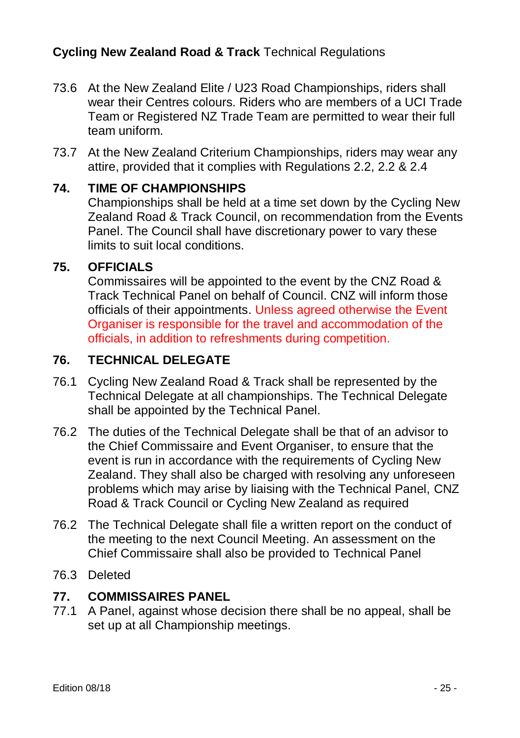73.6 At the New Zealand Elite / U23 Road Championships, riders shall wear their Centres colours. Riders who are members of a UCI Trade Team or Registered NZ Trade Team are permitted to wear their full team uniform.

73.7 At the New Zealand Criterium Championships, riders may wear any attire, provided that it complies with Regulations 2.2, 2.2 & 2.4

## 74. TIME OF CHAMPIONSHIPS

Championships shall be held at a time set down by the Cycling New Zealand Road & Track Council, on recommendation from the Events Panel. The Council shall have discretionary power to vary these limits to suit local conditions.

## 75. OFFICIALS

Commissaires will be appointed to the event by the CNZ Road & Track Technical Panel on behalf of Council. CNZ will inform those officials of their appointments. Unless agreed otherwise the Event Organiser is responsible for the travel and accommodation of the officials, in addition to refreshments during competition.

## 76. TECHNICAL DELEGATE

76.1 Cycling New Zealand Road & Track shall be represented by the Technical Delegate at all championships. The Technical Delegate shall be appointed by the Technical Panel.

76.2 The duties of the Technical Delegate shall be that of an advisor to the Chief Commissaire and Event Organiser, to ensure that the event is run in accordance with the requirements of Cycling New Zealand. They shall also be charged with resolving any unforeseen problems which may arise by liaising with the Technical Panel, CNZ Road & Track Council or Cycling New Zealand as required

76.2 The Technical Delegate shall file a written report on the conduct of the meeting to the next Council Meeting. An assessment on the Chief Commissaire shall also be provided to Technical Panel

76.3 Deleted

## 77. COMMISSAIRES PANEL

77.1 A Panel, against whose decision there shall be no appeal, shall be set up at all Championship meetings.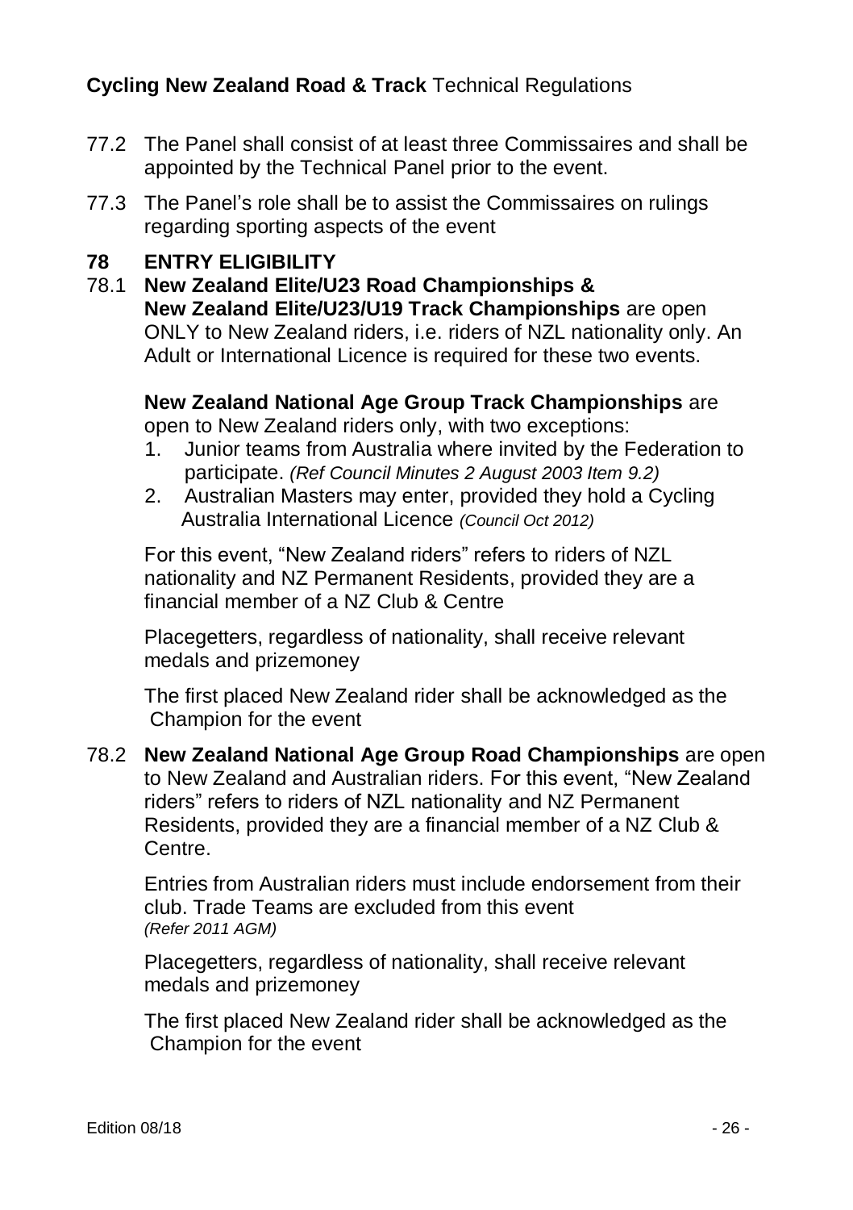77.2 The Panel shall consist of at least three Commissaires and shall be appointed by the Technical Panel prior to the event.

77.3 The Panel's role shall be to assist the Commissaires on rulings regarding sporting aspects of the event

## 78 ENTRY ELIGIBILITY

78.1 **New Zealand Elite/U23 Road Championships & New Zealand Elite/U23/U19 Track Championships** are open ONLY to New Zealand riders, i.e. riders of NZL nationality only. An Adult or International Licence is required for these two events.

**New Zealand National Age Group Track Championships** are open to New Zealand riders only, with two exceptions:

1. Junior teams from Australia where invited by the Federation to participate. *(Ref Council Minutes 2 August 2003 Item 9.2)*
2. Australian Masters may enter, provided they hold a Cycling Australia International Licence *(Council Oct 2012)*

For this event, "New Zealand riders" refers to riders of NZL nationality and NZ Permanent Residents, provided they are a financial member of a NZ Club & Centre

Placegetters, regardless of nationality, shall receive relevant medals and prizemoney

The first placed New Zealand rider shall be acknowledged as the Champion for the event

78.2 **New Zealand National Age Group Road Championships** are open to New Zealand and Australian riders. For this event, "New Zealand riders" refers to riders of NZL nationality and NZ Permanent Residents, provided they are a financial member of a NZ Club & Centre.

Entries from Australian riders must include endorsement from their club. Trade Teams are excluded from this event *(Refer 2011 AGM)*

Placegetters, regardless of nationality, shall receive relevant medals and prizemoney

The first placed New Zealand rider shall be acknowledged as the Champion for the event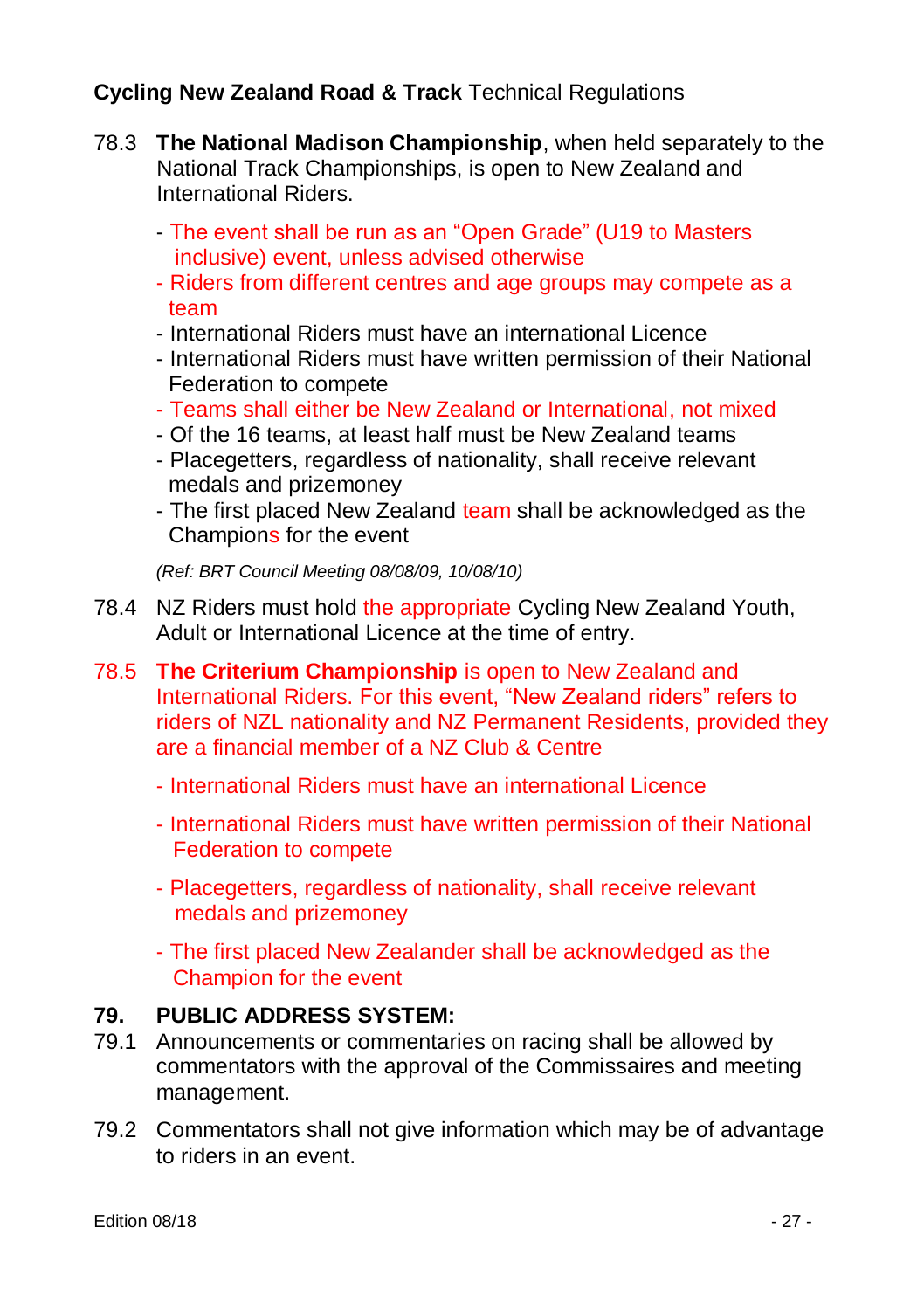78.3 **The National Madison Championship**, when held separately to the National Track Championships, is open to New Zealand and International Riders.

- The event shall be run as an "Open Grade" (U19 to Masters inclusive) event, unless advised otherwise
- Riders from different centres and age groups may compete as a team
- International Riders must have an international Licence
- International Riders must have written permission of their National Federation to compete
- Teams shall either be New Zealand or International, not mixed
- Of the 16 teams, at least half must be New Zealand teams
- Placegetters, regardless of nationality, shall receive relevant medals and prizemoney
- The first placed New Zealand team shall be acknowledged as the Champions for the event

*(Ref: BRT Council Meeting 08/08/09, 10/08/10)*

78.4 NZ Riders must hold the appropriate Cycling New Zealand Youth, Adult or International Licence at the time of entry.

78.5 **The Criterium Championship** is open to New Zealand and International Riders. For this event, "New Zealand riders" refers to riders of NZL nationality and NZ Permanent Residents, provided they are a financial member of a NZ Club & Centre

- International Riders must have an international Licence
- International Riders must have written permission of their National Federation to compete
- Placegetters, regardless of nationality, shall receive relevant medals and prizemoney
- The first placed New Zealander shall be acknowledged as the Champion for the event

## 79. PUBLIC ADDRESS SYSTEM:

79.1 Announcements or commentaries on racing shall be allowed by commentators with the approval of the Commissaires and meeting management.

79.2 Commentators shall not give information which may be of advantage to riders in an event.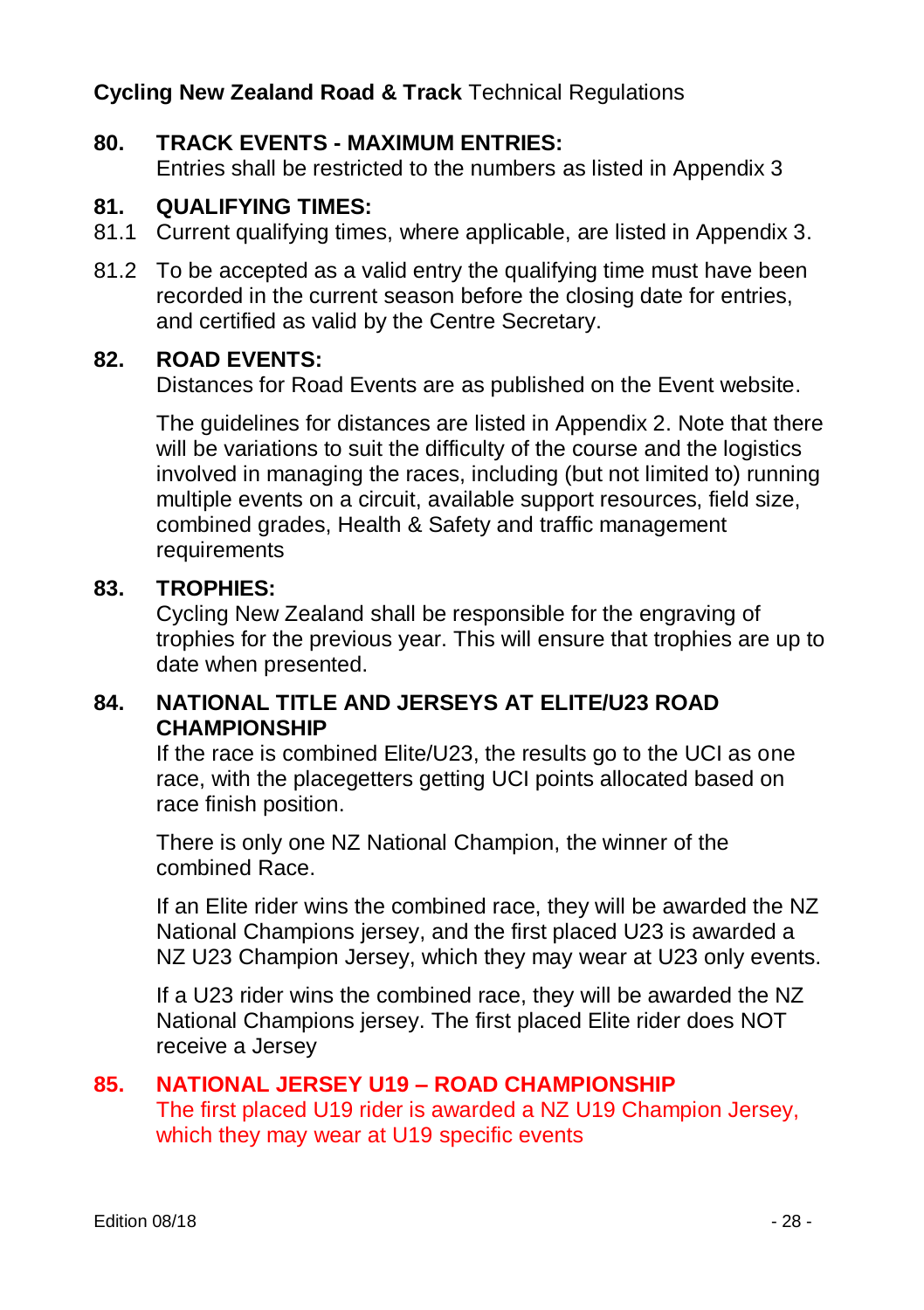## 80. TRACK EVENTS - MAXIMUM ENTRIES:

Entries shall be restricted to the numbers as listed in Appendix 3

## 81. QUALIFYING TIMES:

81.1 Current qualifying times, where applicable, are listed in Appendix 3.

81.2 To be accepted as a valid entry the qualifying time must have been recorded in the current season before the closing date for entries, and certified as valid by the Centre Secretary.

## 82. ROAD EVENTS:

Distances for Road Events are as published on the Event website.

The guidelines for distances are listed in Appendix 2. Note that there will be variations to suit the difficulty of the course and the logistics involved in managing the races, including (but not limited to) running multiple events on a circuit, available support resources, field size, combined grades, Health & Safety and traffic management requirements

## 83. TROPHIES:

Cycling New Zealand shall be responsible for the engraving of trophies for the previous year. This will ensure that trophies are up to date when presented.

## 84. NATIONAL TITLE AND JERSEYS AT ELITE/U23 ROAD CHAMPIONSHIP

If the race is combined Elite/U23, the results go to the UCI as one race, with the placegetters getting UCI points allocated based on race finish position.

There is only one NZ National Champion, the winner of the combined Race.

If an Elite rider wins the combined race, they will be awarded the NZ National Champions jersey, and the first placed U23 is awarded a NZ U23 Champion Jersey, which they may wear at U23 only events.

If a U23 rider wins the combined race, they will be awarded the NZ National Champions jersey. The first placed Elite rider does NOT receive a Jersey

## 85. NATIONAL JERSEY U19 – ROAD CHAMPIONSHIP

The first placed U19 rider is awarded a NZ U19 Champion Jersey, which they may wear at U19 specific events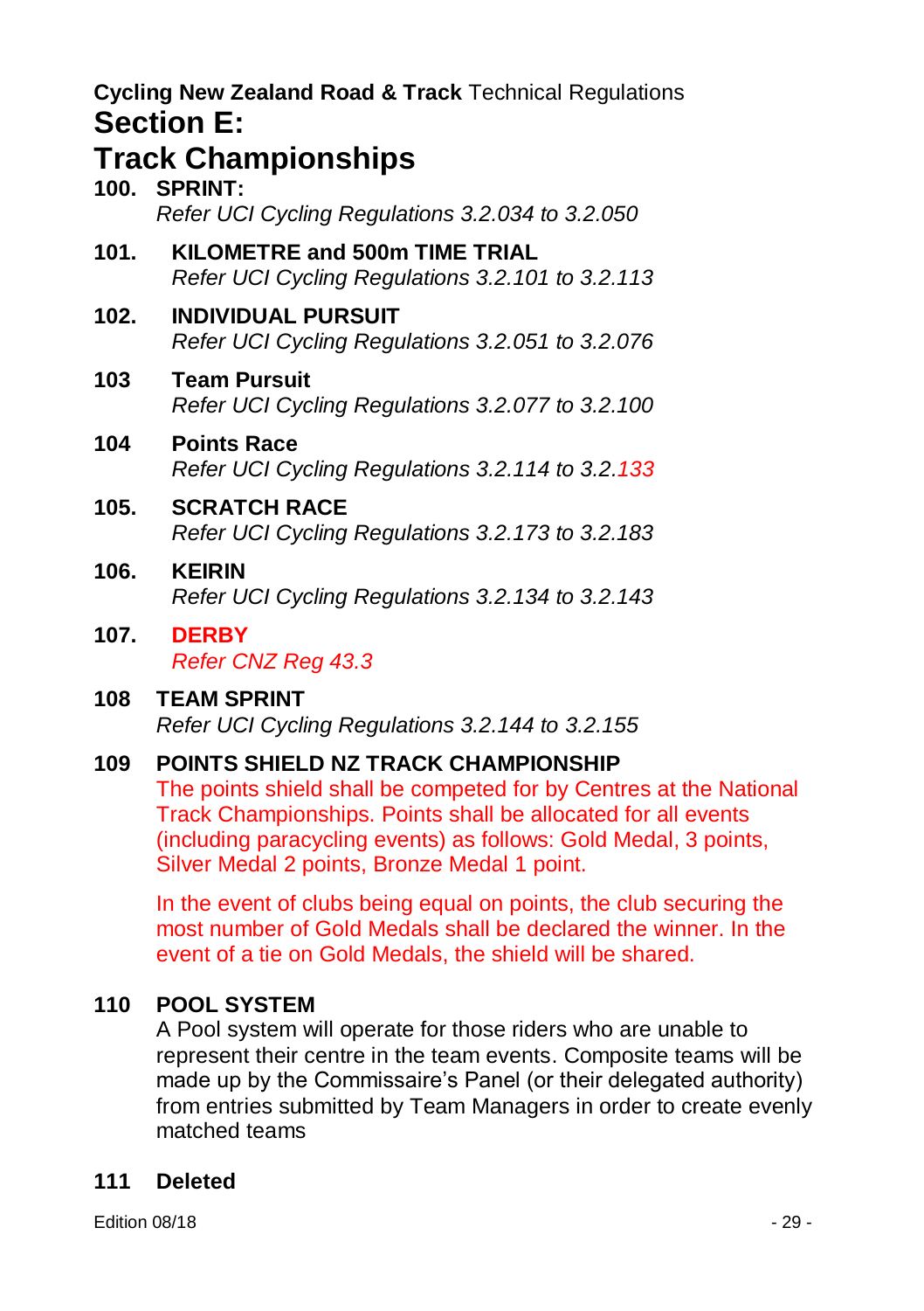**Cycling New Zealand Road & Track** Technical Regulations

# Section E:
# Track Championships

**100. SPRINT:**
*Refer UCI Cycling Regulations 3.2.034 to 3.2.050*

**101. KILOMETRE and 500m TIME TRIAL**
*Refer UCI Cycling Regulations 3.2.101 to 3.2.113*

**102. INDIVIDUAL PURSUIT**
*Refer UCI Cycling Regulations 3.2.051 to 3.2.076*

**103 Team Pursuit**
*Refer UCI Cycling Regulations 3.2.077 to 3.2.100*

**104 Points Race**
*Refer UCI Cycling Regulations 3.2.114 to 3.2.133*

**105. SCRATCH RACE**
*Refer UCI Cycling Regulations 3.2.173 to 3.2.183*

**106. KEIRIN**
*Refer UCI Cycling Regulations 3.2.134 to 3.2.143*

**107. DERBY**
*Refer CNZ Reg 43.3*

**108 TEAM SPRINT**
*Refer UCI Cycling Regulations 3.2.144 to 3.2.155*

**109 POINTS SHIELD NZ TRACK CHAMPIONSHIP**

The points shield shall be competed for by Centres at the National Track Championships. Points shall be allocated for all events (including paracycling events) as follows: Gold Medal, 3 points, Silver Medal 2 points, Bronze Medal 1 point.

In the event of clubs being equal on points, the club securing the most number of Gold Medals shall be declared the winner. In the event of a tie on Gold Medals, the shield will be shared.

**110 POOL SYSTEM**

A Pool system will operate for those riders who are unable to represent their centre in the team events. Composite teams will be made up by the Commissaire's Panel (or their delegated authority) from entries submitted by Team Managers in order to create evenly matched teams

**111 Deleted**

Edition 08/18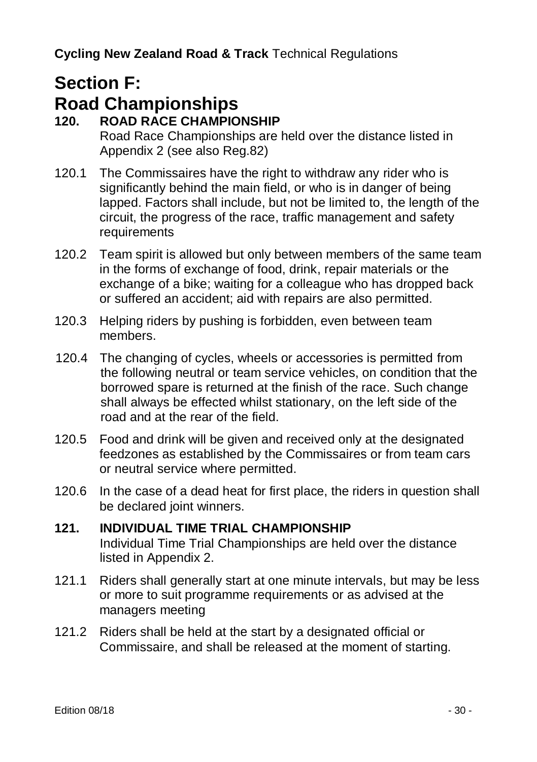# Section F: Road Championships

## 120. ROAD RACE CHAMPIONSHIP

Road Race Championships are held over the distance listed in Appendix 2 (see also Reg.82)

120.1 The Commissaires have the right to withdraw any rider who is significantly behind the main field, or who is in danger of being lapped. Factors shall include, but not be limited to, the length of the circuit, the progress of the race, traffic management and safety requirements

120.2 Team spirit is allowed but only between members of the same team in the forms of exchange of food, drink, repair materials or the exchange of a bike; waiting for a colleague who has dropped back or suffered an accident; aid with repairs are also permitted.

120.3 Helping riders by pushing is forbidden, even between team members.

120.4 The changing of cycles, wheels or accessories is permitted from the following neutral or team service vehicles, on condition that the borrowed spare is returned at the finish of the race. Such change shall always be effected whilst stationary, on the left side of the road and at the rear of the field.

120.5 Food and drink will be given and received only at the designated feedzones as established by the Commissaires or from team cars or neutral service where permitted.

120.6 In the case of a dead heat for first place, the riders in question shall be declared joint winners.

## 121. INDIVIDUAL TIME TRIAL CHAMPIONSHIP

Individual Time Trial Championships are held over the distance listed in Appendix 2.

121.1 Riders shall generally start at one minute intervals, but may be less or more to suit programme requirements or as advised at the managers meeting

121.2 Riders shall be held at the start by a designated official or Commissaire, and shall be released at the moment of starting.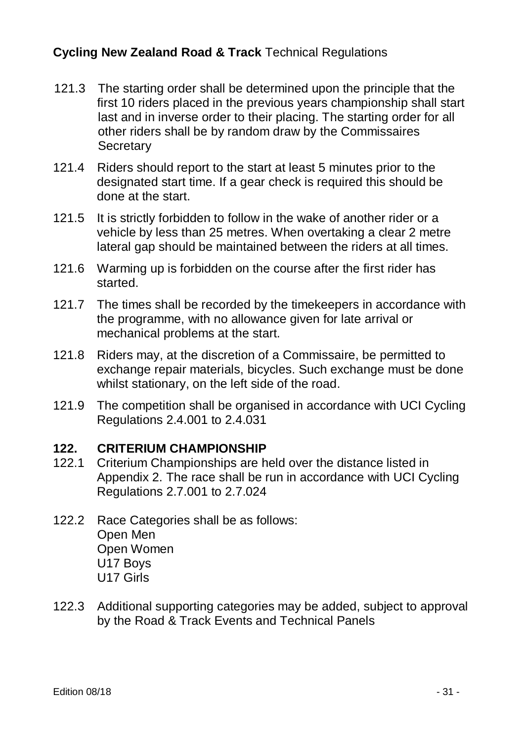121.3 The starting order shall be determined upon the principle that the first 10 riders placed in the previous years championship shall start last and in inverse order to their placing. The starting order for all other riders shall be by random draw by the Commissaires Secretary

121.4 Riders should report to the start at least 5 minutes prior to the designated start time. If a gear check is required this should be done at the start.

121.5 It is strictly forbidden to follow in the wake of another rider or a vehicle by less than 25 metres. When overtaking a clear 2 metre lateral gap should be maintained between the riders at all times.

121.6 Warming up is forbidden on the course after the first rider has started.

121.7 The times shall be recorded by the timekeepers in accordance with the programme, with no allowance given for late arrival or mechanical problems at the start.

121.8 Riders may, at the discretion of a Commissaire, be permitted to exchange repair materials, bicycles. Such exchange must be done whilst stationary, on the left side of the road.

121.9 The competition shall be organised in accordance with UCI Cycling Regulations 2.4.001 to 2.4.031

## 122. CRITERIUM CHAMPIONSHIP

122.1 Criterium Championships are held over the distance listed in Appendix 2. The race shall be run in accordance with UCI Cycling Regulations 2.7.001 to 2.7.024

122.2 Race Categories shall be as follows:
Open Men
Open Women
U17 Boys
U17 Girls

122.3 Additional supporting categories may be added, subject to approval by the Road & Track Events and Technical Panels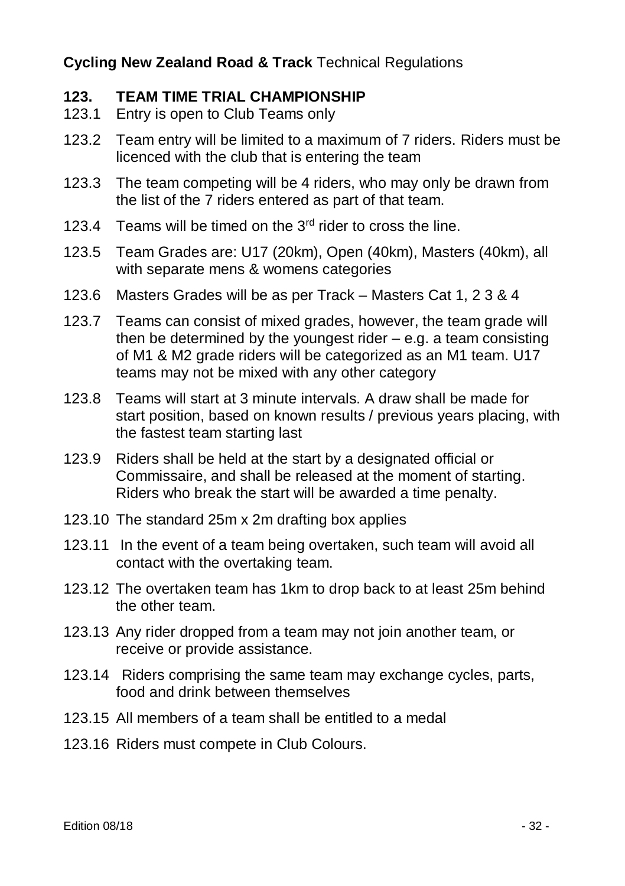## 123. TEAM TIME TRIAL CHAMPIONSHIP

123.1 Entry is open to Club Teams only

123.2 Team entry will be limited to a maximum of 7 riders. Riders must be licenced with the club that is entering the team

123.3 The team competing will be 4 riders, who may only be drawn from the list of the 7 riders entered as part of that team.

123.4 Teams will be timed on the 3rd rider to cross the line.

123.5 Team Grades are: U17 (20km), Open (40km), Masters (40km), all with separate mens & womens categories

123.6 Masters Grades will be as per Track – Masters Cat 1, 2 3 & 4

123.7 Teams can consist of mixed grades, however, the team grade will then be determined by the youngest rider – e.g. a team consisting of M1 & M2 grade riders will be categorized as an M1 team. U17 teams may not be mixed with any other category

123.8 Teams will start at 3 minute intervals. A draw shall be made for start position, based on known results / previous years placing, with the fastest team starting last

123.9 Riders shall be held at the start by a designated official or Commissaire, and shall be released at the moment of starting. Riders who break the start will be awarded a time penalty.

123.10 The standard 25m x 2m drafting box applies

123.11 In the event of a team being overtaken, such team will avoid all contact with the overtaking team.

123.12 The overtaken team has 1km to drop back to at least 25m behind the other team.

123.13 Any rider dropped from a team may not join another team, or receive or provide assistance.

123.14 Riders comprising the same team may exchange cycles, parts, food and drink between themselves

123.15 All members of a team shall be entitled to a medal

123.16 Riders must compete in Club Colours.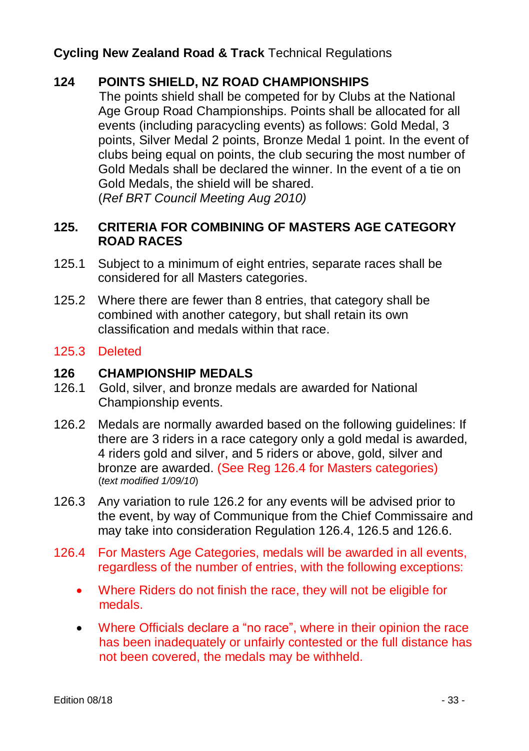## 124 POINTS SHIELD, NZ ROAD CHAMPIONSHIPS

The points shield shall be competed for by Clubs at the National Age Group Road Championships. Points shall be allocated for all events (including paracycling events) as follows: Gold Medal, 3 points, Silver Medal 2 points, Bronze Medal 1 point. In the event of clubs being equal on points, the club securing the most number of Gold Medals shall be declared the winner. In the event of a tie on Gold Medals, the shield will be shared.
(*Ref BRT Council Meeting Aug 2010)*

## 125. CRITERIA FOR COMBINING OF MASTERS AGE CATEGORY ROAD RACES

125.1 Subject to a minimum of eight entries, separate races shall be considered for all Masters categories.

125.2 Where there are fewer than 8 entries, that category shall be combined with another category, but shall retain its own classification and medals within that race.

125.3 Deleted

## 126 CHAMPIONSHIP MEDALS

126.1 Gold, silver, and bronze medals are awarded for National Championship events.

126.2 Medals are normally awarded based on the following guidelines: If there are 3 riders in a race category only a gold medal is awarded, 4 riders gold and silver, and 5 riders or above, gold, silver and bronze are awarded. (See Reg 126.4 for Masters categories) (*text modified 1/09/10*)

126.3 Any variation to rule 126.2 for any events will be advised prior to the event, by way of Communique from the Chief Commissaire and may take into consideration Regulation 126.4, 126.5 and 126.6.

126.4 For Masters Age Categories, medals will be awarded in all events, regardless of the number of entries, with the following exceptions:

- Where Riders do not finish the race, they will not be eligible for medals.
- Where Officials declare a “no race”, where in their opinion the race has been inadequately or unfairly contested or the full distance has not been covered, the medals may be withheld.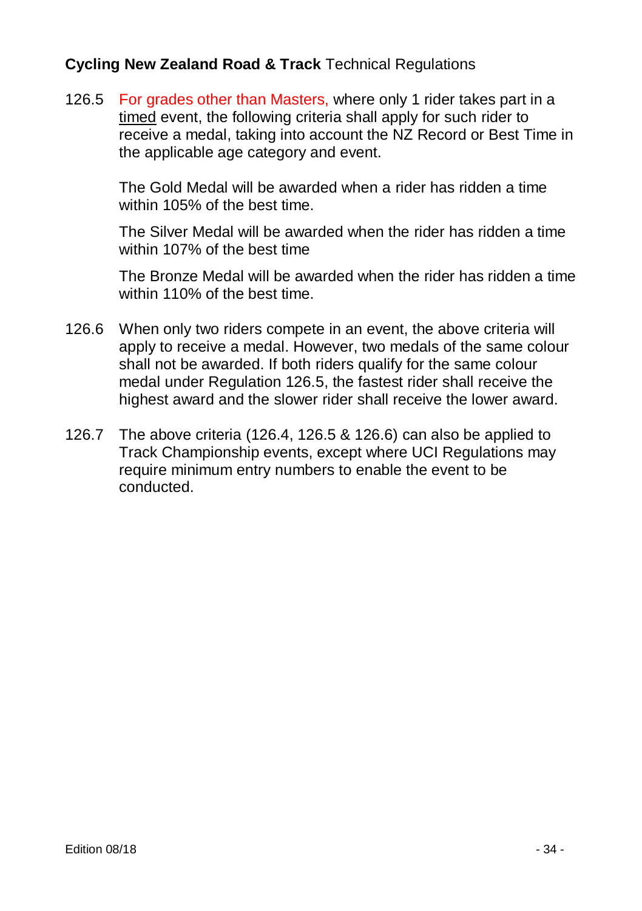126.5 For grades other than Masters, where only 1 rider takes part in a <u>timed</u> event, the following criteria shall apply for such rider to receive a medal, taking into account the NZ Record or Best Time in the applicable age category and event.

The Gold Medal will be awarded when a rider has ridden a time within 105% of the best time.

The Silver Medal will be awarded when the rider has ridden a time within 107% of the best time

The Bronze Medal will be awarded when the rider has ridden a time within 110% of the best time.

126.6 When only two riders compete in an event, the above criteria will apply to receive a medal. However, two medals of the same colour shall not be awarded. If both riders qualify for the same colour medal under Regulation 126.5, the fastest rider shall receive the highest award and the slower rider shall receive the lower award.

126.7 The above criteria (126.4, 126.5 & 126.6) can also be applied to Track Championship events, except where UCI Regulations may require minimum entry numbers to enable the event to be conducted.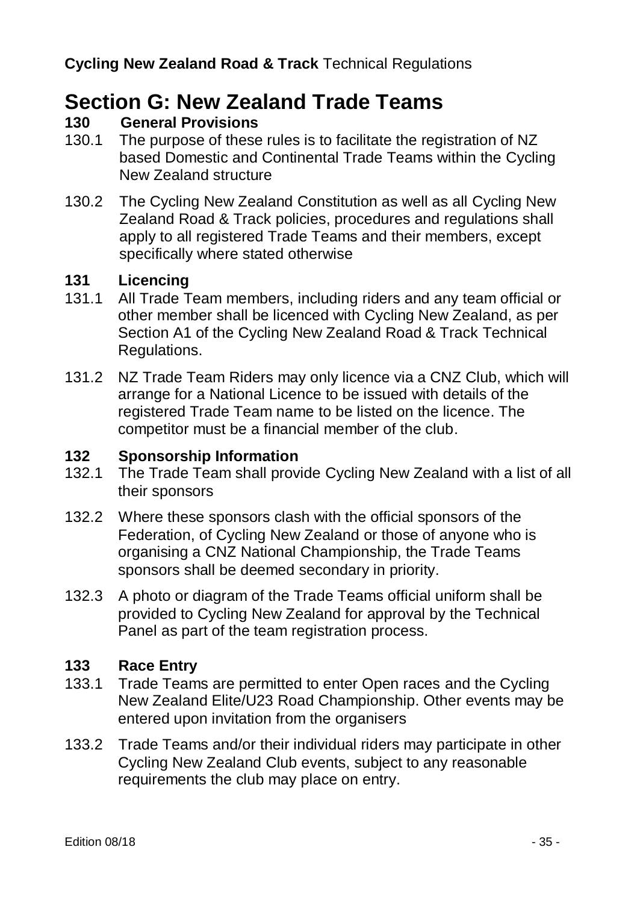# Section G: New Zealand Trade Teams

## 130 General Provisions

130.1 The purpose of these rules is to facilitate the registration of NZ based Domestic and Continental Trade Teams within the Cycling New Zealand structure

130.2 The Cycling New Zealand Constitution as well as all Cycling New Zealand Road & Track policies, procedures and regulations shall apply to all registered Trade Teams and their members, except specifically where stated otherwise

## 131 Licencing

131.1 All Trade Team members, including riders and any team official or other member shall be licenced with Cycling New Zealand, as per Section A1 of the Cycling New Zealand Road & Track Technical Regulations.

131.2 NZ Trade Team Riders may only licence via a CNZ Club, which will arrange for a National Licence to be issued with details of the registered Trade Team name to be listed on the licence. The competitor must be a financial member of the club.

## 132 Sponsorship Information

132.1 The Trade Team shall provide Cycling New Zealand with a list of all their sponsors

132.2 Where these sponsors clash with the official sponsors of the Federation, of Cycling New Zealand or those of anyone who is organising a CNZ National Championship, the Trade Teams sponsors shall be deemed secondary in priority.

132.3 A photo or diagram of the Trade Teams official uniform shall be provided to Cycling New Zealand for approval by the Technical Panel as part of the team registration process.

## 133 Race Entry

133.1 Trade Teams are permitted to enter Open races and the Cycling New Zealand Elite/U23 Road Championship. Other events may be entered upon invitation from the organisers

133.2 Trade Teams and/or their individual riders may participate in other Cycling New Zealand Club events, subject to any reasonable requirements the club may place on entry.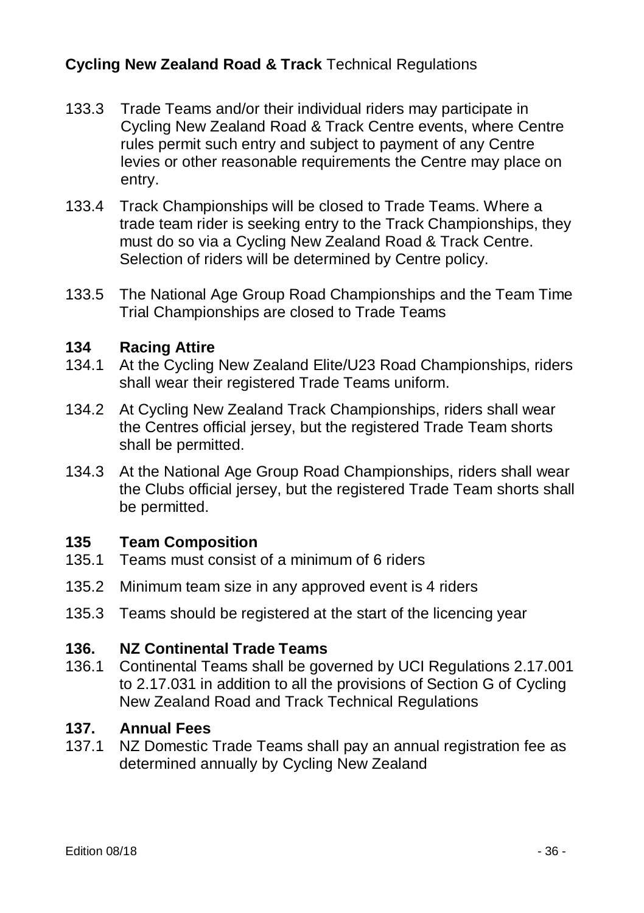133.3 Trade Teams and/or their individual riders may participate in Cycling New Zealand Road & Track Centre events, where Centre rules permit such entry and subject to payment of any Centre levies or other reasonable requirements the Centre may place on entry.

133.4 Track Championships will be closed to Trade Teams. Where a trade team rider is seeking entry to the Track Championships, they must do so via a Cycling New Zealand Road & Track Centre. Selection of riders will be determined by Centre policy.

133.5 The National Age Group Road Championships and the Team Time Trial Championships are closed to Trade Teams

## 134 Racing Attire

134.1 At the Cycling New Zealand Elite/U23 Road Championships, riders shall wear their registered Trade Teams uniform.

134.2 At Cycling New Zealand Track Championships, riders shall wear the Centres official jersey, but the registered Trade Team shorts shall be permitted.

134.3 At the National Age Group Road Championships, riders shall wear the Clubs official jersey, but the registered Trade Team shorts shall be permitted.

## 135 Team Composition

135.1 Teams must consist of a minimum of 6 riders

135.2 Minimum team size in any approved event is 4 riders

135.3 Teams should be registered at the start of the licencing year

## 136. NZ Continental Trade Teams

136.1 Continental Teams shall be governed by UCI Regulations 2.17.001 to 2.17.031 in addition to all the provisions of Section G of Cycling New Zealand Road and Track Technical Regulations

## 137. Annual Fees

137.1 NZ Domestic Trade Teams shall pay an annual registration fee as determined annually by Cycling New Zealand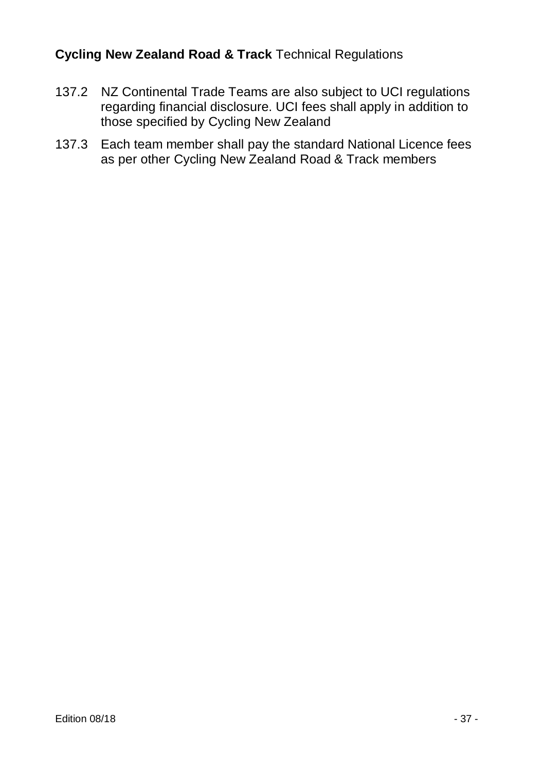137.2 NZ Continental Trade Teams are also subject to UCI regulations regarding financial disclosure. UCI fees shall apply in addition to those specified by Cycling New Zealand

137.3 Each team member shall pay the standard National Licence fees as per other Cycling New Zealand Road & Track members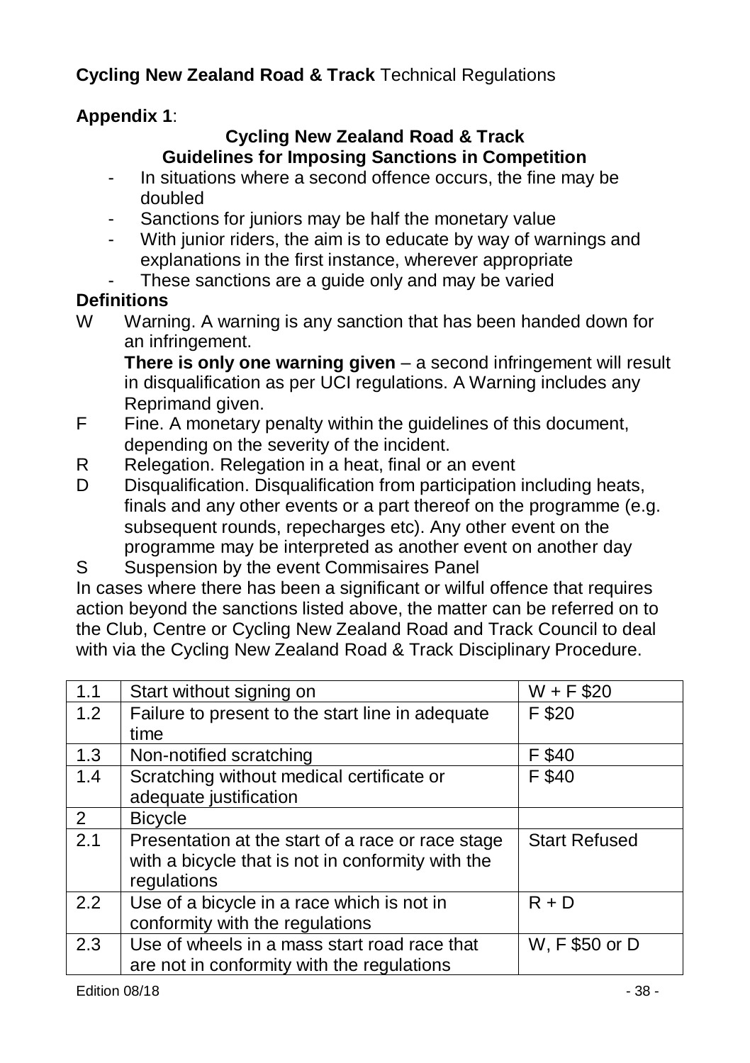**Cycling New Zealand Road & Track** Technical Regulations

**Appendix 1**:

## Cycling New Zealand Road & Track
## Guidelines for Imposing Sanctions in Competition

- In situations where a second offence occurs, the fine may be doubled
- Sanctions for juniors may be half the monetary value
- With junior riders, the aim is to educate by way of warnings and explanations in the first instance, wherever appropriate
- These sanctions are a guide only and may be varied

**Definitions**

W Warning. A warning is any sanction that has been handed down for an infringement.
**There is only one warning given** – a second infringement will result in disqualification as per UCI regulations. A Warning includes any Reprimand given.

F Fine. A monetary penalty within the guidelines of this document, depending on the severity of the incident.

R Relegation. Relegation in a heat, final or an event

D Disqualification. Disqualification from participation including heats, finals and any other events or a part thereof on the programme (e.g. subsequent rounds, repecharges etc). Any other event on the programme may be interpreted as another event on another day

S Suspension by the event Commisaires Panel

In cases where there has been a significant or wilful offence that requires action beyond the sanctions listed above, the matter can be referred on to the Club, Centre or Cycling New Zealand Road and Track Council to deal with via the Cycling New Zealand Road & Track Disciplinary Procedure.

| | | |
|---|---|---|
| 1.1 | Start without signing on | W + F $20 |
| 1.2 | Failure to present to the start line in adequate time | F $20 |
| 1.3 | Non-notified scratching | F $40 |
| 1.4 | Scratching without medical certificate or adequate justification | F $40 |
| 2 | Bicycle | |
| 2.1 | Presentation at the start of a race or race stage with a bicycle that is not in conformity with the regulations | Start Refused |
| 2.2 | Use of a bicycle in a race which is not in conformity with the regulations | R + D |
| 2.3 | Use of wheels in a mass start road race that are not in conformity with the regulations | W, F $50 or D |

Edition 08/18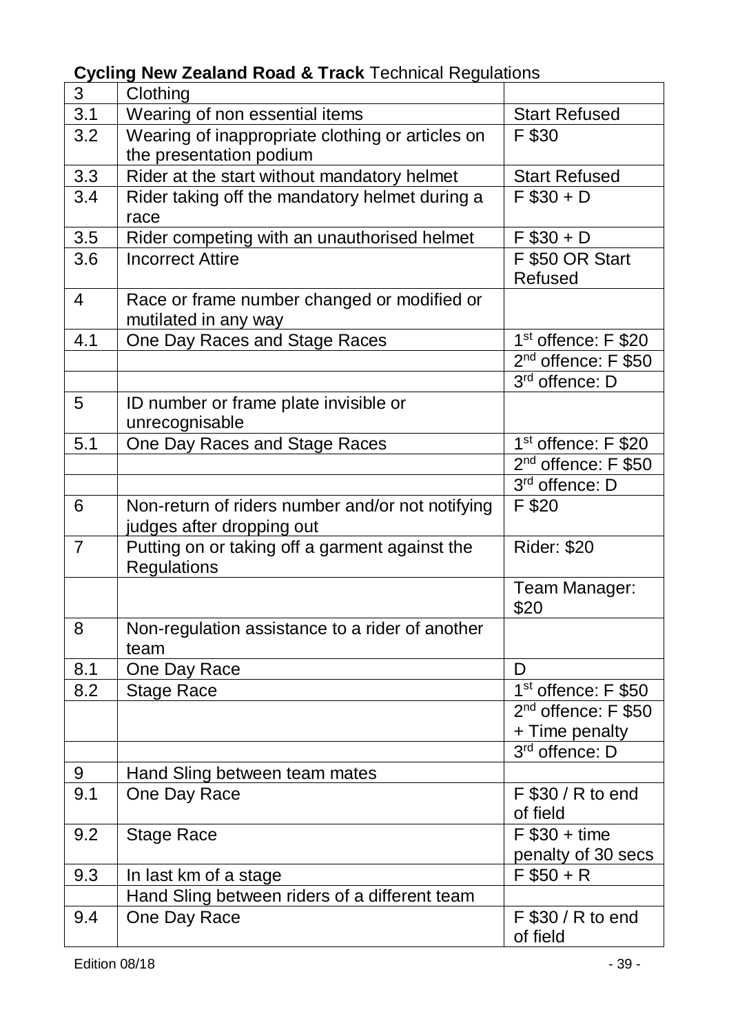**Cycling New Zealand Road & Track** Technical Regulations

| 3 | Clothing | |
|---|---|---|
| 3.1 | Wearing of non essential items | Start Refused |
| 3.2 | Wearing of inappropriate clothing or articles on the presentation podium | F $30 |
| 3.3 | Rider at the start without mandatory helmet | Start Refused |
| 3.4 | Rider taking off the mandatory helmet during a race | F $30 + D |
| 3.5 | Rider competing with an unauthorised helmet | F $30 + D |
| 3.6 | Incorrect Attire | F $50 OR Start Refused |
| 4 | Race or frame number changed or modified or mutilated in any way | |
| 4.1 | One Day Races and Stage Races | 1st offence: F $20 |
| | | 2nd offence: F $50 |
| | | 3rd offence: D |
| 5 | ID number or frame plate invisible or unrecognisable | |
| 5.1 | One Day Races and Stage Races | 1st offence: F $20 |
| | | 2nd offence: F $50 |
| | | 3rd offence: D |
| 6 | Non-return of riders number and/or not notifying judges after dropping out | F $20 |
| 7 | Putting on or taking off a garment against the Regulations | Rider: $20 |
| | | Team Manager: $20 |
| 8 | Non-regulation assistance to a rider of another team | |
| 8.1 | One Day Race | D |
| 8.2 | Stage Race | 1st offence: F $50 |
| | | 2nd offence: F $50 + Time penalty |
| | | 3rd offence: D |
| 9 | Hand Sling between team mates | |
| 9.1 | One Day Race | F $30 / R to end of field |
| 9.2 | Stage Race | F $30 + time penalty of 30 secs |
| 9.3 | In last km of a stage | F $50 + R |
| | Hand Sling between riders of a different team | |
| 9.4 | One Day Race | F $30 / R to end of field |

Edition 08/18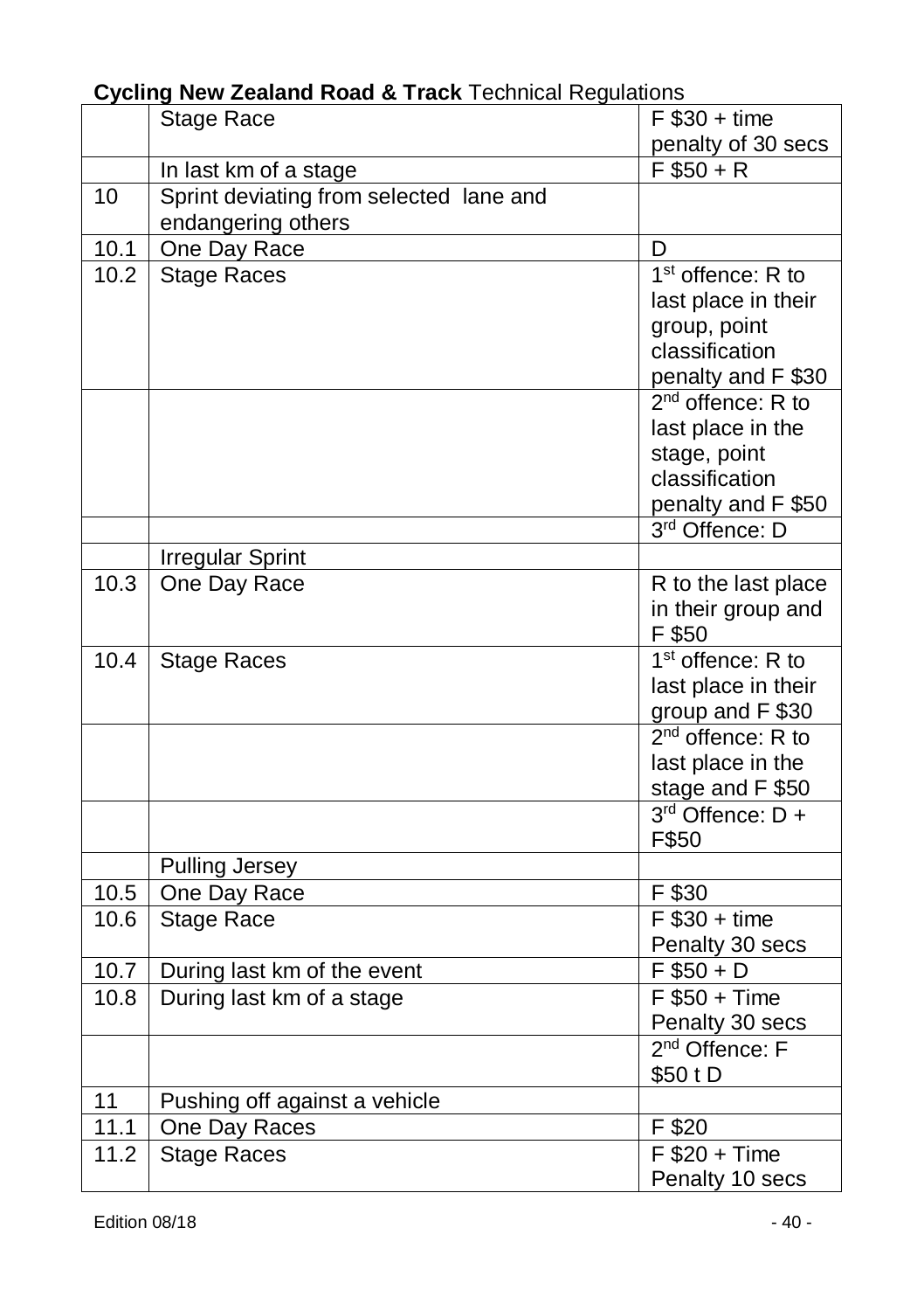**Cycling New Zealand Road & Track** Technical Regulations

| | | |
|---|---|---|
| | Stage Race | F $30 + time penalty of 30 secs |
| | In last km of a stage | F $50 + R |
| 10 | Sprint deviating from selected lane and endangering others | |
| 10.1 | One Day Race | D |
| 10.2 | Stage Races | 1st offence: R to last place in their group, point classification penalty and F $30 |
| | | 2nd offence: R to last place in the stage, point classification penalty and F $50 |
| | | 3rd Offence: D |
| | Irregular Sprint | |
| 10.3 | One Day Race | R to the last place in their group and F $50 |
| 10.4 | Stage Races | 1st offence: R to last place in their group and F $30 |
| | | 2nd offence: R to last place in the stage and F $50 |
| | | 3rd Offence: D + F$50 |
| | Pulling Jersey | |
| 10.5 | One Day Race | F $30 |
| 10.6 | Stage Race | F $30 + time Penalty 30 secs |
| 10.7 | During last km of the event | F $50 + D |
| 10.8 | During last km of a stage | F $50 + Time Penalty 30 secs |
| | | 2nd Offence: F $50 t D |
| 11 | Pushing off against a vehicle | |
| 11.1 | One Day Races | F $20 |
| 11.2 | Stage Races | F $20 + Time Penalty 10 secs |

Edition 08/18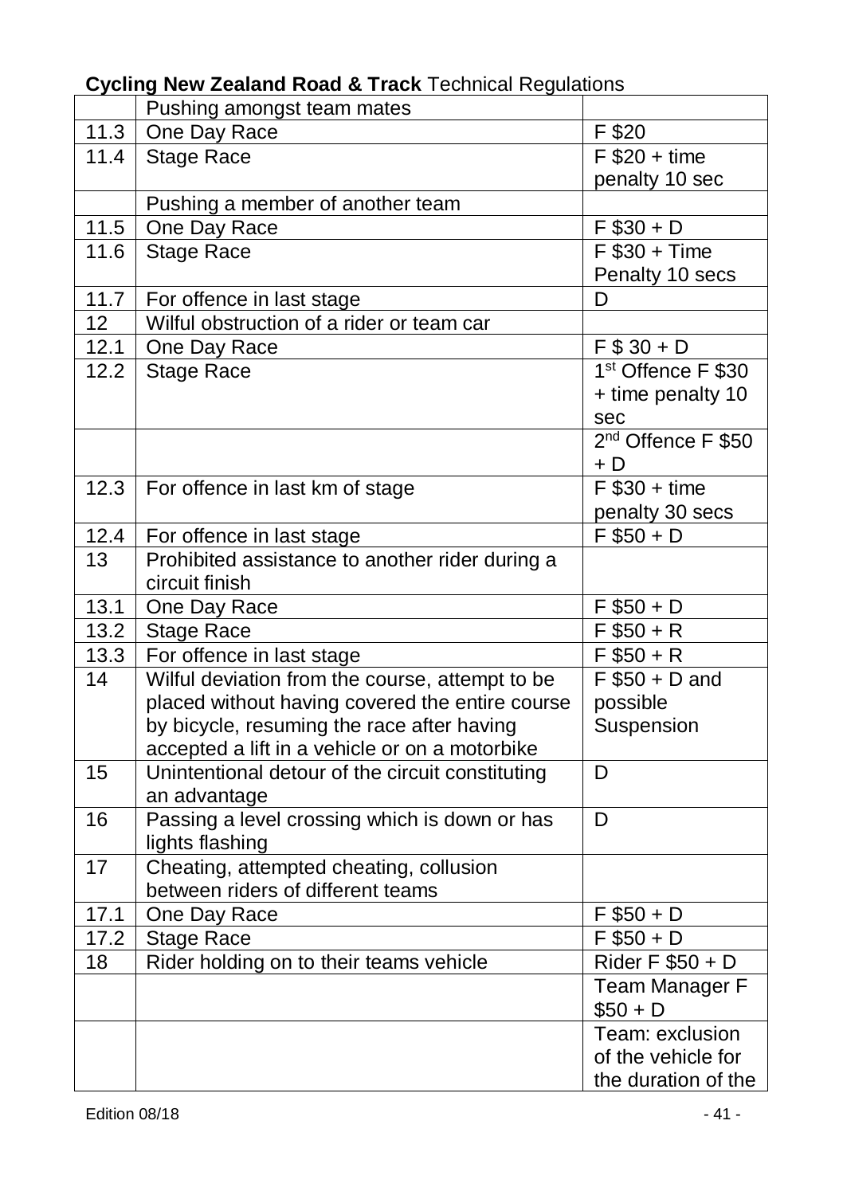| | Pushing amongst team mates | |
|---|---|---|
| 11.3 | One Day Race | F $20 |
| 11.4 | Stage Race | F $20 + time penalty 10 sec |
| | Pushing a member of another team | |
| 11.5 | One Day Race | F $30 + D |
| 11.6 | Stage Race | F $30 + Time Penalty 10 secs |
| 11.7 | For offence in last stage | D |
| 12 | Wilful obstruction of a rider or team car | |
| 12.1 | One Day Race | F $ 30 + D |
| 12.2 | Stage Race | 1st Offence F $30 + time penalty 10 sec |
| | | 2nd Offence F $50 + D |
| 12.3 | For offence in last km of stage | F $30 + time penalty 30 secs |
| 12.4 | For offence in last stage | F $50 + D |
| 13 | Prohibited assistance to another rider during a circuit finish | |
| 13.1 | One Day Race | F $50 + D |
| 13.2 | Stage Race | F $50 + R |
| 13.3 | For offence in last stage | F $50 + R |
| 14 | Wilful deviation from the course, attempt to be placed without having covered the entire course by bicycle, resuming the race after having accepted a lift in a vehicle or on a motorbike | F $50 + D and possible Suspension |
| 15 | Unintentional detour of the circuit constituting an advantage | D |
| 16 | Passing a level crossing which is down or has lights flashing | D |
| 17 | Cheating, attempted cheating, collusion between riders of different teams | |
| 17.1 | One Day Race | F $50 + D |
| 17.2 | Stage Race | F $50 + D |
| 18 | Rider holding on to their teams vehicle | Rider F $50 + D |
| | | Team Manager F $50 + D |
| | | Team: exclusion of the vehicle for the duration of the |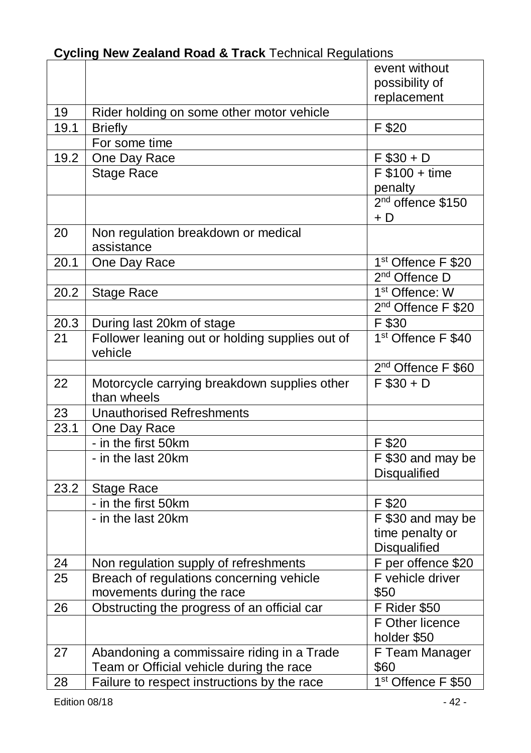| | | event without possibility of replacement |
|---|---|---|
| 19 | Rider holding on some other motor vehicle | |
| 19.1 | Briefly | F $20 |
| | For some time | |
| 19.2 | One Day Race | F $30 + D |
| | Stage Race | F $100 + time penalty |
| | | 2nd offence $150 + D |
| 20 | Non regulation breakdown or medical assistance | |
| 20.1 | One Day Race | 1st Offence F $20 |
| | | 2nd Offence D |
| 20.2 | Stage Race | 1st Offence: W |
| | | 2nd Offence F $20 |
| 20.3 | During last 20km of stage | F $30 |
| 21 | Follower leaning out or holding supplies out of vehicle | 1st Offence F $40 |
| | | 2nd Offence F $60 |
| 22 | Motorcycle carrying breakdown supplies other than wheels | F $30 + D |
| 23 | Unauthorised Refreshments | |
| 23.1 | One Day Race | |
| | - in the first 50km | F $20 |
| | - in the last 20km | F $30 and may be Disqualified |
| 23.2 | Stage Race | |
| | - in the first 50km | F $20 |
| | - in the last 20km | F $30 and may be time penalty or Disqualified |
| 24 | Non regulation supply of refreshments | F per offence $20 |
| 25 | Breach of regulations concerning vehicle movements during the race | F vehicle driver $50 |
| 26 | Obstructing the progress of an official car | F Rider $50 |
| | | F Other licence holder $50 |
| 27 | Abandoning a commissaire riding in a Trade Team or Official vehicle during the race | F Team Manager $60 |
| 28 | Failure to respect instructions by the race | 1st Offence F $50 |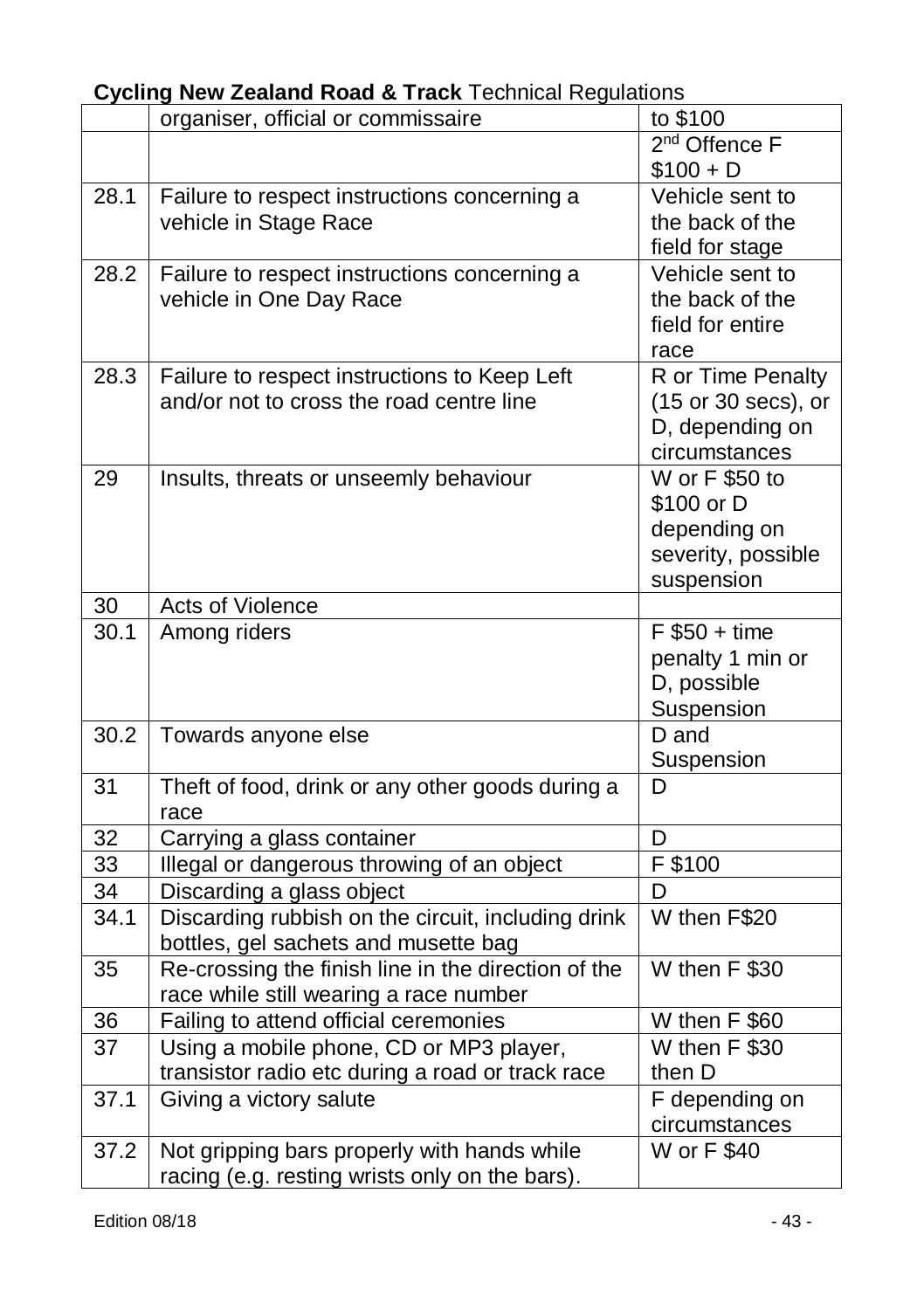| | | |
|---|---|---|
| | organiser, official or commissaire | to $100 |
| | | 2nd Offence F $100 + D |
| 28.1 | Failure to respect instructions concerning a vehicle in Stage Race | Vehicle sent to the back of the field for stage |
| 28.2 | Failure to respect instructions concerning a vehicle in One Day Race | Vehicle sent to the back of the field for entire race |
| 28.3 | Failure to respect instructions to Keep Left and/or not to cross the road centre line | R or Time Penalty (15 or 30 secs), or D, depending on circumstances |
| 29 | Insults, threats or unseemly behaviour | W or F $50 to $100 or D depending on severity, possible suspension |
| 30 | Acts of Violence | |
| 30.1 | Among riders | F $50 + time penalty 1 min or D, possible Suspension |
| 30.2 | Towards anyone else | D and Suspension |
| 31 | Theft of food, drink or any other goods during a race | D |
| 32 | Carrying a glass container | D |
| 33 | Illegal or dangerous throwing of an object | F $100 |
| 34 | Discarding a glass object | D |
| 34.1 | Discarding rubbish on the circuit, including drink bottles, gel sachets and musette bag | W then F$20 |
| 35 | Re-crossing the finish line in the direction of the race while still wearing a race number | W then F $30 |
| 36 | Failing to attend official ceremonies | W then F $60 |
| 37 | Using a mobile phone, CD or MP3 player, transistor radio etc during a road or track race | W then F $30 then D |
| 37.1 | Giving a victory salute | F depending on circumstances |
| 37.2 | Not gripping bars properly with hands while racing (e.g. resting wrists only on the bars). | W or F $40 |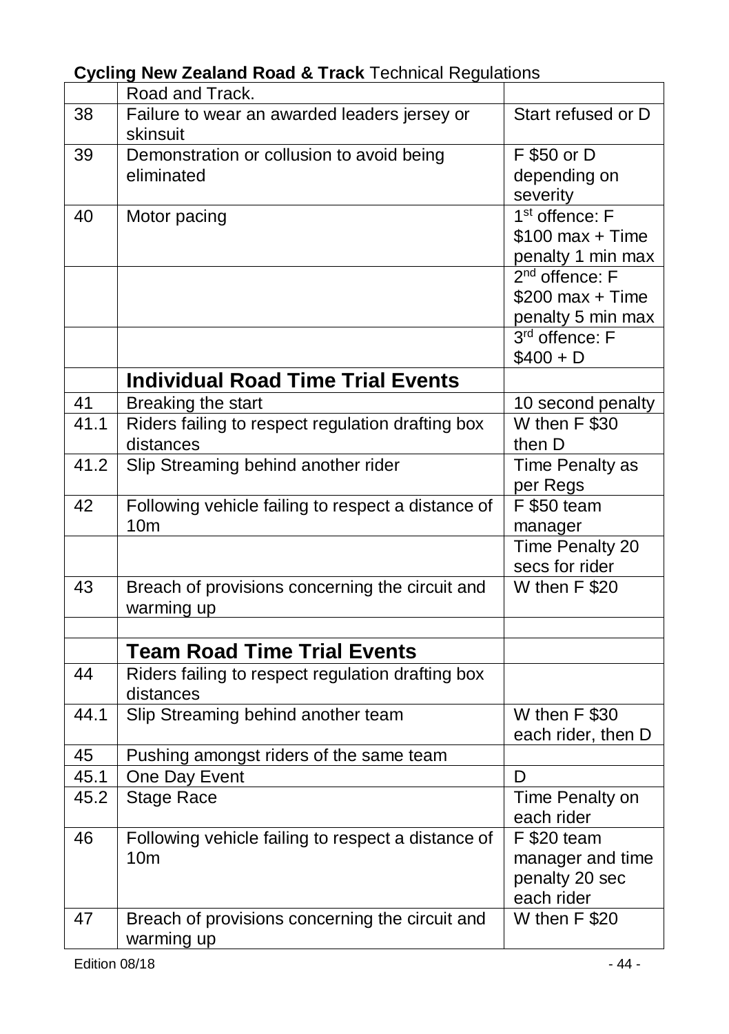| | Road and Track. | |
|---|---|---|
| 38 | Failure to wear an awarded leaders jersey or skinsuit | Start refused or D |
| 39 | Demonstration or collusion to avoid being eliminated | F $50 or D depending on severity |
| 40 | Motor pacing | 1st offence: F $100 max + Time penalty 1 min max |
| | | 2nd offence: F $200 max + Time penalty 5 min max |
| | | 3rd offence: F $400 + D |
| | **Individual Road Time Trial Events** | |
| 41 | Breaking the start | 10 second penalty |
| 41.1 | Riders failing to respect regulation drafting box distances | W then F $30 then D |
| 41.2 | Slip Streaming behind another rider | Time Penalty as per Regs |
| 42 | Following vehicle failing to respect a distance of 10m | F $50 team manager |
| | | Time Penalty 20 secs for rider |
| 43 | Breach of provisions concerning the circuit and warming up | W then F $20 |
| | | |
| | **Team Road Time Trial Events** | |
| 44 | Riders failing to respect regulation drafting box distances | |
| 44.1 | Slip Streaming behind another team | W then F $30 each rider, then D |
| 45 | Pushing amongst riders of the same team | |
| 45.1 | One Day Event | D |
| 45.2 | Stage Race | Time Penalty on each rider |
| 46 | Following vehicle failing to respect a distance of 10m | F $20 team manager and time penalty 20 sec each rider |
| 47 | Breach of provisions concerning the circuit and warming up | W then F $20 |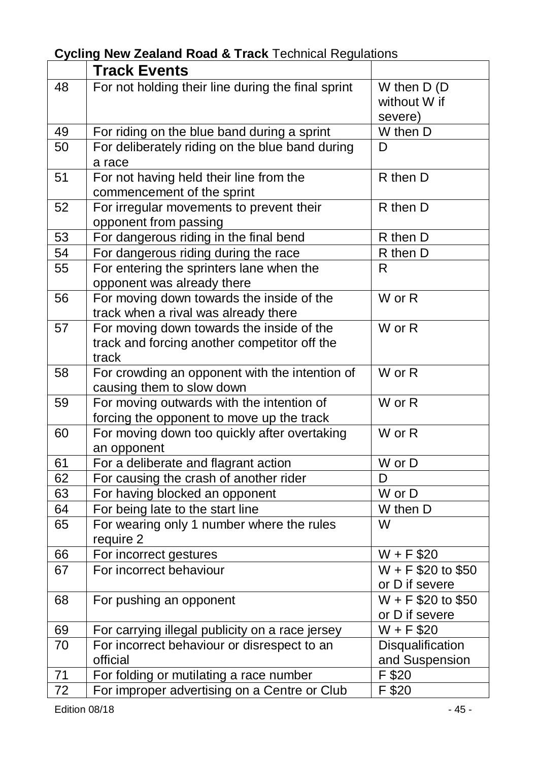| | Track Events | |
|---|---|---|
| 48 | For not holding their line during the final sprint | W then D (D without W if severe) |
| 49 | For riding on the blue band during a sprint | W then D |
| 50 | For deliberately riding on the blue band during a race | D |
| 51 | For not having held their line from the commencement of the sprint | R then D |
| 52 | For irregular movements to prevent their opponent from passing | R then D |
| 53 | For dangerous riding in the final bend | R then D |
| 54 | For dangerous riding during the race | R then D |
| 55 | For entering the sprinters lane when the opponent was already there | R |
| 56 | For moving down towards the inside of the track when a rival was already there | W or R |
| 57 | For moving down towards the inside of the track and forcing another competitor off the track | W or R |
| 58 | For crowding an opponent with the intention of causing them to slow down | W or R |
| 59 | For moving outwards with the intention of forcing the opponent to move up the track | W or R |
| 60 | For moving down too quickly after overtaking an opponent | W or R |
| 61 | For a deliberate and flagrant action | W or D |
| 62 | For causing the crash of another rider | D |
| 63 | For having blocked an opponent | W or D |
| 64 | For being late to the start line | W then D |
| 65 | For wearing only 1 number where the rules require 2 | W |
| 66 | For incorrect gestures | W + F $20 |
| 67 | For incorrect behaviour | W + F $20 to $50 or D if severe |
| 68 | For pushing an opponent | W + F $20 to $50 or D if severe |
| 69 | For carrying illegal publicity on a race jersey | W + F $20 |
| 70 | For incorrect behaviour or disrespect to an official | Disqualification and Suspension |
| 71 | For folding or mutilating a race number | F $20 |
| 72 | For improper advertising on a Centre or Club | F $20 |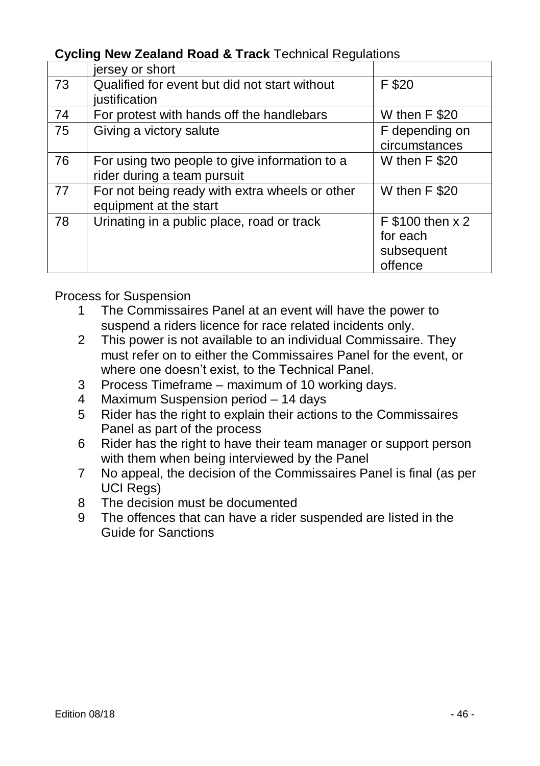| | | |
|---|---|---|
| | jersey or short | |
| 73 | Qualified for event but did not start without justification | F $20 |
| 74 | For protest with hands off the handlebars | W then F $20 |
| 75 | Giving a victory salute | F depending on circumstances |
| 76 | For using two people to give information to a rider during a team pursuit | W then F $20 |
| 77 | For not being ready with extra wheels or other equipment at the start | W then F $20 |
| 78 | Urinating in a public place, road or track | F $100 then x 2 for each subsequent offence |

Process for Suspension

1. The Commissaires Panel at an event will have the power to suspend a riders licence for race related incidents only.
2. This power is not available to an individual Commissaire. They must refer on to either the Commissaires Panel for the event, or where one doesn't exist, to the Technical Panel.
3. Process Timeframe – maximum of 10 working days.
4. Maximum Suspension period – 14 days
5. Rider has the right to explain their actions to the Commissaires Panel as part of the process
6. Rider has the right to have their team manager or support person with them when being interviewed by the Panel
7. No appeal, the decision of the Commissaires Panel is final (as per UCI Regs)
8. The decision must be documented
9. The offences that can have a rider suspended are listed in the Guide for Sanctions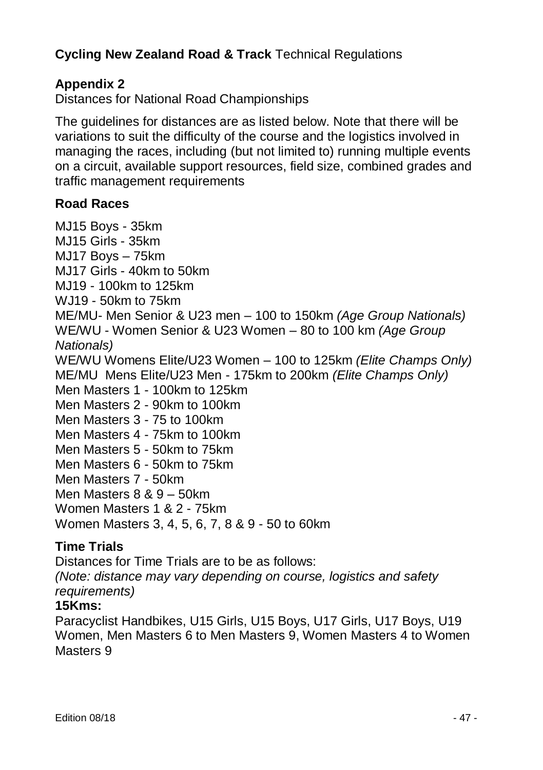**Cycling New Zealand Road & Track** Technical Regulations

## Appendix 2

Distances for National Road Championships

The guidelines for distances are as listed below. Note that there will be variations to suit the difficulty of the course and the logistics involved in managing the races, including (but not limited to) running multiple events on a circuit, available support resources, field size, combined grades and traffic management requirements

### Road Races

MJ15 Boys - 35km
MJ15 Girls - 35km
MJ17 Boys – 75km
MJ17 Girls - 40km to 50km
MJ19 - 100km to 125km
WJ19 - 50km to 75km
ME/MU- Men Senior & U23 men – 100 to 150km *(Age Group Nationals)*
WE/WU - Women Senior & U23 Women – 80 to 100 km *(Age Group Nationals)*
WE/WU Womens Elite/U23 Women – 100 to 125km *(Elite Champs Only)*
ME/MU Mens Elite/U23 Men - 175km to 200km *(Elite Champs Only)*
Men Masters 1 - 100km to 125km
Men Masters 2 - 90km to 100km
Men Masters 3 - 75 to 100km
Men Masters 4 - 75km to 100km
Men Masters 5 - 50km to 75km
Men Masters 6 - 50km to 75km
Men Masters 7 - 50km
Men Masters 8 & 9 – 50km
Women Masters 1 & 2 - 75km
Women Masters 3, 4, 5, 6, 7, 8 & 9 - 50 to 60km

### Time Trials

Distances for Time Trials are to be as follows:
*(Note: distance may vary depending on course, logistics and safety requirements)*

**15Kms:**

Paracyclist Handbikes, U15 Girls, U15 Boys, U17 Girls, U17 Boys, U19 Women, Men Masters 6 to Men Masters 9, Women Masters 4 to Women Masters 9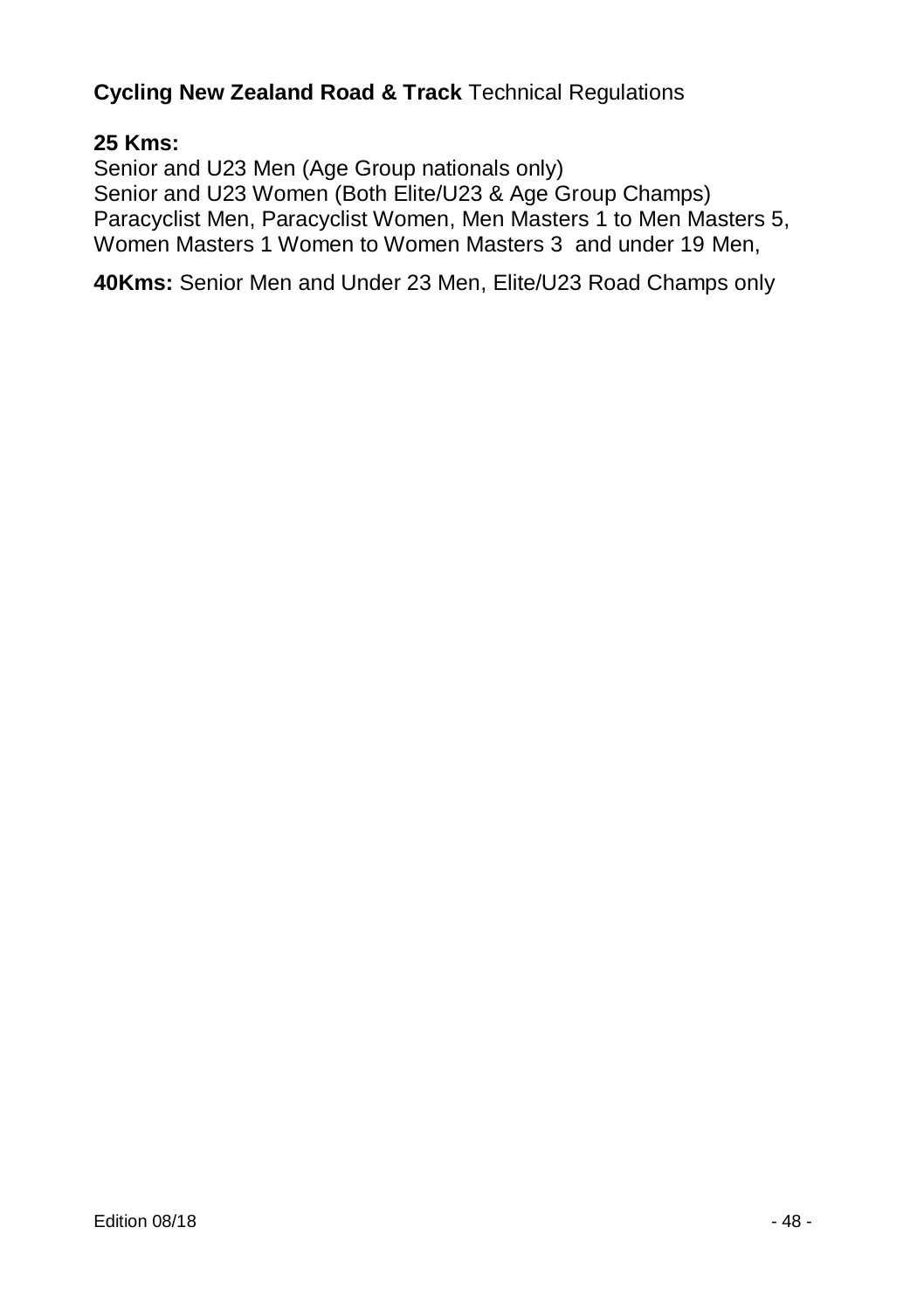**25 Kms:**
Senior and U23 Men (Age Group nationals only)
Senior and U23 Women (Both Elite/U23 & Age Group Champs)
Paracyclist Men, Paracyclist Women, Men Masters 1 to Men Masters 5, Women Masters 1 Women to Women Masters 3 and under 19 Men,

**40Kms:** Senior Men and Under 23 Men, Elite/U23 Road Champs only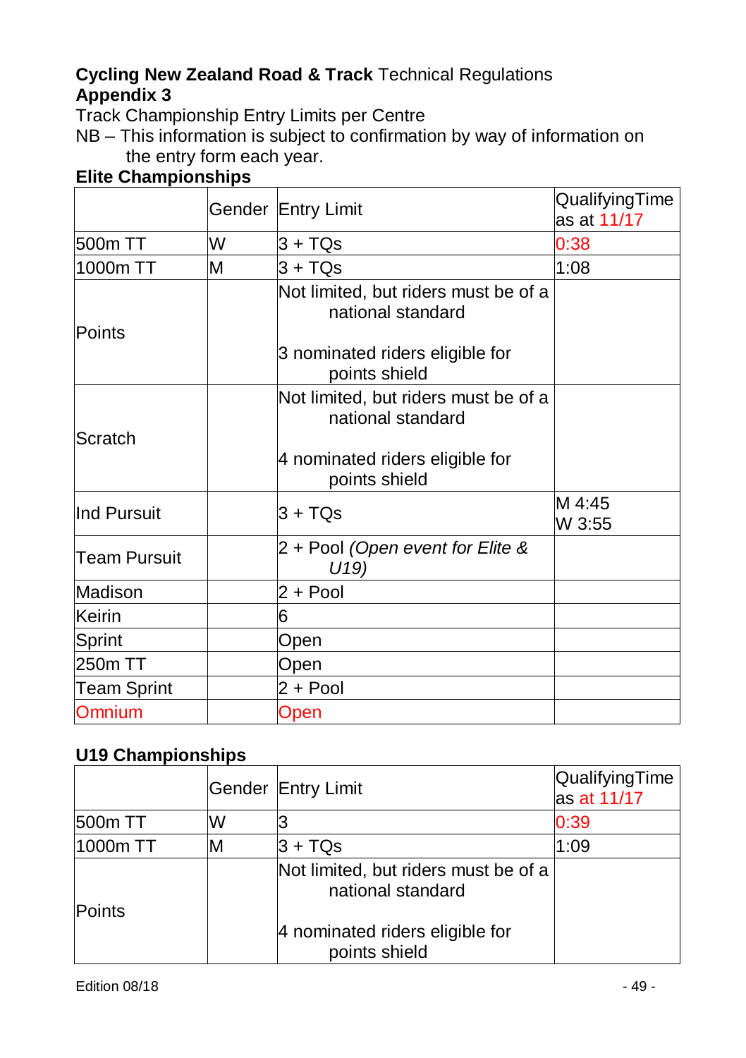**Cycling New Zealand Road & Track** Technical Regulations
**Appendix 3**
Track Championship Entry Limits per Centre
NB – This information is subject to confirmation by way of information on the entry form each year.

**Elite Championships**

| | Gender | Entry Limit | QualifyingTime as at 11/17 |
|---|---|---|---|
| 500m TT | W | 3 + TQs | 0:38 |
| 1000m TT | M | 3 + TQs | 1:08 |
| Points | | Not limited, but riders must be of a national standard<br><br>3 nominated riders eligible for points shield | |
| Scratch | | Not limited, but riders must be of a national standard<br><br>4 nominated riders eligible for points shield | |
| Ind Pursuit | | 3 + TQs | M 4:45<br>W 3:55 |
| Team Pursuit | | 2 + Pool *(Open event for Elite & U19)* | |
| Madison | | 2 + Pool | |
| Keirin | | 6 | |
| Sprint | | Open | |
| 250m TT | | Open | |
| Team Sprint | | 2 + Pool | |
| Omnium | | Open | |

**U19 Championships**

| | Gender | Entry Limit | QualifyingTime as at 11/17 |
|---|---|---|---|
| 500m TT | W | 3 | 0:39 |
| 1000m TT | M | 3 + TQs | 1:09 |
| Points | | Not limited, but riders must be of a national standard<br><br>4 nominated riders eligible for points shield | |

Edition 08/18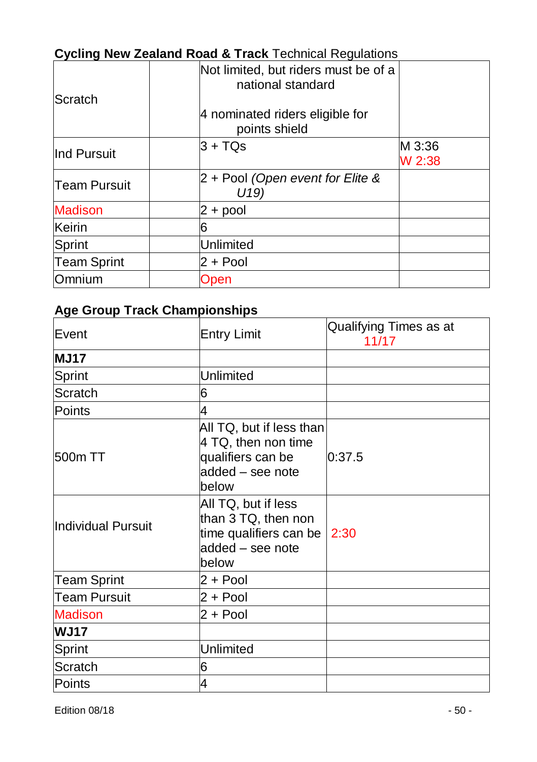**Cycling New Zealand Road & Track** Technical Regulations

| | | | |
|---|---|---|---|
| Scratch | | Not limited, but riders must be of a national standard<br><br>4 nominated riders eligible for points shield | |
| Ind Pursuit | | 3 + TQs | M 3:36<br>W 2:38 |
| Team Pursuit | | 2 + Pool *(Open event for Elite & U19)* | |
| Madison | | 2 + pool | |
| Keirin | | 6 | |
| Sprint | | Unlimited | |
| Team Sprint | | 2 + Pool | |
| Omnium | | Open | |

## Age Group Track Championships

| Event | Entry Limit | Qualifying Times as at 11/17 |
|---|---|---|
| **MJ17** | | |
| Sprint | Unlimited | |
| Scratch | 6 | |
| Points | 4 | |
| 500m TT | All TQ, but if less than 4 TQ, then non time qualifiers can be added – see note below | 0:37.5 |
| Individual Pursuit | All TQ, but if less than 3 TQ, then non time qualifiers can be added – see note below | 2:30 |
| Team Sprint | 2 + Pool | |
| Team Pursuit | 2 + Pool | |
| Madison | 2 + Pool | |
| **WJ17** | | |
| Sprint | Unlimited | |
| Scratch | 6 | |
| Points | 4 | |

Edition 08/18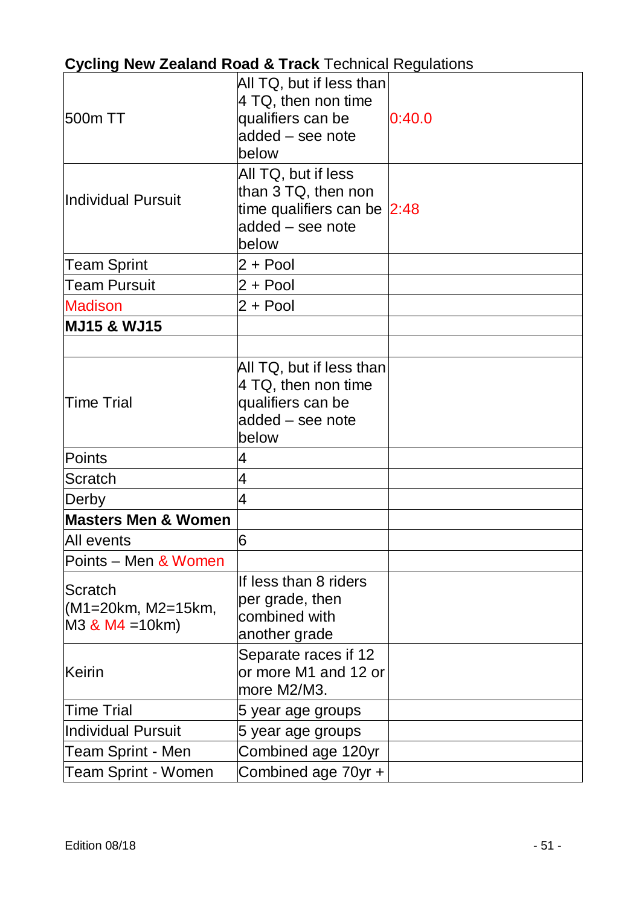**Cycling New Zealand Road & Track** Technical Regulations

| | | |
|---|---|---|
| 500m TT | All TQ, but if less than 4 TQ, then non time qualifiers can be added – see note below | 0:40.0 |
| Individual Pursuit | All TQ, but if less than 3 TQ, then non time qualifiers can be added – see note below | 2:48 |
| Team Sprint | 2 + Pool | |
| Team Pursuit | 2 + Pool | |
| Madison | 2 + Pool | |
| **MJ15 & WJ15** | | |
| | | |
| Time Trial | All TQ, but if less than 4 TQ, then non time qualifiers can be added – see note below | |
| Points | 4 | |
| Scratch | 4 | |
| Derby | 4 | |
| **Masters Men & Women** | | |
| All events | 6 | |
| Points – Men & Women | | |
| Scratch (M1=20km, M2=15km, M3 & M4 =10km) | If less than 8 riders per grade, then combined with another grade | |
| Keirin | Separate races if 12 or more M1 and 12 or more M2/M3. | |
| Time Trial | 5 year age groups | |
| Individual Pursuit | 5 year age groups | |
| Team Sprint - Men | Combined age 120yr | |
| Team Sprint - Women | Combined age 70yr + | |

Edition 08/18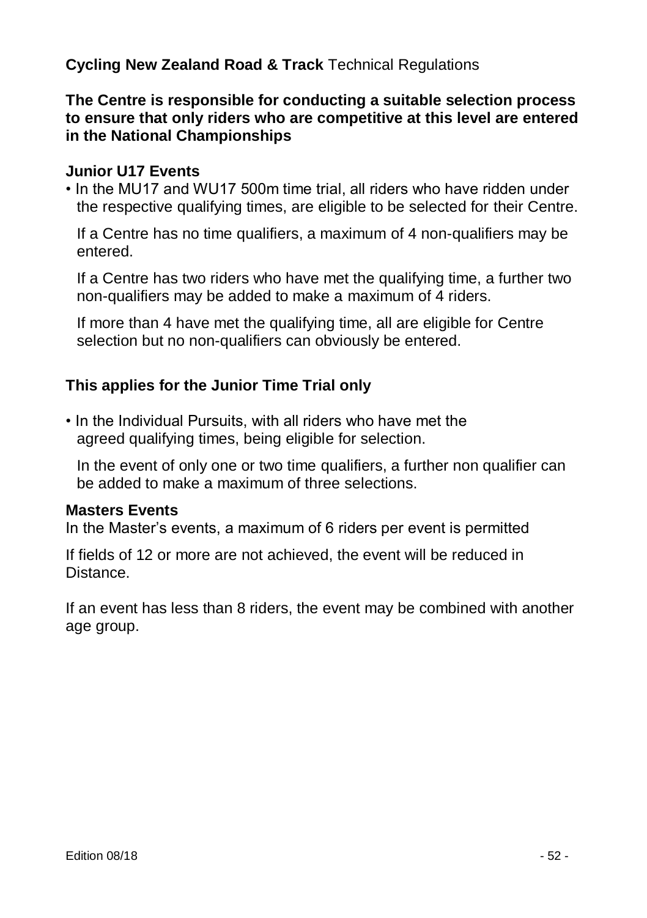**Cycling New Zealand Road & Track** Technical Regulations

**The Centre is responsible for conducting a suitable selection process to ensure that only riders who are competitive at this level are entered in the National Championships**

**Junior U17 Events**

- In the MU17 and WU17 500m time trial, all riders who have ridden under the respective qualifying times, are eligible to be selected for their Centre.

  If a Centre has no time qualifiers, a maximum of 4 non-qualifiers may be entered.

  If a Centre has two riders who have met the qualifying time, a further two non-qualifiers may be added to make a maximum of 4 riders.

  If more than 4 have met the qualifying time, all are eligible for Centre selection but no non-qualifiers can obviously be entered.

**This applies for the Junior Time Trial only**

- In the Individual Pursuits, with all riders who have met the agreed qualifying times, being eligible for selection.

  In the event of only one or two time qualifiers, a further non qualifier can be added to make a maximum of three selections.

**Masters Events**

In the Master's events, a maximum of 6 riders per event is permitted

If fields of 12 or more are not achieved, the event will be reduced in Distance.

If an event has less than 8 riders, the event may be combined with another age group.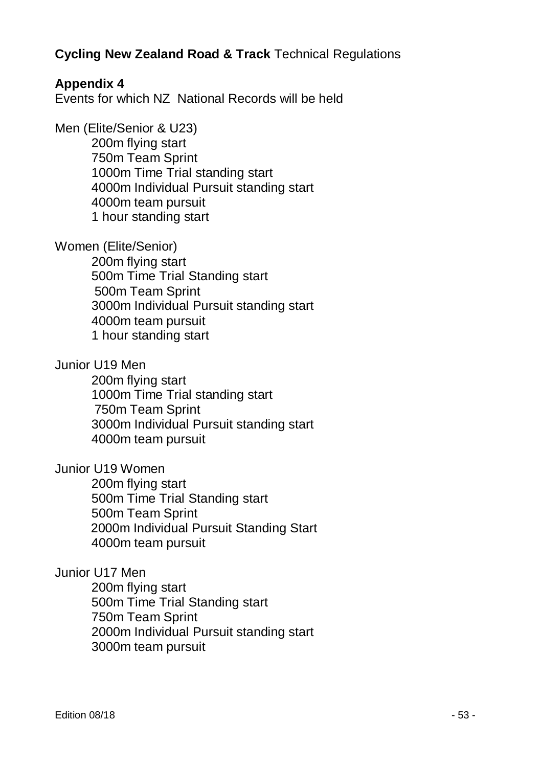**Cycling New Zealand Road & Track** Technical Regulations

## Appendix 4

Events for which NZ National Records will be held

Men (Elite/Senior & U23)

- 200m flying start
- 750m Team Sprint
- 1000m Time Trial standing start
- 4000m Individual Pursuit standing start
- 4000m team pursuit
- 1 hour standing start

Women (Elite/Senior)

- 200m flying start
- 500m Time Trial Standing start
- 500m Team Sprint
- 3000m Individual Pursuit standing start
- 4000m team pursuit
- 1 hour standing start

Junior U19 Men

- 200m flying start
- 1000m Time Trial standing start
- 750m Team Sprint
- 3000m Individual Pursuit standing start
- 4000m team pursuit

Junior U19 Women

- 200m flying start
- 500m Time Trial Standing start
- 500m Team Sprint
- 2000m Individual Pursuit Standing Start
- 4000m team pursuit

Junior U17 Men

- 200m flying start
- 500m Time Trial Standing start
- 750m Team Sprint
- 2000m Individual Pursuit standing start
- 3000m team pursuit

Edition 08/18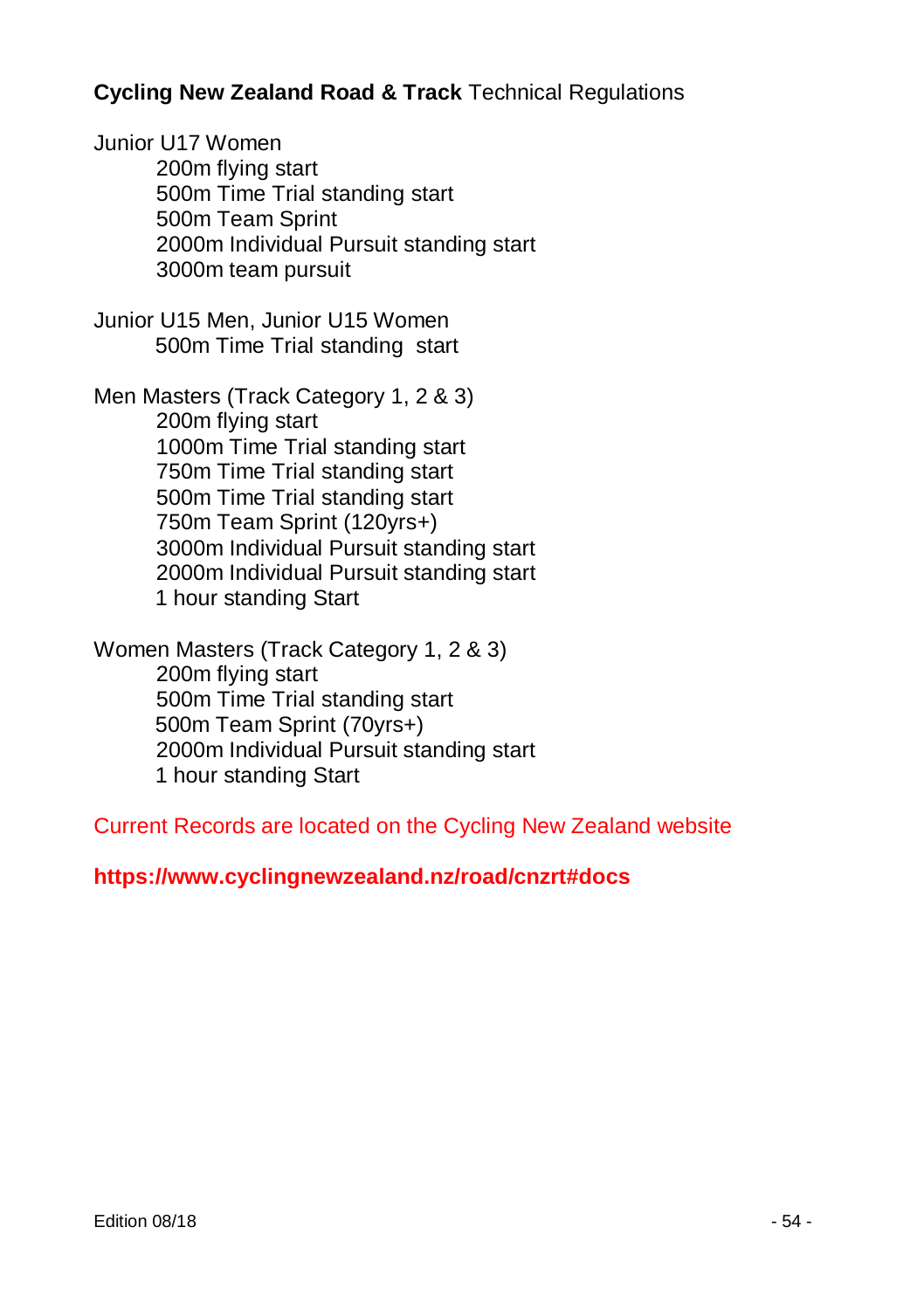Junior U17 Women

- 200m flying start
- 500m Time Trial standing start
- 500m Team Sprint
- 2000m Individual Pursuit standing start
- 3000m team pursuit

Junior U15 Men, Junior U15 Women

- 500m Time Trial standing start

Men Masters (Track Category 1, 2 & 3)

- 200m flying start
- 1000m Time Trial standing start
- 750m Time Trial standing start
- 500m Time Trial standing start
- 750m Team Sprint (120yrs+)
- 3000m Individual Pursuit standing start
- 2000m Individual Pursuit standing start
- 1 hour standing Start

Women Masters (Track Category 1, 2 & 3)

- 200m flying start
- 500m Time Trial standing start
- 500m Team Sprint (70yrs+)
- 2000m Individual Pursuit standing start
- 1 hour standing Start

Current Records are located on the Cycling New Zealand website

**https://www.cyclingnewzealand.nz/road/cnzrt#docs**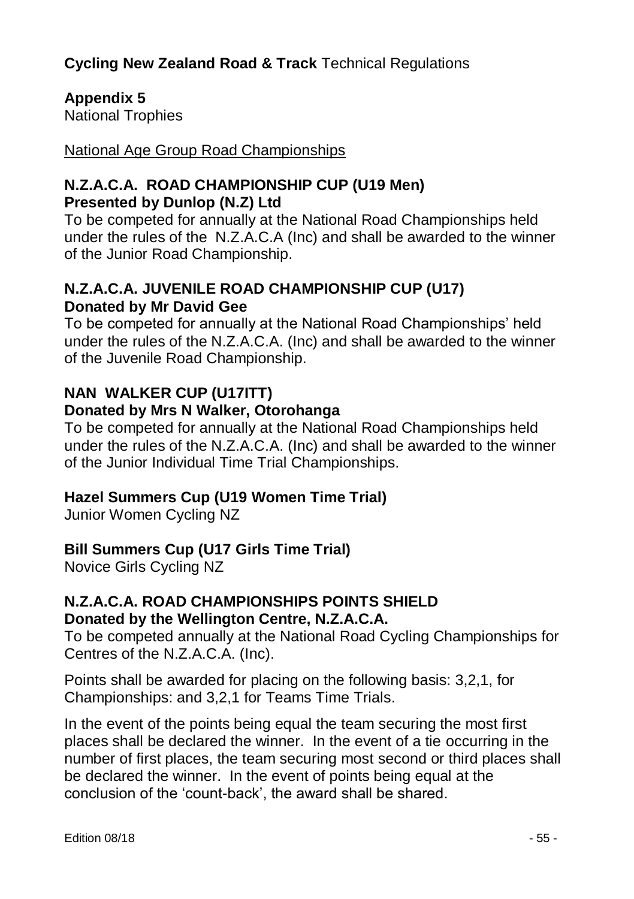# Appendix 5

National Trophies

National Age Group Road Championships

### N.Z.A.C.A. ROAD CHAMPIONSHIP CUP (U19 Men)

**Presented by Dunlop (N.Z) Ltd**

To be competed for annually at the National Road Championships held under the rules of the N.Z.A.C.A (Inc) and shall be awarded to the winner of the Junior Road Championship.

### N.Z.A.C.A. JUVENILE ROAD CHAMPIONSHIP CUP (U17)

**Donated by Mr David Gee**

To be competed for annually at the National Road Championships' held under the rules of the N.Z.A.C.A. (Inc) and shall be awarded to the winner of the Juvenile Road Championship.

### NAN WALKER CUP (U17ITT)

**Donated by Mrs N Walker, Otorohanga**

To be competed for annually at the National Road Championships held under the rules of the N.Z.A.C.A. (Inc) and shall be awarded to the winner of the Junior Individual Time Trial Championships.

### Hazel Summers Cup (U19 Women Time Trial)

Junior Women Cycling NZ

### Bill Summers Cup (U17 Girls Time Trial)

Novice Girls Cycling NZ

### N.Z.A.C.A. ROAD CHAMPIONSHIPS POINTS SHIELD

**Donated by the Wellington Centre, N.Z.A.C.A.**

To be competed annually at the National Road Cycling Championships for Centres of the N.Z.A.C.A. (Inc).

Points shall be awarded for placing on the following basis: 3,2,1, for Championships: and 3,2,1 for Teams Time Trials.

In the event of the points being equal the team securing the most first places shall be declared the winner. In the event of a tie occurring in the number of first places, the team securing most second or third places shall be declared the winner. In the event of points being equal at the conclusion of the 'count-back', the award shall be shared.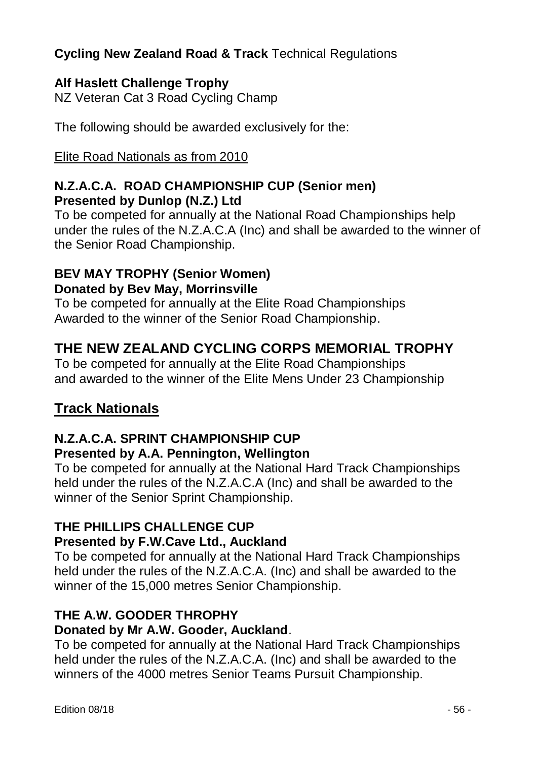**Cycling New Zealand Road & Track** Technical Regulations

**Alf Haslett Challenge Trophy**
NZ Veteran Cat 3 Road Cycling Champ

The following should be awarded exclusively for the:

<u>Elite Road Nationals as from 2010</u>

**N.Z.A.C.A. ROAD CHAMPIONSHIP CUP (Senior men)**
**Presented by Dunlop (N.Z.) Ltd**
To be competed for annually at the National Road Championships help under the rules of the N.Z.A.C.A (Inc) and shall be awarded to the winner of the Senior Road Championship.

**BEV MAY TROPHY (Senior Women)**
**Donated by Bev May, Morrinsville**
To be competed for annually at the Elite Road Championships
Awarded to the winner of the Senior Road Championship.

## THE NEW ZEALAND CYCLING CORPS MEMORIAL TROPHY

To be competed for annually at the Elite Road Championships
and awarded to the winner of the Elite Mens Under 23 Championship

## <u>Track Nationals</u>

**N.Z.A.C.A. SPRINT CHAMPIONSHIP CUP**
**Presented by A.A. Pennington, Wellington**
To be competed for annually at the National Hard Track Championships held under the rules of the N.Z.A.C.A (Inc) and shall be awarded to the winner of the Senior Sprint Championship.

**THE PHILLIPS CHALLENGE CUP**
**Presented by F.W.Cave Ltd., Auckland**
To be competed for annually at the National Hard Track Championships held under the rules of the N.Z.A.C.A. (Inc) and shall be awarded to the winner of the 15,000 metres Senior Championship.

**THE A.W. GOODER THROPHY**
**Donated by Mr A.W. Gooder, Auckland**.
To be competed for annually at the National Hard Track Championships held under the rules of the N.Z.A.C.A. (Inc) and shall be awarded to the winners of the 4000 metres Senior Teams Pursuit Championship.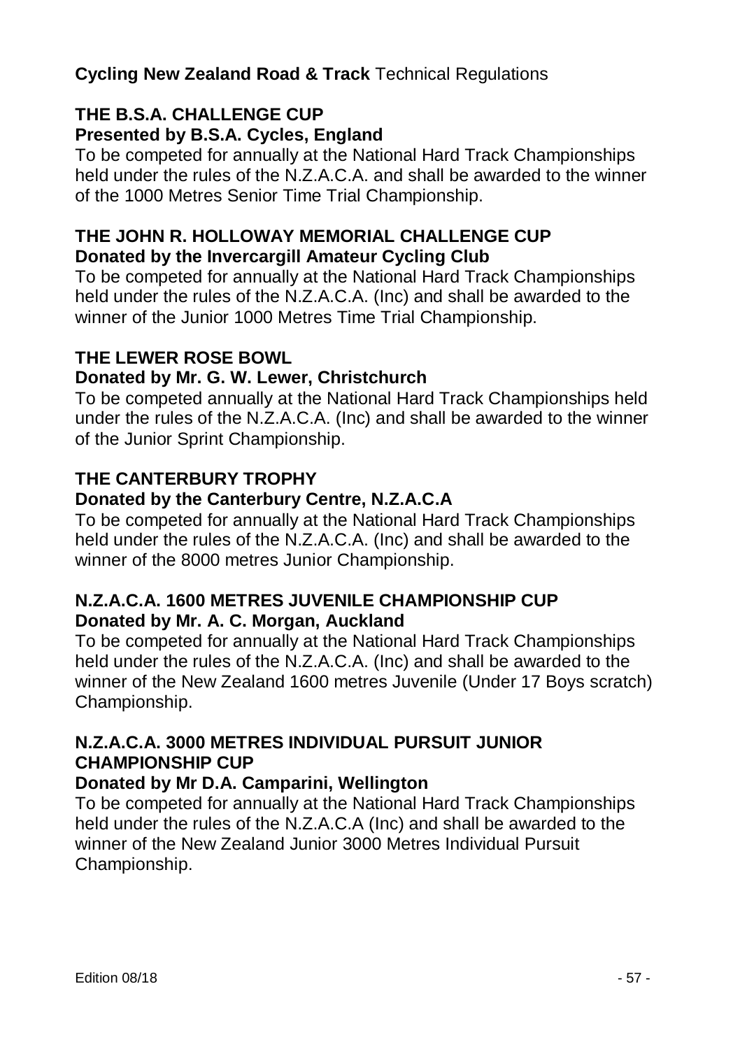### THE B.S.A. CHALLENGE CUP
**Presented by B.S.A. Cycles, England**

To be competed for annually at the National Hard Track Championships held under the rules of the N.Z.A.C.A. and shall be awarded to the winner of the 1000 Metres Senior Time Trial Championship.

### THE JOHN R. HOLLOWAY MEMORIAL CHALLENGE CUP
**Donated by the Invercargill Amateur Cycling Club**

To be competed for annually at the National Hard Track Championships held under the rules of the N.Z.A.C.A. (Inc) and shall be awarded to the winner of the Junior 1000 Metres Time Trial Championship.

### THE LEWER ROSE BOWL
**Donated by Mr. G. W. Lewer, Christchurch**

To be competed annually at the National Hard Track Championships held under the rules of the N.Z.A.C.A. (Inc) and shall be awarded to the winner of the Junior Sprint Championship.

### THE CANTERBURY TROPHY
**Donated by the Canterbury Centre, N.Z.A.C.A**

To be competed for annually at the National Hard Track Championships held under the rules of the N.Z.A.C.A. (Inc) and shall be awarded to the winner of the 8000 metres Junior Championship.

### N.Z.A.C.A. 1600 METRES JUVENILE CHAMPIONSHIP CUP
**Donated by Mr. A. C. Morgan, Auckland**

To be competed for annually at the National Hard Track Championships held under the rules of the N.Z.A.C.A. (Inc) and shall be awarded to the winner of the New Zealand 1600 metres Juvenile (Under 17 Boys scratch) Championship.

### N.Z.A.C.A. 3000 METRES INDIVIDUAL PURSUIT JUNIOR CHAMPIONSHIP CUP
**Donated by Mr D.A. Camparini, Wellington**

To be competed for annually at the National Hard Track Championships held under the rules of the N.Z.A.C.A (Inc) and shall be awarded to the winner of the New Zealand Junior 3000 Metres Individual Pursuit Championship.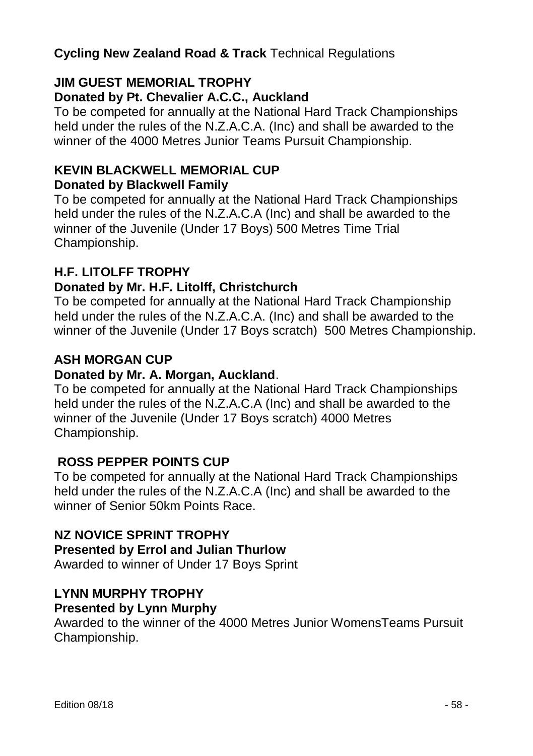## JIM GUEST MEMORIAL TROPHY

**Donated by Pt. Chevalier A.C.C., Auckland**

To be competed for annually at the National Hard Track Championships held under the rules of the N.Z.A.C.A. (Inc) and shall be awarded to the winner of the 4000 Metres Junior Teams Pursuit Championship.

## KEVIN BLACKWELL MEMORIAL CUP

**Donated by Blackwell Family**

To be competed for annually at the National Hard Track Championships held under the rules of the N.Z.A.C.A (Inc) and shall be awarded to the winner of the Juvenile (Under 17 Boys) 500 Metres Time Trial Championship.

## H.F. LITOLFF TROPHY

**Donated by Mr. H.F. Litolff, Christchurch**

To be competed for annually at the National Hard Track Championship held under the rules of the N.Z.A.C.A. (Inc) and shall be awarded to the winner of the Juvenile (Under 17 Boys scratch) 500 Metres Championship.

## ASH MORGAN CUP

**Donated by Mr. A. Morgan, Auckland**.

To be competed for annually at the National Hard Track Championships held under the rules of the N.Z.A.C.A (Inc) and shall be awarded to the winner of the Juvenile (Under 17 Boys scratch) 4000 Metres Championship.

## ROSS PEPPER POINTS CUP

To be competed for annually at the National Hard Track Championships held under the rules of the N.Z.A.C.A (Inc) and shall be awarded to the winner of Senior 50km Points Race.

## NZ NOVICE SPRINT TROPHY

**Presented by Errol and Julian Thurlow**

Awarded to winner of Under 17 Boys Sprint

## LYNN MURPHY TROPHY

**Presented by Lynn Murphy**

Awarded to the winner of the 4000 Metres Junior WomensTeams Pursuit Championship.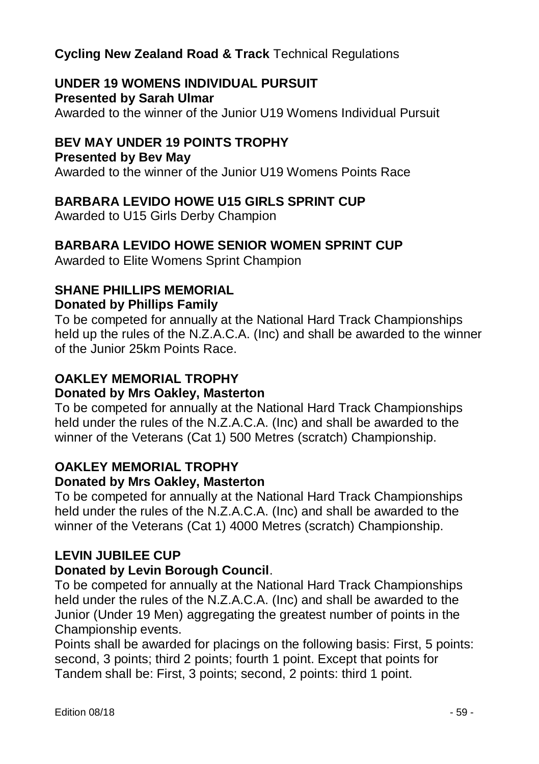## UNDER 19 WOMENS INDIVIDUAL PURSUIT

**Presented by Sarah Ulmar**

Awarded to the winner of the Junior U19 Womens Individual Pursuit

## BEV MAY UNDER 19 POINTS TROPHY

**Presented by Bev May**

Awarded to the winner of the Junior U19 Womens Points Race

## BARBARA LEVIDO HOWE U15 GIRLS SPRINT CUP

Awarded to U15 Girls Derby Champion

## BARBARA LEVIDO HOWE SENIOR WOMEN SPRINT CUP

Awarded to Elite Womens Sprint Champion

## SHANE PHILLIPS MEMORIAL

**Donated by Phillips Family**

To be competed for annually at the National Hard Track Championships held up the rules of the N.Z.A.C.A. (Inc) and shall be awarded to the winner of the Junior 25km Points Race.

## OAKLEY MEMORIAL TROPHY

**Donated by Mrs Oakley, Masterton**

To be competed for annually at the National Hard Track Championships held under the rules of the N.Z.A.C.A. (Inc) and shall be awarded to the winner of the Veterans (Cat 1) 500 Metres (scratch) Championship.

## OAKLEY MEMORIAL TROPHY

**Donated by Mrs Oakley, Masterton**

To be competed for annually at the National Hard Track Championships held under the rules of the N.Z.A.C.A. (Inc) and shall be awarded to the winner of the Veterans (Cat 1) 4000 Metres (scratch) Championship.

## LEVIN JUBILEE CUP

**Donated by Levin Borough Council**.

To be competed for annually at the National Hard Track Championships held under the rules of the N.Z.A.C.A. (Inc) and shall be awarded to the Junior (Under 19 Men) aggregating the greatest number of points in the Championship events.

Points shall be awarded for placings on the following basis: First, 5 points: second, 3 points; third 2 points; fourth 1 point. Except that points for Tandem shall be: First, 3 points; second, 2 points: third 1 point.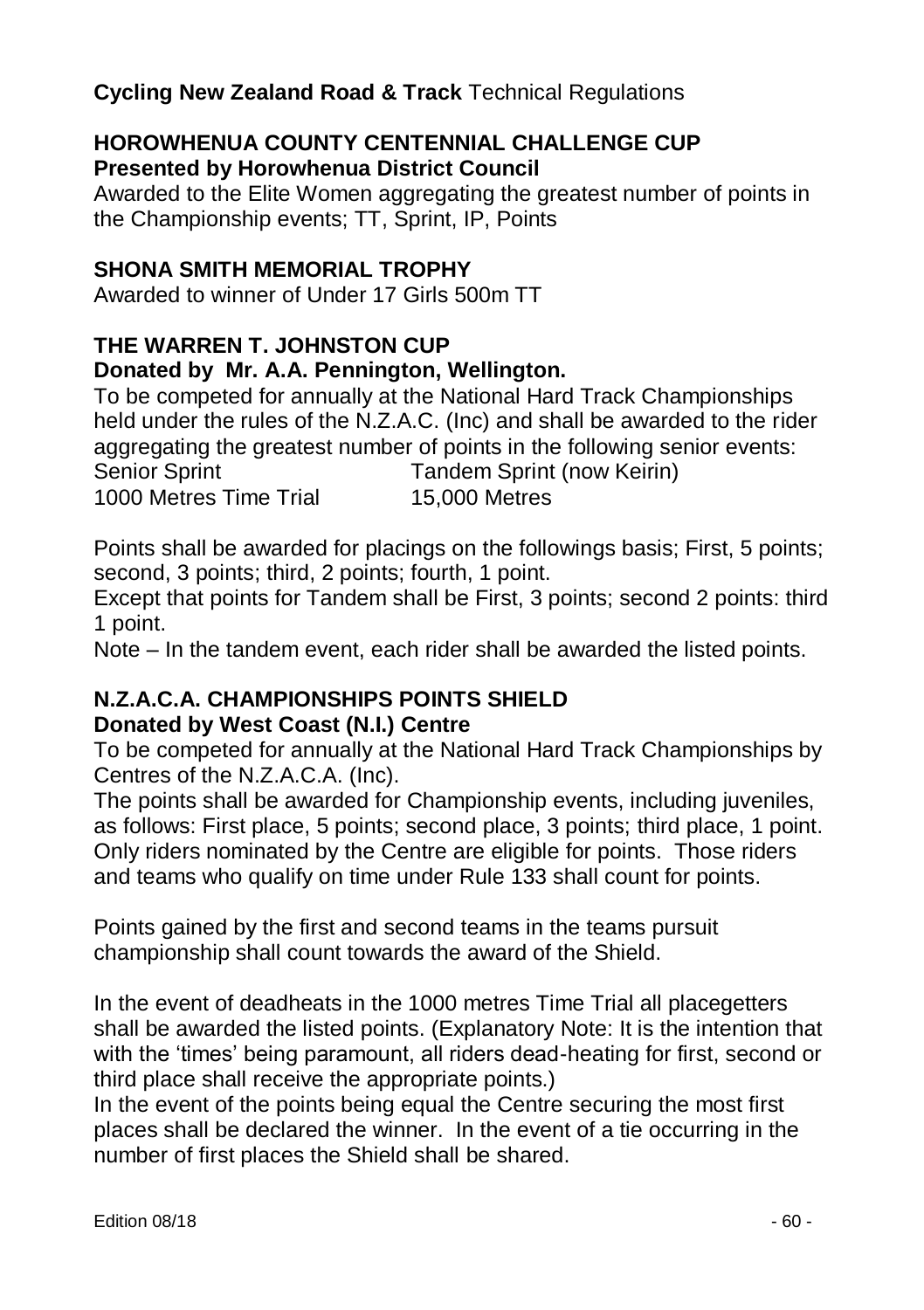**HOROWHENUA COUNTY CENTENNIAL CHALLENGE CUP**
**Presented by Horowhenua District Council**

Awarded to the Elite Women aggregating the greatest number of points in the Championship events; TT, Sprint, IP, Points

**SHONA SMITH MEMORIAL TROPHY**

Awarded to winner of Under 17 Girls 500m TT

**THE WARREN T. JOHNSTON CUP**
**Donated by Mr. A.A. Pennington, Wellington.**

To be competed for annually at the National Hard Track Championships held under the rules of the N.Z.A.C. (Inc) and shall be awarded to the rider aggregating the greatest number of points in the following senior events:

| | |
|---|---|
| Senior Sprint | Tandem Sprint (now Keirin) |
| 1000 Metres Time Trial | 15,000 Metres |

Points shall be awarded for placings on the followings basis; First, 5 points; second, 3 points; third, 2 points; fourth, 1 point.

Except that points for Tandem shall be First, 3 points; second 2 points: third 1 point.

Note – In the tandem event, each rider shall be awarded the listed points.

**N.Z.A.C.A. CHAMPIONSHIPS POINTS SHIELD**
**Donated by West Coast (N.I.) Centre**

To be competed for annually at the National Hard Track Championships by Centres of the N.Z.A.C.A. (Inc).

The points shall be awarded for Championship events, including juveniles, as follows: First place, 5 points; second place, 3 points; third place, 1 point. Only riders nominated by the Centre are eligible for points. Those riders and teams who qualify on time under Rule 133 shall count for points.

Points gained by the first and second teams in the teams pursuit championship shall count towards the award of the Shield.

In the event of deadheats in the 1000 metres Time Trial all placegetters shall be awarded the listed points. (Explanatory Note: It is the intention that with the 'times' being paramount, all riders dead-heating for first, second or third place shall receive the appropriate points.)

In the event of the points being equal the Centre securing the most first places shall be declared the winner. In the event of a tie occurring in the number of first places the Shield shall be shared.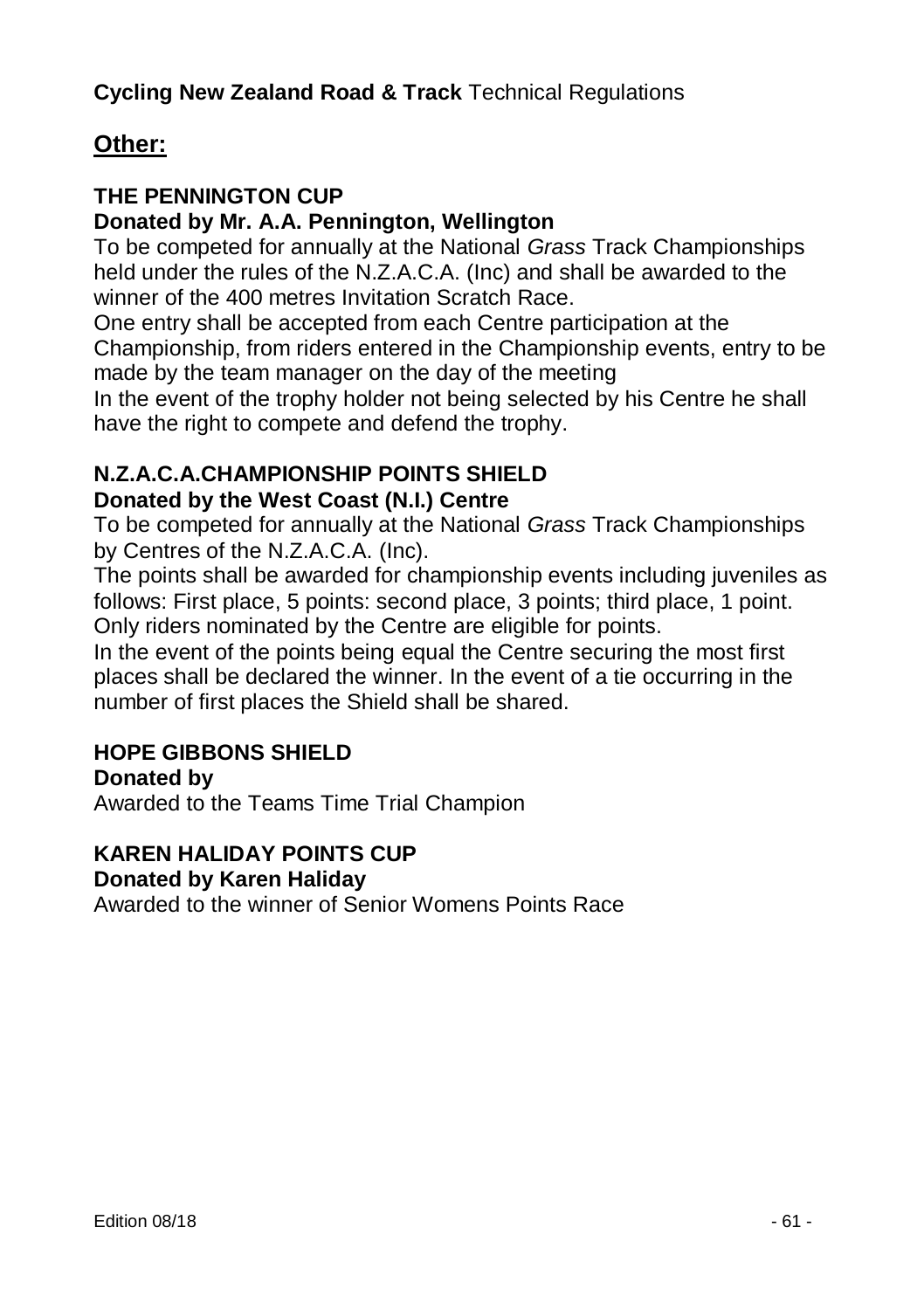## Other:

### THE PENNINGTON CUP

**Donated by Mr. A.A. Pennington, Wellington**

To be competed for annually at the National *Grass* Track Championships held under the rules of the N.Z.A.C.A. (Inc) and shall be awarded to the winner of the 400 metres Invitation Scratch Race.

One entry shall be accepted from each Centre participation at the Championship, from riders entered in the Championship events, entry to be made by the team manager on the day of the meeting

In the event of the trophy holder not being selected by his Centre he shall have the right to compete and defend the trophy.

### N.Z.A.C.A.CHAMPIONSHIP POINTS SHIELD

**Donated by the West Coast (N.I.) Centre**

To be competed for annually at the National *Grass* Track Championships by Centres of the N.Z.A.C.A. (Inc).

The points shall be awarded for championship events including juveniles as follows: First place, 5 points: second place, 3 points; third place, 1 point. Only riders nominated by the Centre are eligible for points.

In the event of the points being equal the Centre securing the most first places shall be declared the winner. In the event of a tie occurring in the number of first places the Shield shall be shared.

### HOPE GIBBONS SHIELD

**Donated by**

Awarded to the Teams Time Trial Champion

### KAREN HALIDAY POINTS CUP

**Donated by Karen Haliday**

Awarded to the winner of Senior Womens Points Race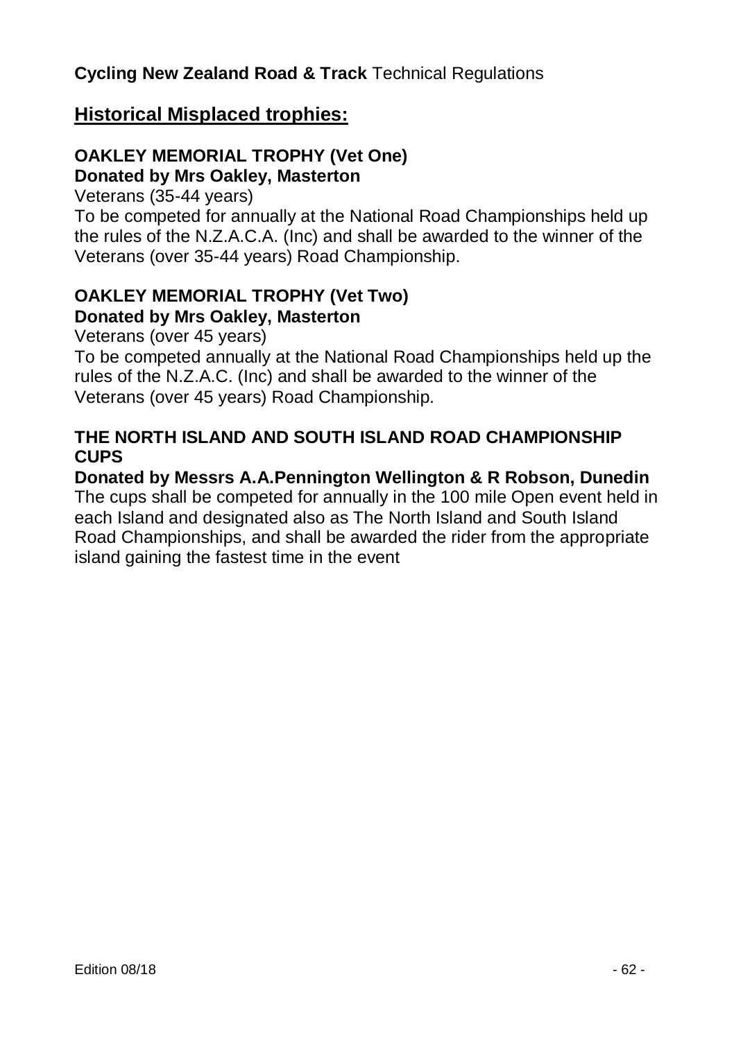## Historical Misplaced trophies:

### OAKLEY MEMORIAL TROPHY (Vet One)

**Donated by Mrs Oakley, Masterton**

Veterans (35-44 years)

To be competed for annually at the National Road Championships held up the rules of the N.Z.A.C.A. (Inc) and shall be awarded to the winner of the Veterans (over 35-44 years) Road Championship.

### OAKLEY MEMORIAL TROPHY (Vet Two)

**Donated by Mrs Oakley, Masterton**

Veterans (over 45 years)

To be competed annually at the National Road Championships held up the rules of the N.Z.A.C. (Inc) and shall be awarded to the winner of the Veterans (over 45 years) Road Championship.

### THE NORTH ISLAND AND SOUTH ISLAND ROAD CHAMPIONSHIP CUPS

**Donated by Messrs A.A.Pennington Wellington & R Robson, Dunedin**

The cups shall be competed for annually in the 100 mile Open event held in each Island and designated also as The North Island and South Island Road Championships, and shall be awarded the rider from the appropriate island gaining the fastest time in the event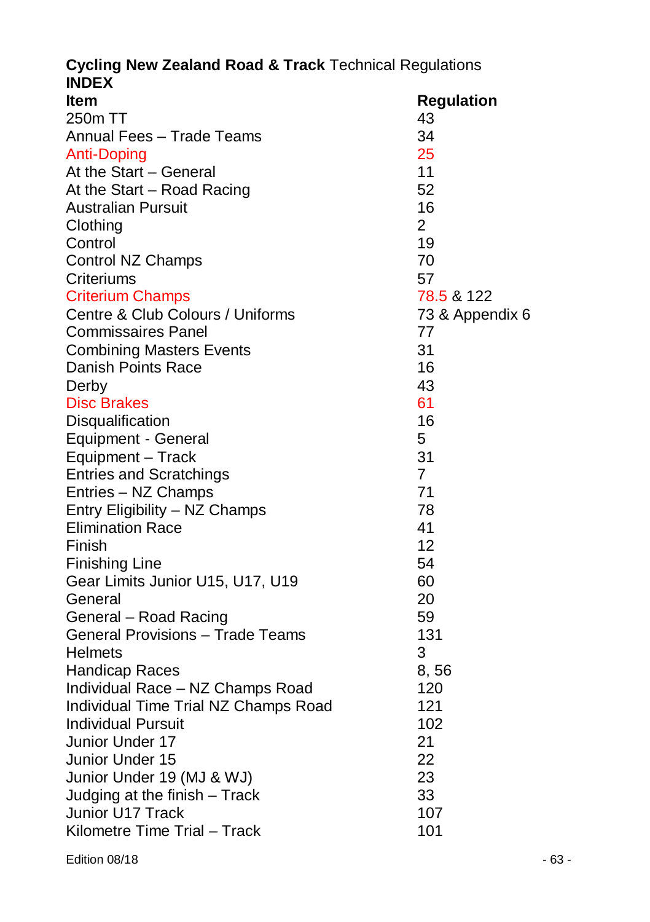**Cycling New Zealand Road & Track** Technical Regulations

**INDEX**

| **Item** | **Regulation** |
|---|---|
| 250m TT | 43 |
| Annual Fees – Trade Teams | 34 |
| Anti-Doping | 25 |
| At the Start – General | 11 |
| At the Start – Road Racing | 52 |
| Australian Pursuit | 16 |
| Clothing | 2 |
| Control | 19 |
| Control NZ Champs | 70 |
| Criteriums | 57 |
| Criterium Champs | 78.5 & 122 |
| Centre & Club Colours / Uniforms | 73 & Appendix 6 |
| Commissaires Panel | 77 |
| Combining Masters Events | 31 |
| Danish Points Race | 16 |
| Derby | 43 |
| Disc Brakes | 61 |
| Disqualification | 16 |
| Equipment - General | 5 |
| Equipment – Track | 31 |
| Entries and Scratchings | 7 |
| Entries – NZ Champs | 71 |
| Entry Eligibility – NZ Champs | 78 |
| Elimination Race | 41 |
| Finish | 12 |
| Finishing Line | 54 |
| Gear Limits Junior U15, U17, U19 | 60 |
| General | 20 |
| General – Road Racing | 59 |
| General Provisions – Trade Teams | 131 |
| Helmets | 3 |
| Handicap Races | 8, 56 |
| Individual Race – NZ Champs Road | 120 |
| Individual Time Trial NZ Champs Road | 121 |
| Individual Pursuit | 102 |
| Junior Under 17 | 21 |
| Junior Under 15 | 22 |
| Junior Under 19 (MJ & WJ) | 23 |
| Judging at the finish – Track | 33 |
| Junior U17 Track | 107 |
| Kilometre Time Trial – Track | 101 |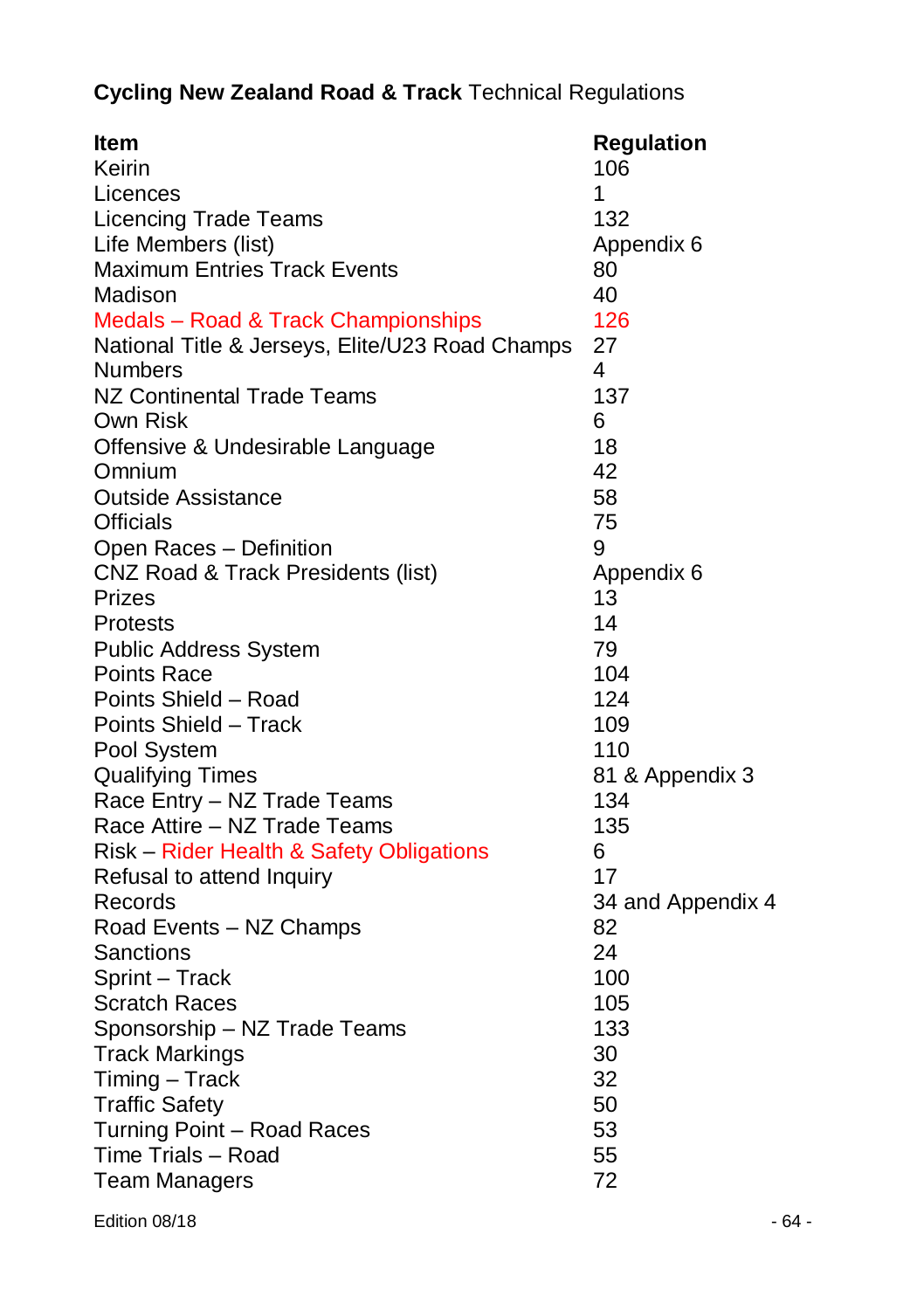**Cycling New Zealand Road & Track** Technical Regulations

| **Item** | **Regulation** |
|---|---|
| Keirin | 106 |
| Licences | 1 |
| Licencing Trade Teams | 132 |
| Life Members (list) | Appendix 6 |
| Maximum Entries Track Events | 80 |
| Madison | 40 |
| Medals – Road & Track Championships | 126 |
| National Title & Jerseys, Elite/U23 Road Champs | 27 |
| Numbers | 4 |
| NZ Continental Trade Teams | 137 |
| Own Risk | 6 |
| Offensive & Undesirable Language | 18 |
| Omnium | 42 |
| Outside Assistance | 58 |
| Officials | 75 |
| Open Races – Definition | 9 |
| CNZ Road & Track Presidents (list) | Appendix 6 |
| Prizes | 13 |
| Protests | 14 |
| Public Address System | 79 |
| Points Race | 104 |
| Points Shield – Road | 124 |
| Points Shield – Track | 109 |
| Pool System | 110 |
| Qualifying Times | 81 & Appendix 3 |
| Race Entry – NZ Trade Teams | 134 |
| Race Attire – NZ Trade Teams | 135 |
| Risk – Rider Health & Safety Obligations | 6 |
| Refusal to attend Inquiry | 17 |
| Records | 34 and Appendix 4 |
| Road Events – NZ Champs | 82 |
| Sanctions | 24 |
| Sprint – Track | 100 |
| Scratch Races | 105 |
| Sponsorship – NZ Trade Teams | 133 |
| Track Markings | 30 |
| Timing – Track | 32 |
| Traffic Safety | 50 |
| Turning Point – Road Races | 53 |
| Time Trials – Road | 55 |
| Team Managers | 72 |

Edition 08/18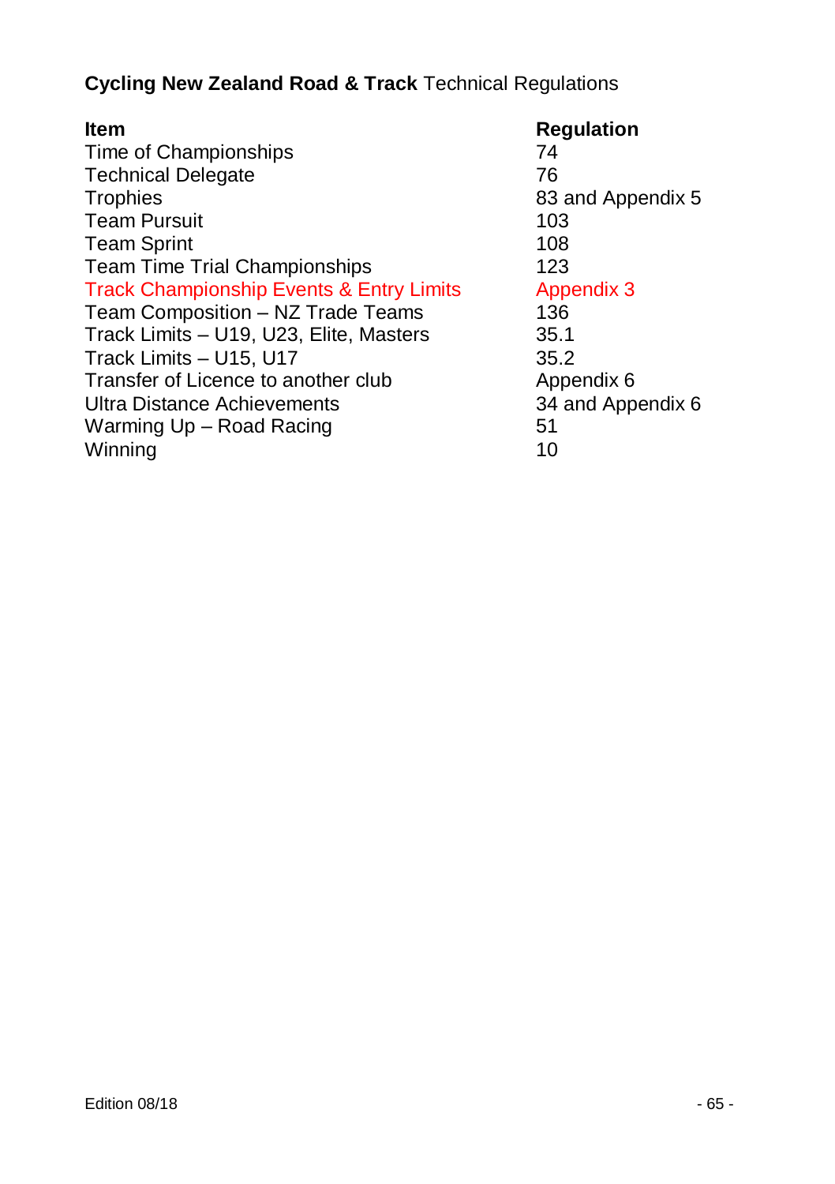**Cycling New Zealand Road & Track** Technical Regulations

| **Item** | **Regulation** |
| --- | --- |
| Time of Championships | 74 |
| Technical Delegate | 76 |
| Trophies | 83 and Appendix 5 |
| Team Pursuit | 103 |
| Team Sprint | 108 |
| Team Time Trial Championships | 123 |
| Track Championship Events & Entry Limits | Appendix 3 |
| Team Composition – NZ Trade Teams | 136 |
| Track Limits – U19, U23, Elite, Masters | 35.1 |
| Track Limits – U15, U17 | 35.2 |
| Transfer of Licence to another club | Appendix 6 |
| Ultra Distance Achievements | 34 and Appendix 6 |
| Warming Up – Road Racing | 51 |
| Winning | 10 |

Edition 08/18